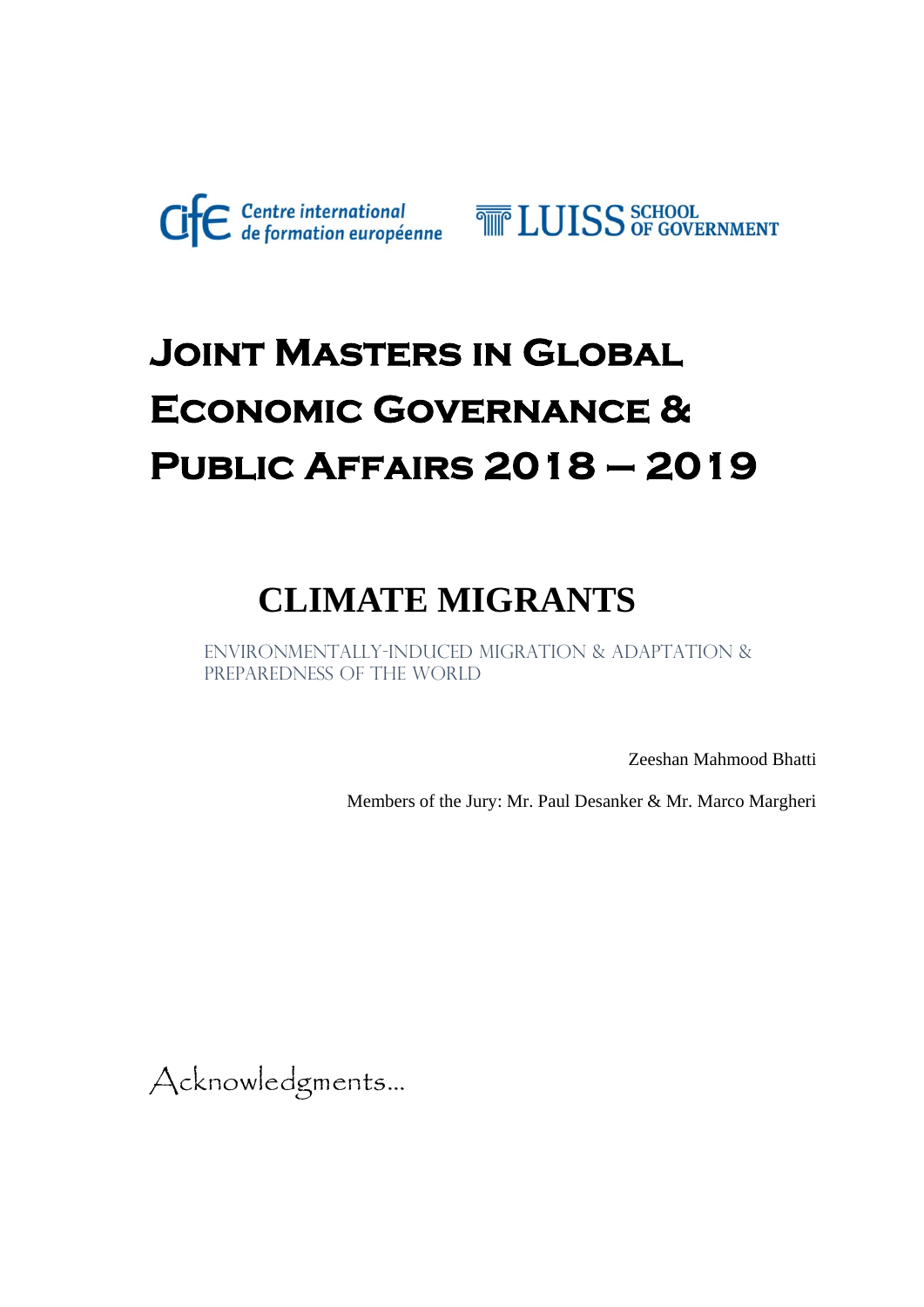Centre international de formation européenne

LUISS SCHOOL OF GOVERNMENT

# Joint Masters in Global Economic Governance & Public Affairs 2018 – 2019

## CLIMATE MIGRANTS

ENVIRONMENTALLY-INDUCED MIGRATION & ADAPTATION & PREPAREDNESS OF THE WORLD

Zeeshan Mahmood Bhatti

Members of the Jury: Mr. Paul Desanker & Mr. Marco Margheri

Acknowledgments…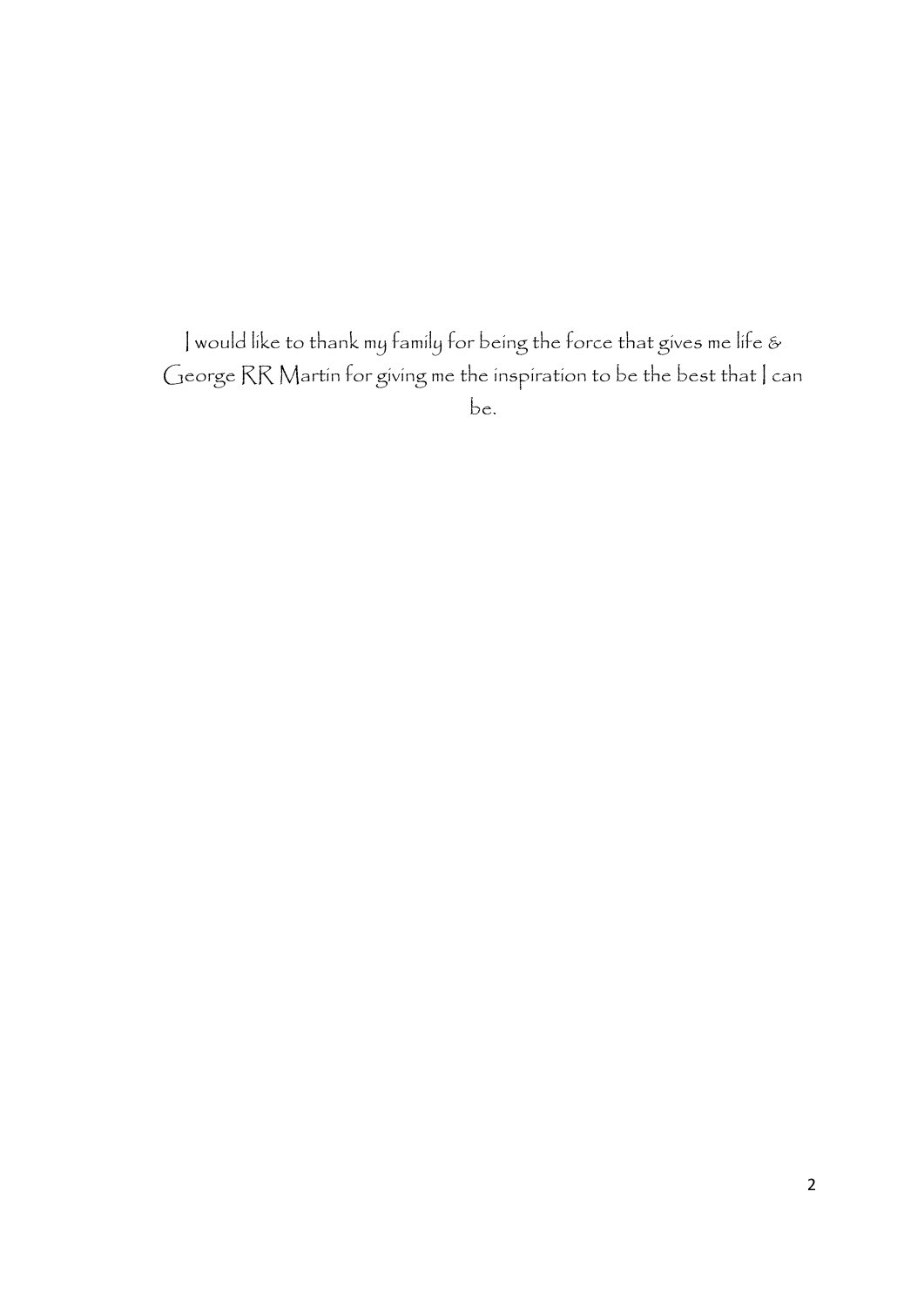I would like to thank my family for being the force that gives me life & George RR Martin for giving me the inspiration to be the best that I can be.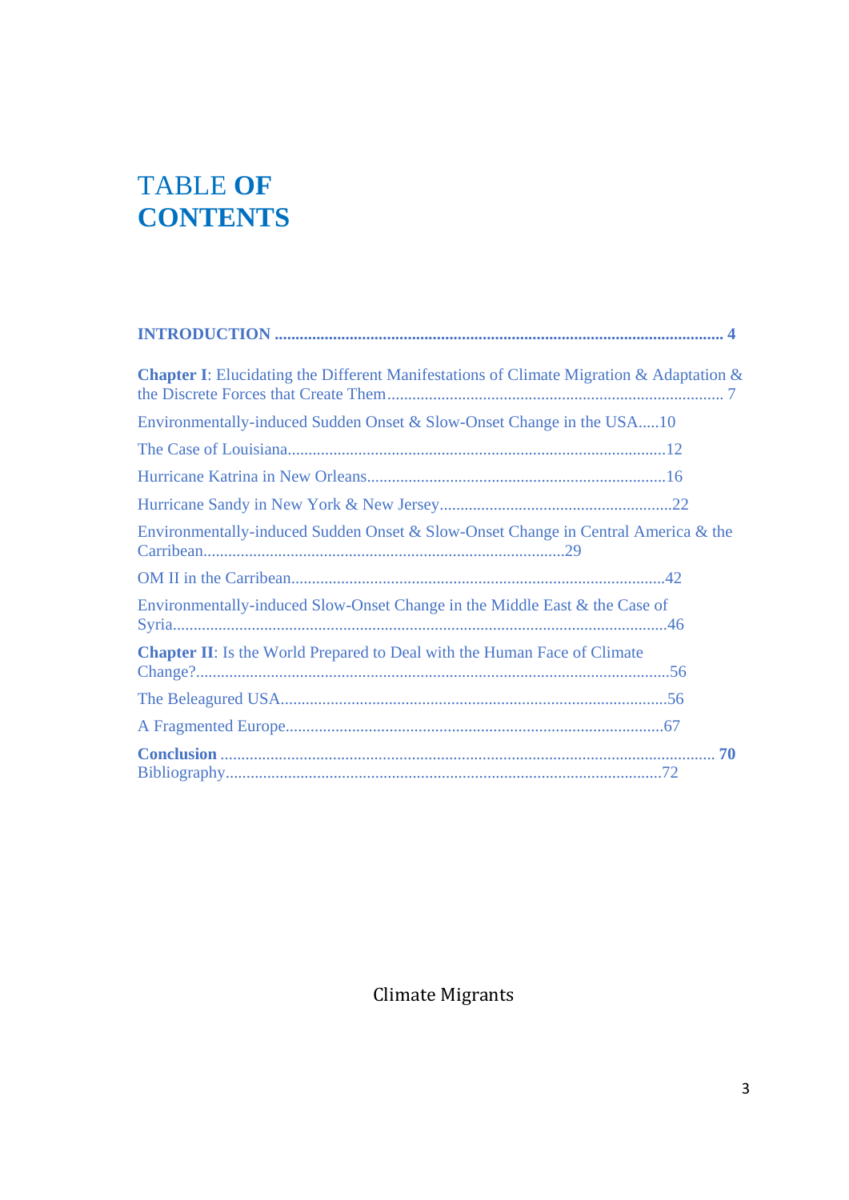# TABLE **OF CONTENTS**

**INTRODUCTION ........................................................................................................ 4**

**Chapter I**: Elucidating the Different Manifestations of Climate Migration & Adaptation & the Discrete Forces that Create Them ............................................................................ 7

Environmentally-induced Sudden Onset & Slow-Onset Change in the USA.....10

The Case of Louisiana..........................................................................................12

Hurricane Katrina in New Orleans.......................................................................16

Hurricane Sandy in New York & New Jersey.......................................................22

Environmentally-induced Sudden Onset & Slow-Onset Change in Central America & the Carribean......................................................................................29

OM II in the Carribean.........................................................................................42

Environmentally-induced Slow-Onset Change in the Middle East & the Case of Syria......................................................................................................................46

**Chapter II**: Is the World Prepared to Deal with the Human Face of Climate Change?................................................................................................................56

The Beleagured USA............................................................................................56

A Fragmented Europe..........................................................................................67

**Conclusion ..................................................................................................................... 70**

Bibliography........................................................................................................72

Climate Migrants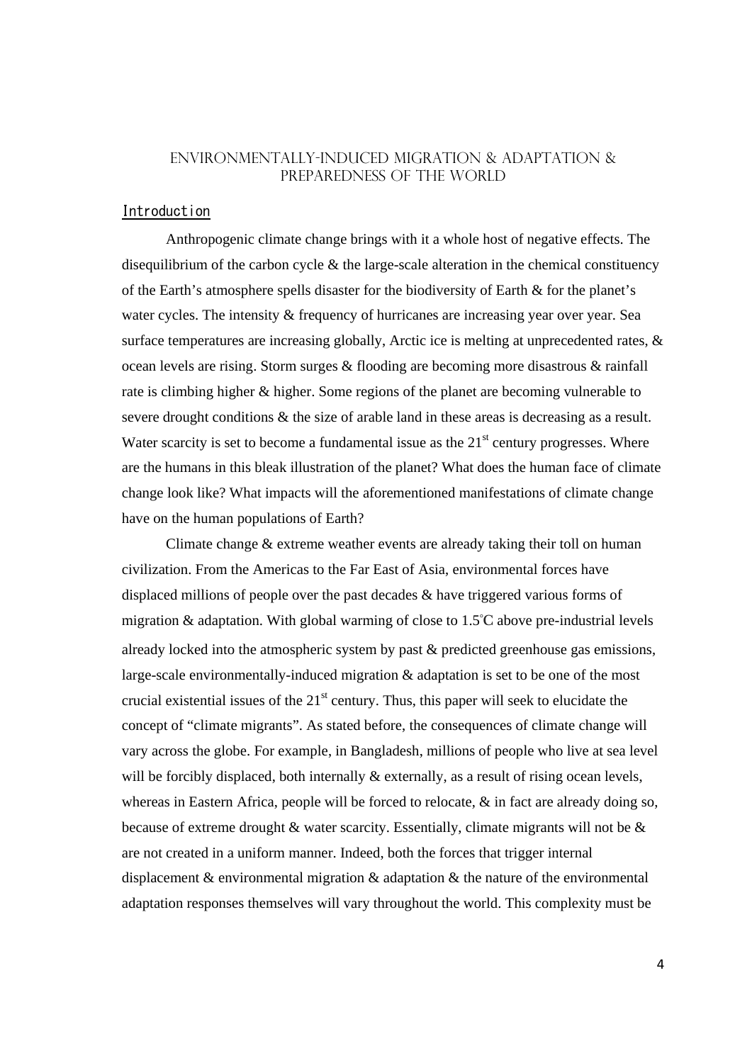# Environmentally-Induced Migration & Adaptation & Preparedness of the World

## Introduction

Anthropogenic climate change brings with it a whole host of negative effects. The disequilibrium of the carbon cycle & the large-scale alteration in the chemical constituency of the Earth's atmosphere spells disaster for the biodiversity of Earth & for the planet's water cycles. The intensity & frequency of hurricanes are increasing year over year. Sea surface temperatures are increasing globally, Arctic ice is melting at unprecedented rates, & ocean levels are rising. Storm surges & flooding are becoming more disastrous & rainfall rate is climbing higher & higher. Some regions of the planet are becoming vulnerable to severe drought conditions & the size of arable land in these areas is decreasing as a result. Water scarcity is set to become a fundamental issue as the 21$^{st}$ century progresses. Where are the humans in this bleak illustration of the planet? What does the human face of climate change look like? What impacts will the aforementioned manifestations of climate change have on the human populations of Earth?

Climate change & extreme weather events are already taking their toll on human civilization. From the Americas to the Far East of Asia, environmental forces have displaced millions of people over the past decades & have triggered various forms of migration & adaptation. With global warming of close to 1.5°C above pre-industrial levels already locked into the atmospheric system by past & predicted greenhouse gas emissions, large-scale environmentally-induced migration & adaptation is set to be one of the most crucial existential issues of the 21$^{st}$ century. Thus, this paper will seek to elucidate the concept of "climate migrants". As stated before, the consequences of climate change will vary across the globe. For example, in Bangladesh, millions of people who live at sea level will be forcibly displaced, both internally & externally, as a result of rising ocean levels, whereas in Eastern Africa, people will be forced to relocate, & in fact are already doing so, because of extreme drought & water scarcity. Essentially, climate migrants will not be & are not created in a uniform manner. Indeed, both the forces that trigger internal displacement & environmental migration & adaptation & the nature of the environmental adaptation responses themselves will vary throughout the world. This complexity must be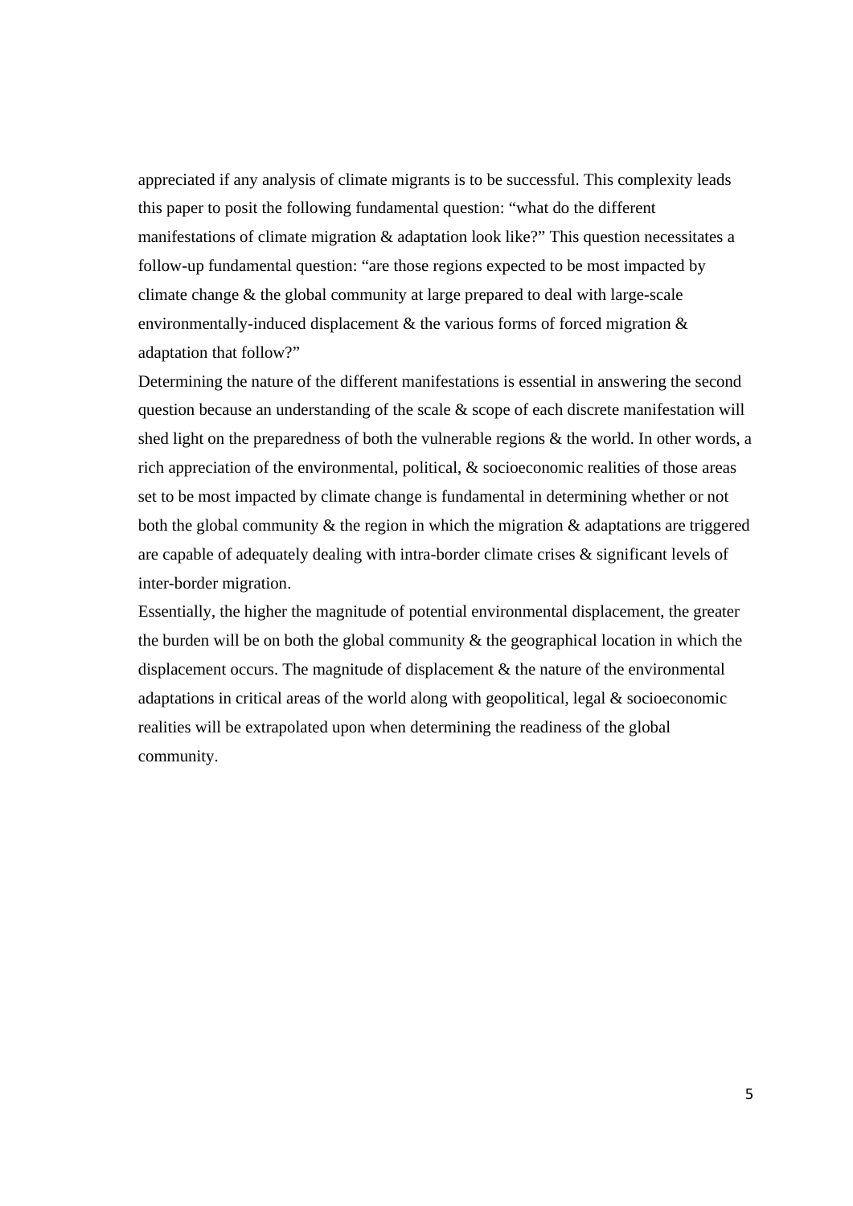appreciated if any analysis of climate migrants is to be successful. This complexity leads this paper to posit the following fundamental question: "what do the different manifestations of climate migration & adaptation look like?" This question necessitates a follow-up fundamental question: "are those regions expected to be most impacted by climate change & the global community at large prepared to deal with large-scale environmentally-induced displacement & the various forms of forced migration & adaptation that follow?"

Determining the nature of the different manifestations is essential in answering the second question because an understanding of the scale & scope of each discrete manifestation will shed light on the preparedness of both the vulnerable regions & the world. In other words, a rich appreciation of the environmental, political, & socioeconomic realities of those areas set to be most impacted by climate change is fundamental in determining whether or not both the global community & the region in which the migration & adaptations are triggered are capable of adequately dealing with intra-border climate crises & significant levels of inter-border migration.

Essentially, the higher the magnitude of potential environmental displacement, the greater the burden will be on both the global community & the geographical location in which the displacement occurs. The magnitude of displacement & the nature of the environmental adaptations in critical areas of the world along with geopolitical, legal & socioeconomic realities will be extrapolated upon when determining the readiness of the global community.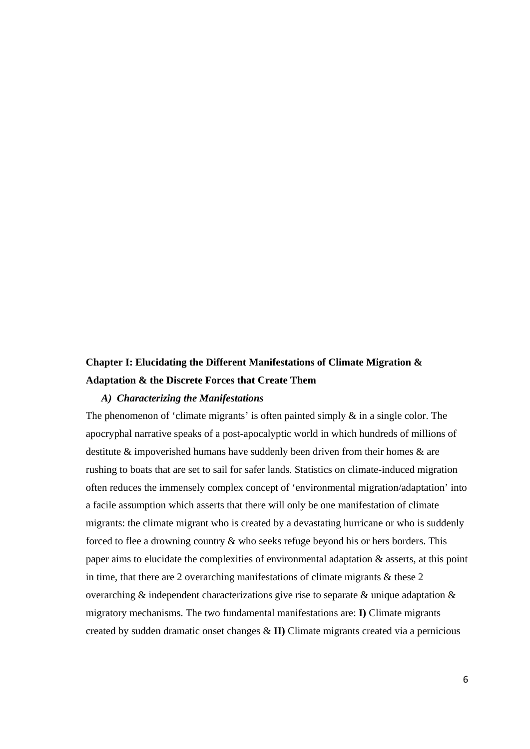## Chapter I: Elucidating the Different Manifestations of Climate Migration & Adaptation & the Discrete Forces that Create Them

### *A) Characterizing the Manifestations*

The phenomenon of 'climate migrants' is often painted simply & in a single color. The apocryphal narrative speaks of a post-apocalyptic world in which hundreds of millions of destitute & impoverished humans have suddenly been driven from their homes & are rushing to boats that are set to sail for safer lands. Statistics on climate-induced migration often reduces the immensely complex concept of 'environmental migration/adaptation' into a facile assumption which asserts that there will only be one manifestation of climate migrants: the climate migrant who is created by a devastating hurricane or who is suddenly forced to flee a drowning country & who seeks refuge beyond his or hers borders. This paper aims to elucidate the complexities of environmental adaptation & asserts, at this point in time, that there are 2 overarching manifestations of climate migrants & these 2 overarching & independent characterizations give rise to separate & unique adaptation & migratory mechanisms. The two fundamental manifestations are: **I)** Climate migrants created by sudden dramatic onset changes & **II)** Climate migrants created via a pernicious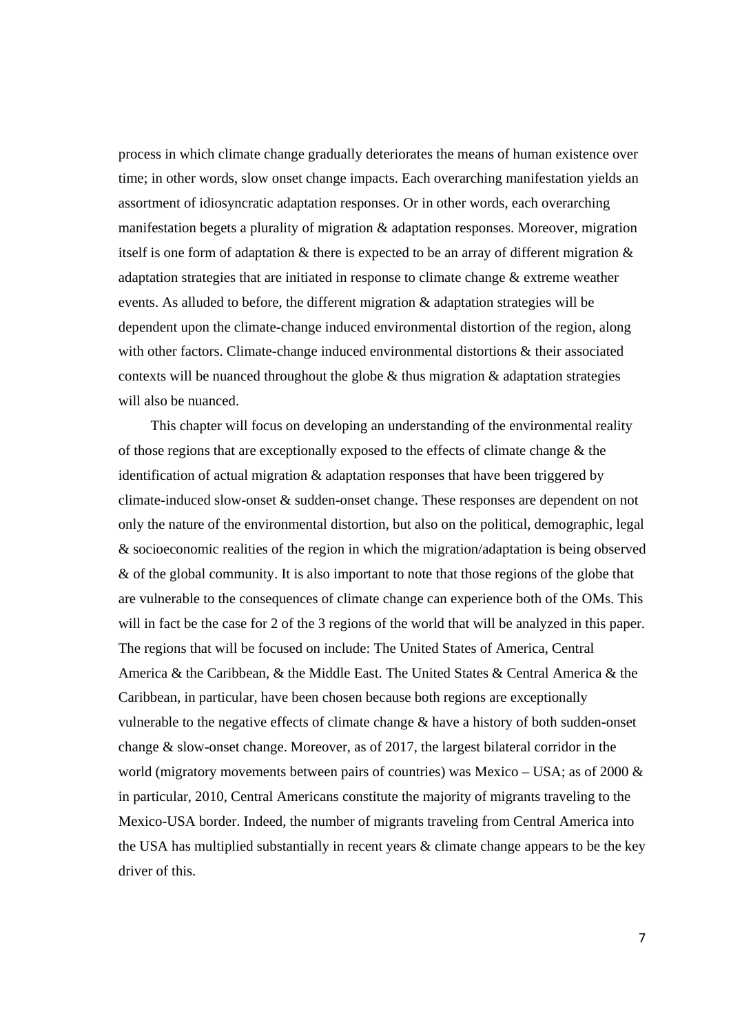process in which climate change gradually deteriorates the means of human existence over time; in other words, slow onset change impacts. Each overarching manifestation yields an assortment of idiosyncratic adaptation responses. Or in other words, each overarching manifestation begets a plurality of migration & adaptation responses. Moreover, migration itself is one form of adaptation & there is expected to be an array of different migration & adaptation strategies that are initiated in response to climate change & extreme weather events. As alluded to before, the different migration & adaptation strategies will be dependent upon the climate-change induced environmental distortion of the region, along with other factors. Climate-change induced environmental distortions & their associated contexts will be nuanced throughout the globe & thus migration & adaptation strategies will also be nuanced.

This chapter will focus on developing an understanding of the environmental reality of those regions that are exceptionally exposed to the effects of climate change & the identification of actual migration & adaptation responses that have been triggered by climate-induced slow-onset & sudden-onset change. These responses are dependent on not only the nature of the environmental distortion, but also on the political, demographic, legal & socioeconomic realities of the region in which the migration/adaptation is being observed & of the global community. It is also important to note that those regions of the globe that are vulnerable to the consequences of climate change can experience both of the OMs. This will in fact be the case for 2 of the 3 regions of the world that will be analyzed in this paper. The regions that will be focused on include: The United States of America, Central America & the Caribbean, & the Middle East. The United States & Central America & the Caribbean, in particular, have been chosen because both regions are exceptionally vulnerable to the negative effects of climate change & have a history of both sudden-onset change & slow-onset change. Moreover, as of 2017, the largest bilateral corridor in the world (migratory movements between pairs of countries) was Mexico – USA; as of 2000 & in particular, 2010, Central Americans constitute the majority of migrants traveling to the Mexico-USA border. Indeed, the number of migrants traveling from Central America into the USA has multiplied substantially in recent years & climate change appears to be the key driver of this.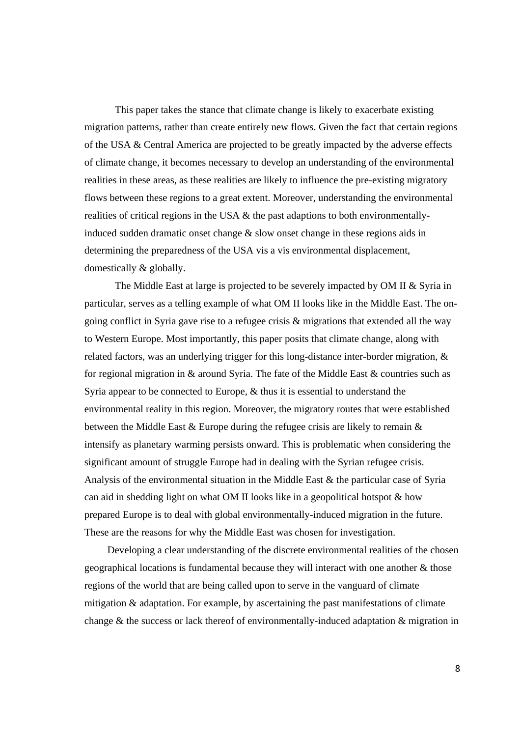This paper takes the stance that climate change is likely to exacerbate existing migration patterns, rather than create entirely new flows. Given the fact that certain regions of the USA & Central America are projected to be greatly impacted by the adverse effects of climate change, it becomes necessary to develop an understanding of the environmental realities in these areas, as these realities are likely to influence the pre-existing migratory flows between these regions to a great extent. Moreover, understanding the environmental realities of critical regions in the USA & the past adaptions to both environmentally-induced sudden dramatic onset change & slow onset change in these regions aids in determining the preparedness of the USA vis a vis environmental displacement, domestically & globally.

The Middle East at large is projected to be severely impacted by OM II & Syria in particular, serves as a telling example of what OM II looks like in the Middle East. The on-going conflict in Syria gave rise to a refugee crisis & migrations that extended all the way to Western Europe. Most importantly, this paper posits that climate change, along with related factors, was an underlying trigger for this long-distance inter-border migration, & for regional migration in & around Syria. The fate of the Middle East & countries such as Syria appear to be connected to Europe, & thus it is essential to understand the environmental reality in this region. Moreover, the migratory routes that were established between the Middle East & Europe during the refugee crisis are likely to remain & intensify as planetary warming persists onward. This is problematic when considering the significant amount of struggle Europe had in dealing with the Syrian refugee crisis. Analysis of the environmental situation in the Middle East & the particular case of Syria can aid in shedding light on what OM II looks like in a geopolitical hotspot & how prepared Europe is to deal with global environmentally-induced migration in the future. These are the reasons for why the Middle East was chosen for investigation.

Developing a clear understanding of the discrete environmental realities of the chosen geographical locations is fundamental because they will interact with one another & those regions of the world that are being called upon to serve in the vanguard of climate mitigation & adaptation. For example, by ascertaining the past manifestations of climate change & the success or lack thereof of environmentally-induced adaptation & migration in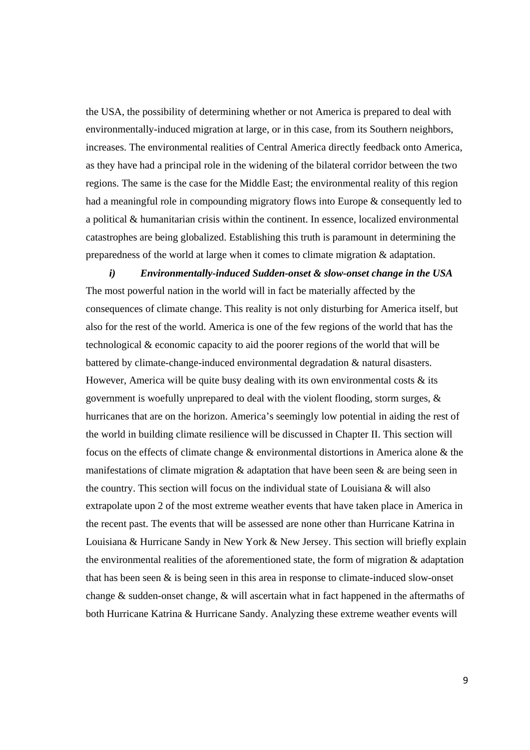the USA, the possibility of determining whether or not America is prepared to deal with environmentally-induced migration at large, or in this case, from its Southern neighbors, increases. The environmental realities of Central America directly feedback onto America, as they have had a principal role in the widening of the bilateral corridor between the two regions. The same is the case for the Middle East; the environmental reality of this region had a meaningful role in compounding migratory flows into Europe & consequently led to a political & humanitarian crisis within the continent. In essence, localized environmental catastrophes are being globalized. Establishing this truth is paramount in determining the preparedness of the world at large when it comes to climate migration & adaptation.

### *i) Environmentally-induced Sudden-onset & slow-onset change in the USA*

The most powerful nation in the world will in fact be materially affected by the consequences of climate change. This reality is not only disturbing for America itself, but also for the rest of the world. America is one of the few regions of the world that has the technological & economic capacity to aid the poorer regions of the world that will be battered by climate-change-induced environmental degradation & natural disasters. However, America will be quite busy dealing with its own environmental costs & its government is woefully unprepared to deal with the violent flooding, storm surges, & hurricanes that are on the horizon. America's seemingly low potential in aiding the rest of the world in building climate resilience will be discussed in Chapter II. This section will focus on the effects of climate change & environmental distortions in America alone & the manifestations of climate migration & adaptation that have been seen & are being seen in the country. This section will focus on the individual state of Louisiana & will also extrapolate upon 2 of the most extreme weather events that have taken place in America in the recent past. The events that will be assessed are none other than Hurricane Katrina in Louisiana & Hurricane Sandy in New York & New Jersey. This section will briefly explain the environmental realities of the aforementioned state, the form of migration & adaptation that has been seen & is being seen in this area in response to climate-induced slow-onset change & sudden-onset change, & will ascertain what in fact happened in the aftermaths of both Hurricane Katrina & Hurricane Sandy. Analyzing these extreme weather events will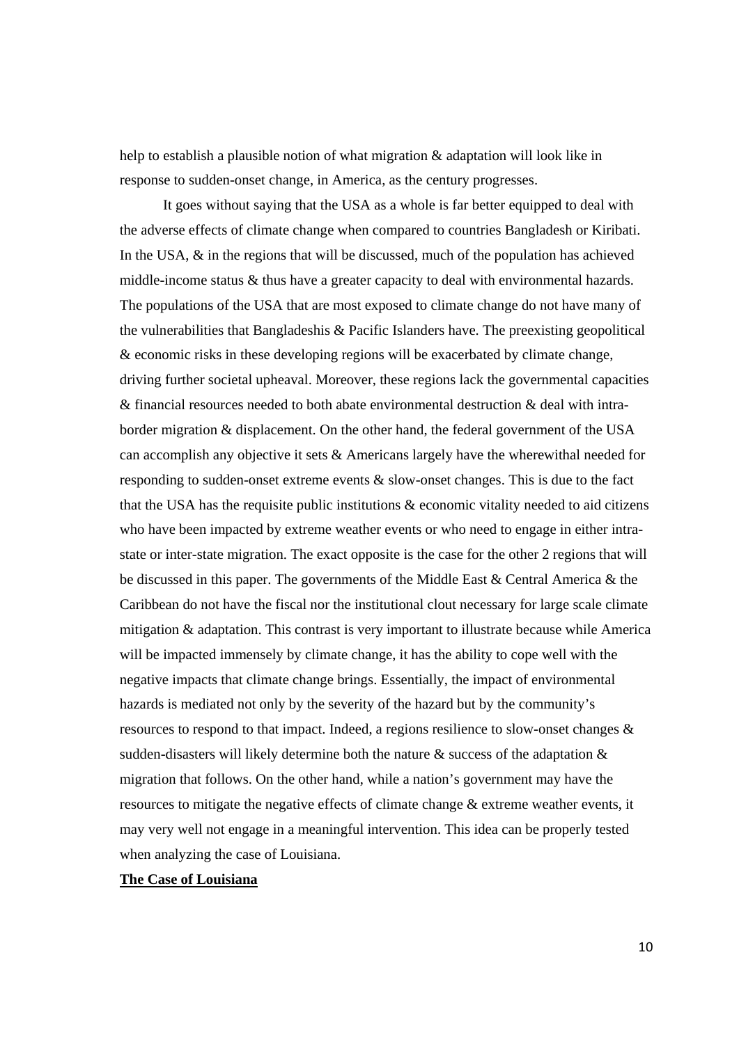help to establish a plausible notion of what migration & adaptation will look like in response to sudden-onset change, in America, as the century progresses.

It goes without saying that the USA as a whole is far better equipped to deal with the adverse effects of climate change when compared to countries Bangladesh or Kiribati. In the USA, & in the regions that will be discussed, much of the population has achieved middle-income status & thus have a greater capacity to deal with environmental hazards. The populations of the USA that are most exposed to climate change do not have many of the vulnerabilities that Bangladeshis & Pacific Islanders have. The preexisting geopolitical & economic risks in these developing regions will be exacerbated by climate change, driving further societal upheaval. Moreover, these regions lack the governmental capacities & financial resources needed to both abate environmental destruction & deal with intra-border migration & displacement. On the other hand, the federal government of the USA can accomplish any objective it sets & Americans largely have the wherewithal needed for responding to sudden-onset extreme events & slow-onset changes. This is due to the fact that the USA has the requisite public institutions & economic vitality needed to aid citizens who have been impacted by extreme weather events or who need to engage in either intra-state or inter-state migration. The exact opposite is the case for the other 2 regions that will be discussed in this paper. The governments of the Middle East & Central America & the Caribbean do not have the fiscal nor the institutional clout necessary for large scale climate mitigation & adaptation. This contrast is very important to illustrate because while America will be impacted immensely by climate change, it has the ability to cope well with the negative impacts that climate change brings. Essentially, the impact of environmental hazards is mediated not only by the severity of the hazard but by the community's resources to respond to that impact. Indeed, a regions resilience to slow-onset changes & sudden-disasters will likely determine both the nature & success of the adaptation & migration that follows. On the other hand, while a nation's government may have the resources to mitigate the negative effects of climate change & extreme weather events, it may very well not engage in a meaningful intervention. This idea can be properly tested when analyzing the case of Louisiana.

## **The Case of Louisiana**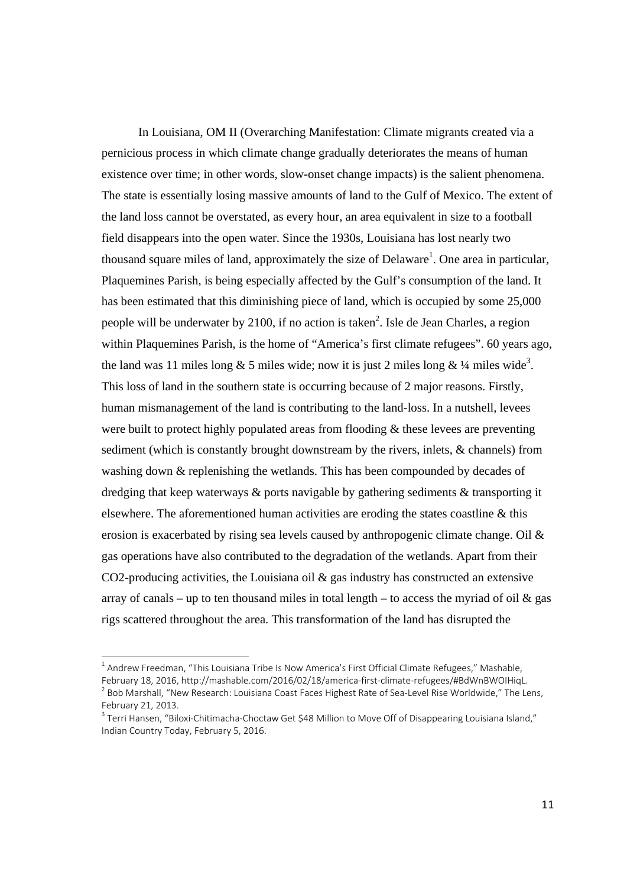In Louisiana, OM II (Overarching Manifestation: Climate migrants created via a pernicious process in which climate change gradually deteriorates the means of human existence over time; in other words, slow-onset change impacts) is the salient phenomena. The state is essentially losing massive amounts of land to the Gulf of Mexico. The extent of the land loss cannot be overstated, as every hour, an area equivalent in size to a football field disappears into the open water. Since the 1930s, Louisiana has lost nearly two thousand square miles of land, approximately the size of Delaware[1]. One area in particular, Plaquemines Parish, is being especially affected by the Gulf's consumption of the land. It has been estimated that this diminishing piece of land, which is occupied by some 25,000 people will be underwater by 2100, if no action is taken[2]. Isle de Jean Charles, a region within Plaquemines Parish, is the home of "America's first climate refugees". 60 years ago, the land was 11 miles long & 5 miles wide; now it is just 2 miles long & ¼ miles wide[3]. This loss of land in the southern state is occurring because of 2 major reasons. Firstly, human mismanagement of the land is contributing to the land-loss. In a nutshell, levees were built to protect highly populated areas from flooding & these levees are preventing sediment (which is constantly brought downstream by the rivers, inlets, & channels) from washing down & replenishing the wetlands. This has been compounded by decades of dredging that keep waterways & ports navigable by gathering sediments & transporting it elsewhere. The aforementioned human activities are eroding the states coastline & this erosion is exacerbated by rising sea levels caused by anthropogenic climate change. Oil & gas operations have also contributed to the degradation of the wetlands. Apart from their $CO_2$-producing activities, the Louisiana oil & gas industry has constructed an extensive array of canals – up to ten thousand miles in total length – to access the myriad of oil & gas rigs scattered throughout the area. This transformation of the land has disrupted the

---

[1] Andrew Freedman, "This Louisiana Tribe Is Now America's First Official Climate Refugees," Mashable, February 18, 2016, http://mashable.com/2016/02/18/america-first-climate-refugees/#BdWnBWOIHiqL.

[2] Bob Marshall, "New Research: Louisiana Coast Faces Highest Rate of Sea-Level Rise Worldwide," The Lens, February 21, 2013.

[3] Terri Hansen, "Biloxi-Chitimacha-Choctaw Get $48 Million to Move Off of Disappearing Louisiana Island," Indian Country Today, February 5, 2016.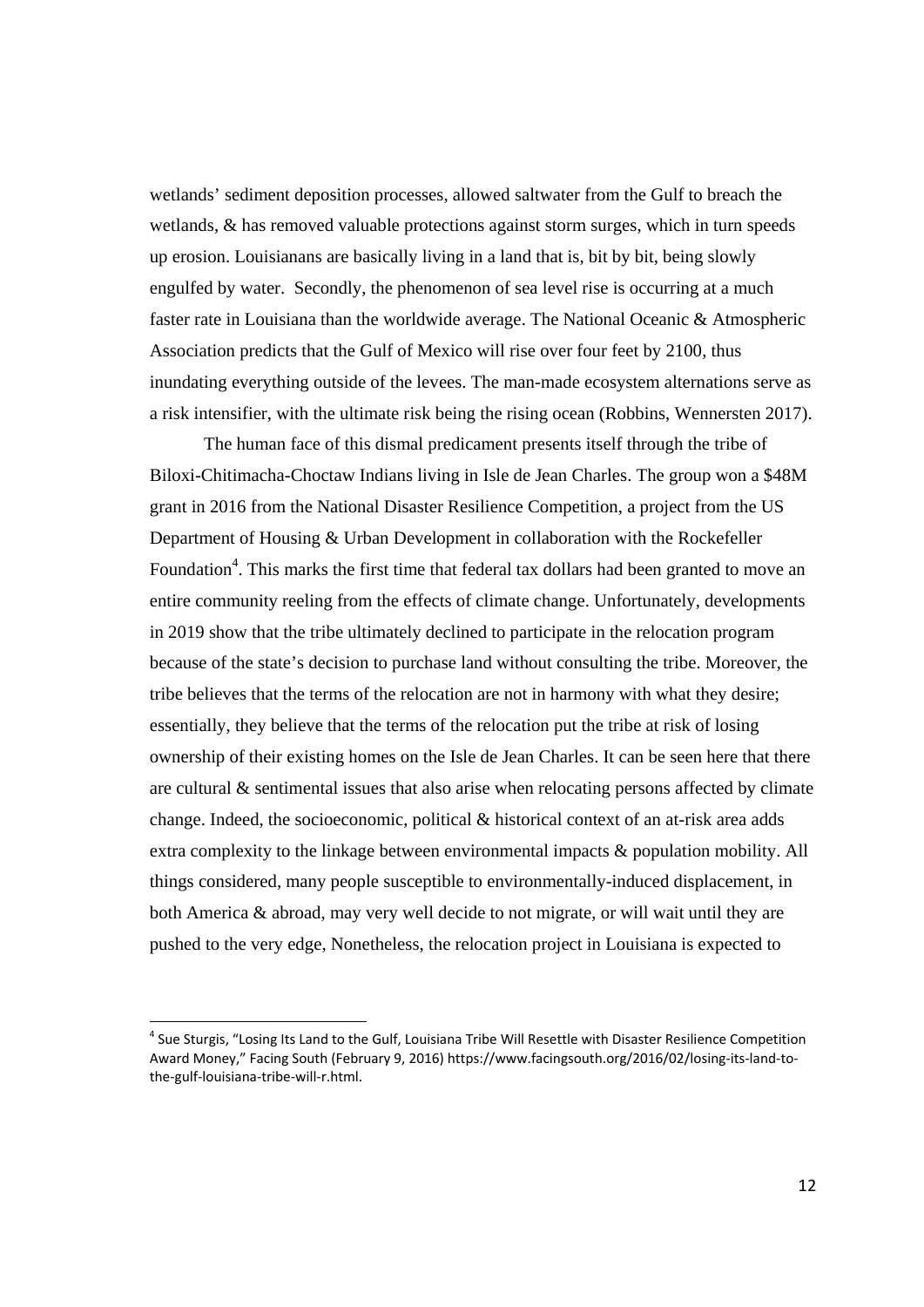wetlands' sediment deposition processes, allowed saltwater from the Gulf to breach the wetlands, & has removed valuable protections against storm surges, which in turn speeds up erosion. Louisianans are basically living in a land that is, bit by bit, being slowly engulfed by water. Secondly, the phenomenon of sea level rise is occurring at a much faster rate in Louisiana than the worldwide average. The National Oceanic & Atmospheric Association predicts that the Gulf of Mexico will rise over four feet by 2100, thus inundating everything outside of the levees. The man-made ecosystem alternations serve as a risk intensifier, with the ultimate risk being the rising ocean (Robbins, Wennersten 2017).

The human face of this dismal predicament presents itself through the tribe of Biloxi-Chitimacha-Choctaw Indians living in Isle de Jean Charles. The group won a $48M grant in 2016 from the National Disaster Resilience Competition, a project from the US Department of Housing & Urban Development in collaboration with the Rockefeller Foundation[4]. This marks the first time that federal tax dollars had been granted to move an entire community reeling from the effects of climate change. Unfortunately, developments in 2019 show that the tribe ultimately declined to participate in the relocation program because of the state's decision to purchase land without consulting the tribe. Moreover, the tribe believes that the terms of the relocation are not in harmony with what they desire; essentially, they believe that the terms of the relocation put the tribe at risk of losing ownership of their existing homes on the Isle de Jean Charles. It can be seen here that there are cultural & sentimental issues that also arise when relocating persons affected by climate change. Indeed, the socioeconomic, political & historical context of an at-risk area adds extra complexity to the linkage between environmental impacts & population mobility. All things considered, many people susceptible to environmentally-induced displacement, in both America & abroad, may very well decide to not migrate, or will wait until they are pushed to the very edge, Nonetheless, the relocation project in Louisiana is expected to

---

[4] Sue Sturgis, "Losing Its Land to the Gulf, Louisiana Tribe Will Resettle with Disaster Resilience Competition Award Money," Facing South (February 9, 2016) https://www.facingsouth.org/2016/02/losing-its-land-to-the-gulf-louisiana-tribe-will-r.html.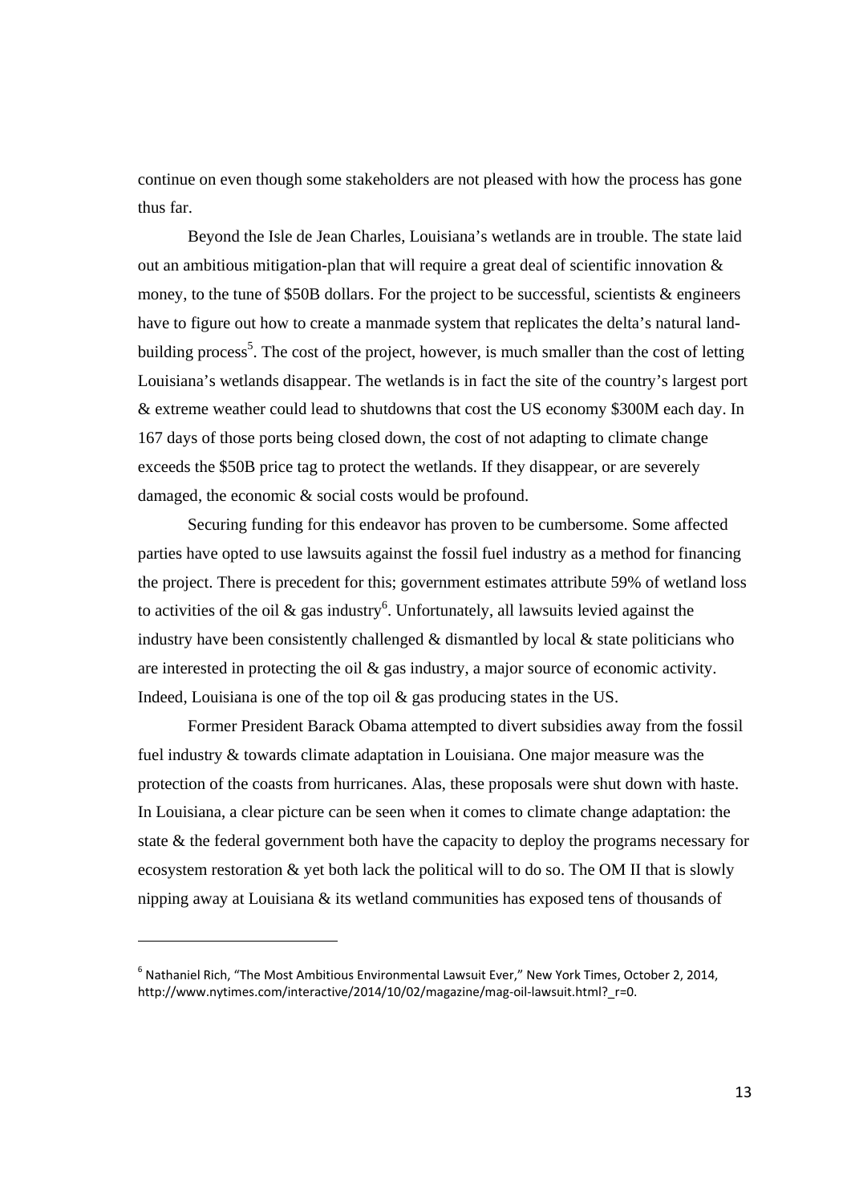continue on even though some stakeholders are not pleased with how the process has gone thus far.

Beyond the Isle de Jean Charles, Louisiana's wetlands are in trouble. The state laid out an ambitious mitigation-plan that will require a great deal of scientific innovation & money, to the tune of $50B dollars. For the project to be successful, scientists & engineers have to figure out how to create a manmade system that replicates the delta's natural land-building process[5]. The cost of the project, however, is much smaller than the cost of letting Louisiana's wetlands disappear. The wetlands is in fact the site of the country's largest port & extreme weather could lead to shutdowns that cost the US economy $300M each day. In 167 days of those ports being closed down, the cost of not adapting to climate change exceeds the $50B price tag to protect the wetlands. If they disappear, or are severely damaged, the economic & social costs would be profound.

Securing funding for this endeavor has proven to be cumbersome. Some affected parties have opted to use lawsuits against the fossil fuel industry as a method for financing the project. There is precedent for this; government estimates attribute 59% of wetland loss to activities of the oil & gas industry[6]. Unfortunately, all lawsuits levied against the industry have been consistently challenged & dismantled by local & state politicians who are interested in protecting the oil & gas industry, a major source of economic activity. Indeed, Louisiana is one of the top oil & gas producing states in the US.

Former President Barack Obama attempted to divert subsidies away from the fossil fuel industry & towards climate adaptation in Louisiana. One major measure was the protection of the coasts from hurricanes. Alas, these proposals were shut down with haste. In Louisiana, a clear picture can be seen when it comes to climate change adaptation: the state & the federal government both have the capacity to deploy the programs necessary for ecosystem restoration & yet both lack the political will to do so. The OM II that is slowly nipping away at Louisiana & its wetland communities has exposed tens of thousands of

---

[6] Nathaniel Rich, "The Most Ambitious Environmental Lawsuit Ever," New York Times, October 2, 2014, http://www.nytimes.com/interactive/2014/10/02/magazine/mag-oil-lawsuit.html?_r=0.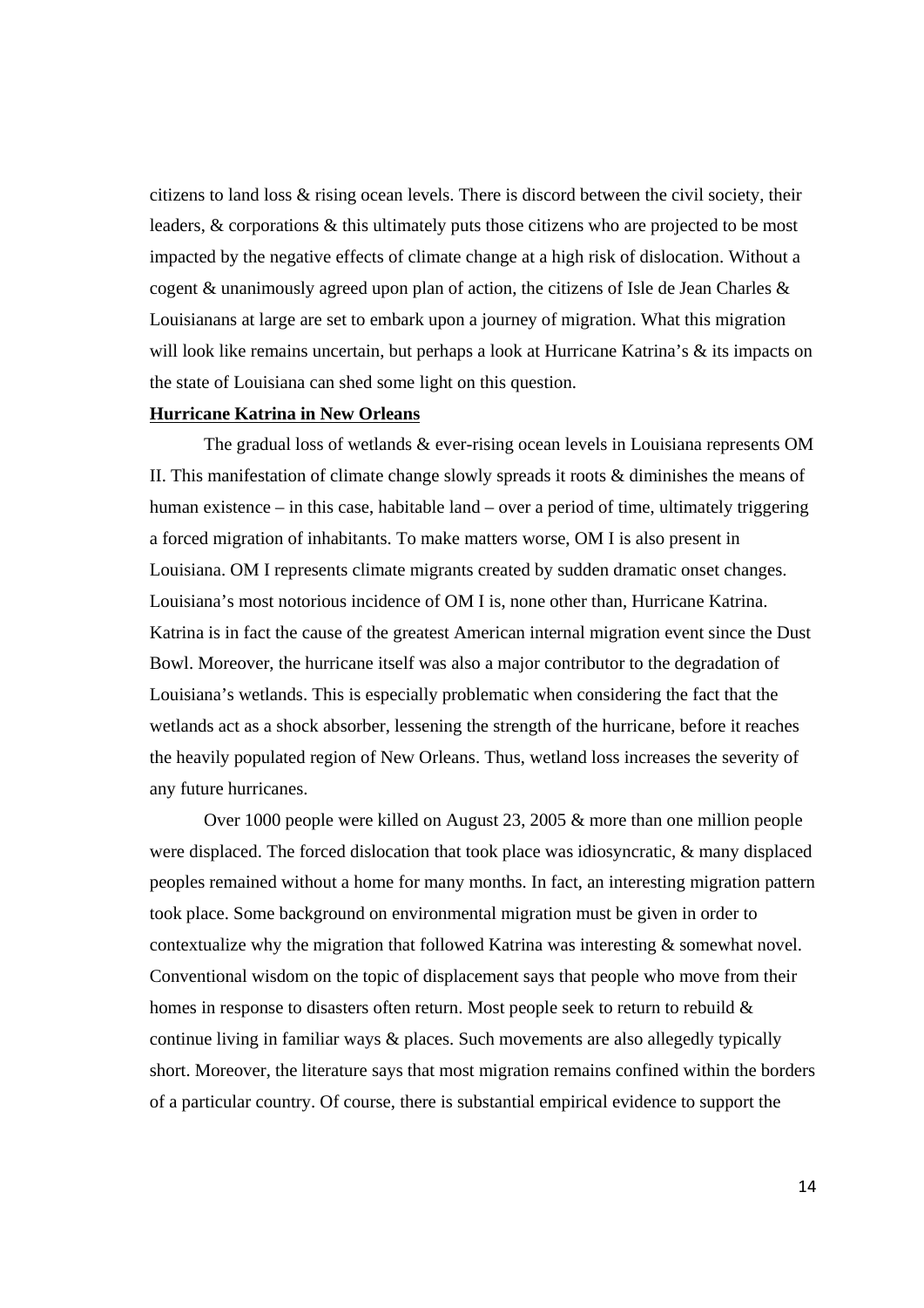citizens to land loss & rising ocean levels. There is discord between the civil society, their leaders, & corporations & this ultimately puts those citizens who are projected to be most impacted by the negative effects of climate change at a high risk of dislocation. Without a cogent & unanimously agreed upon plan of action, the citizens of Isle de Jean Charles & Louisianans at large are set to embark upon a journey of migration. What this migration will look like remains uncertain, but perhaps a look at Hurricane Katrina's & its impacts on the state of Louisiana can shed some light on this question.

**Hurricane Katrina in New Orleans**

The gradual loss of wetlands & ever-rising ocean levels in Louisiana represents OM II. This manifestation of climate change slowly spreads it roots & diminishes the means of human existence – in this case, habitable land – over a period of time, ultimately triggering a forced migration of inhabitants. To make matters worse, OM I is also present in Louisiana. OM I represents climate migrants created by sudden dramatic onset changes. Louisiana's most notorious incidence of OM I is, none other than, Hurricane Katrina. Katrina is in fact the cause of the greatest American internal migration event since the Dust Bowl. Moreover, the hurricane itself was also a major contributor to the degradation of Louisiana's wetlands. This is especially problematic when considering the fact that the wetlands act as a shock absorber, lessening the strength of the hurricane, before it reaches the heavily populated region of New Orleans. Thus, wetland loss increases the severity of any future hurricanes.

Over 1000 people were killed on August 23, 2005 & more than one million people were displaced. The forced dislocation that took place was idiosyncratic, & many displaced peoples remained without a home for many months. In fact, an interesting migration pattern took place. Some background on environmental migration must be given in order to contextualize why the migration that followed Katrina was interesting & somewhat novel. Conventional wisdom on the topic of displacement says that people who move from their homes in response to disasters often return. Most people seek to return to rebuild & continue living in familiar ways & places. Such movements are also allegedly typically short. Moreover, the literature says that most migration remains confined within the borders of a particular country. Of course, there is substantial empirical evidence to support the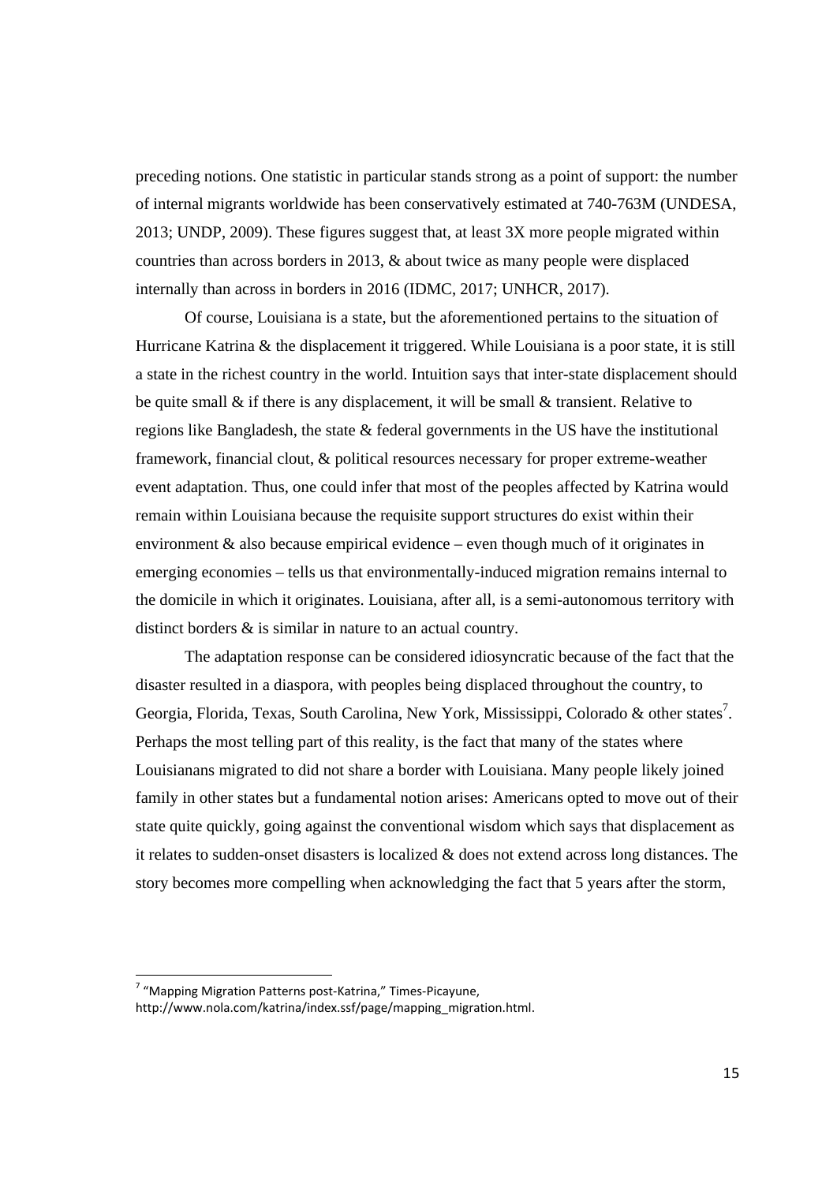preceding notions. One statistic in particular stands strong as a point of support: the number of internal migrants worldwide has been conservatively estimated at 740-763M (UNDESA, 2013; UNDP, 2009). These figures suggest that, at least 3X more people migrated within countries than across borders in 2013, & about twice as many people were displaced internally than across in borders in 2016 (IDMC, 2017; UNHCR, 2017).

Of course, Louisiana is a state, but the aforementioned pertains to the situation of Hurricane Katrina & the displacement it triggered. While Louisiana is a poor state, it is still a state in the richest country in the world. Intuition says that inter-state displacement should be quite small & if there is any displacement, it will be small & transient. Relative to regions like Bangladesh, the state & federal governments in the US have the institutional framework, financial clout, & political resources necessary for proper extreme-weather event adaptation. Thus, one could infer that most of the peoples affected by Katrina would remain within Louisiana because the requisite support structures do exist within their environment & also because empirical evidence – even though much of it originates in emerging economies – tells us that environmentally-induced migration remains internal to the domicile in which it originates. Louisiana, after all, is a semi-autonomous territory with distinct borders & is similar in nature to an actual country.

The adaptation response can be considered idiosyncratic because of the fact that the disaster resulted in a diaspora, with peoples being displaced throughout the country, to Georgia, Florida, Texas, South Carolina, New York, Mississippi, Colorado & other states[7]. Perhaps the most telling part of this reality, is the fact that many of the states where Louisianans migrated to did not share a border with Louisiana. Many people likely joined family in other states but a fundamental notion arises: Americans opted to move out of their state quite quickly, going against the conventional wisdom which says that displacement as it relates to sudden-onset disasters is localized & does not extend across long distances. The story becomes more compelling when acknowledging the fact that 5 years after the storm,

[7] "Mapping Migration Patterns post-Katrina," Times-Picayune, http://www.nola.com/katrina/index.ssf/page/mapping_migration.html.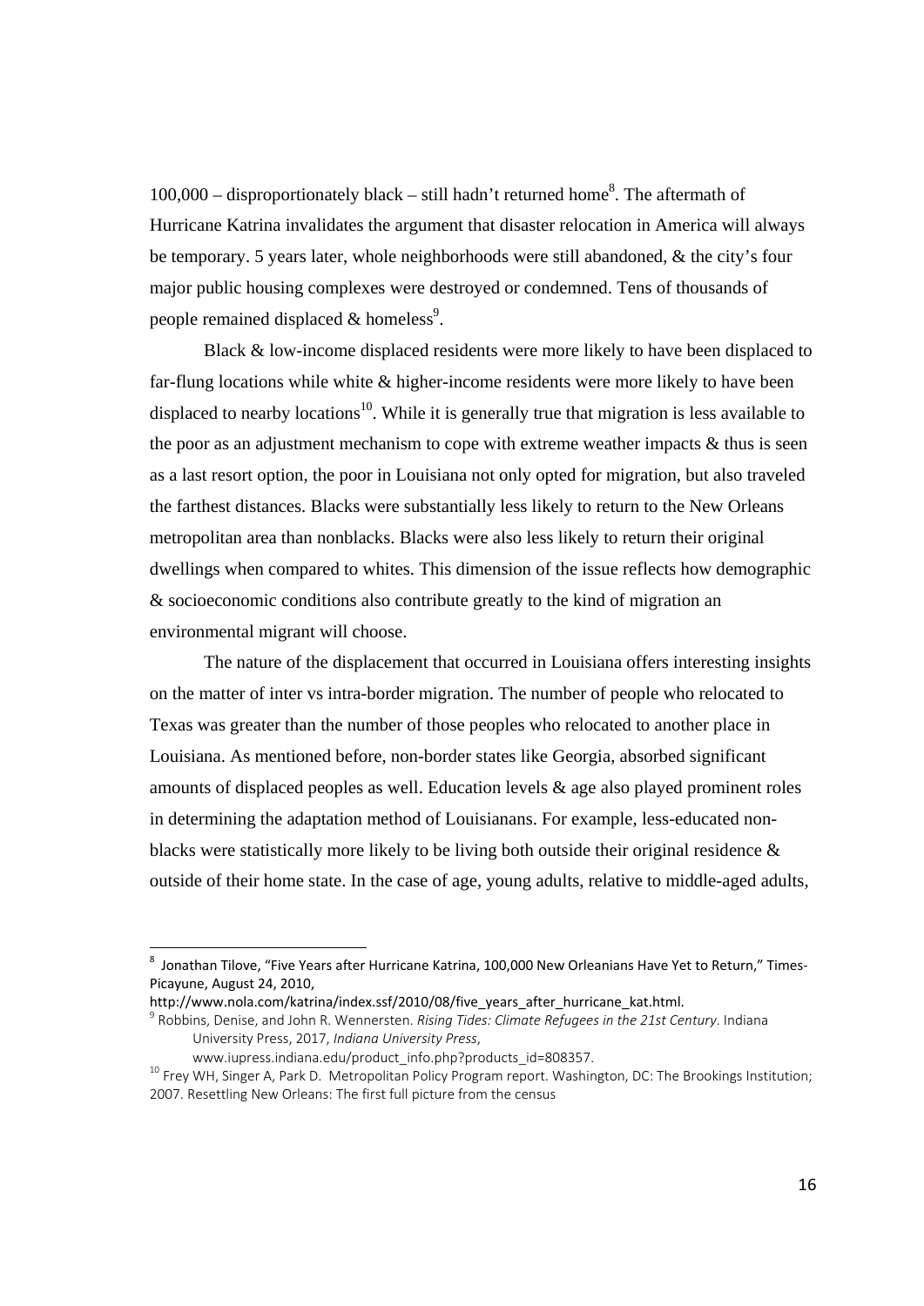100,000 – disproportionately black – still hadn't returned home[8]. The aftermath of Hurricane Katrina invalidates the argument that disaster relocation in America will always be temporary. 5 years later, whole neighborhoods were still abandoned, & the city's four major public housing complexes were destroyed or condemned. Tens of thousands of people remained displaced & homeless[9].

Black & low-income displaced residents were more likely to have been displaced to far-flung locations while white & higher-income residents were more likely to have been displaced to nearby locations[10]. While it is generally true that migration is less available to the poor as an adjustment mechanism to cope with extreme weather impacts & thus is seen as a last resort option, the poor in Louisiana not only opted for migration, but also traveled the farthest distances. Blacks were substantially less likely to return to the New Orleans metropolitan area than nonblacks. Blacks were also less likely to return their original dwellings when compared to whites. This dimension of the issue reflects how demographic & socioeconomic conditions also contribute greatly to the kind of migration an environmental migrant will choose.

The nature of the displacement that occurred in Louisiana offers interesting insights on the matter of inter vs intra-border migration. The number of people who relocated to Texas was greater than the number of those peoples who relocated to another place in Louisiana. As mentioned before, non-border states like Georgia, absorbed significant amounts of displaced peoples as well. Education levels & age also played prominent roles in determining the adaptation method of Louisianans. For example, less-educated non-blacks were statistically more likely to be living both outside their original residence & outside of their home state. In the case of age, young adults, relative to middle-aged adults,

---

[8] Jonathan Tilove, "Five Years after Hurricane Katrina, 100,000 New Orleanians Have Yet to Return," Times-Picayune, August 24, 2010, http://www.nola.com/katrina/index.ssf/2010/08/five_years_after_hurricane_kat.html.

[9] Robbins, Denise, and John R. Wennersten. *Rising Tides: Climate Refugees in the 21st Century*. Indiana University Press, 2017, *Indiana University Press*, www.iupress.indiana.edu/product_info.php?products_id=808357.

[10] Frey WH, Singer A, Park D. Metropolitan Policy Program report. Washington, DC: The Brookings Institution; 2007. Resettling New Orleans: The first full picture from the census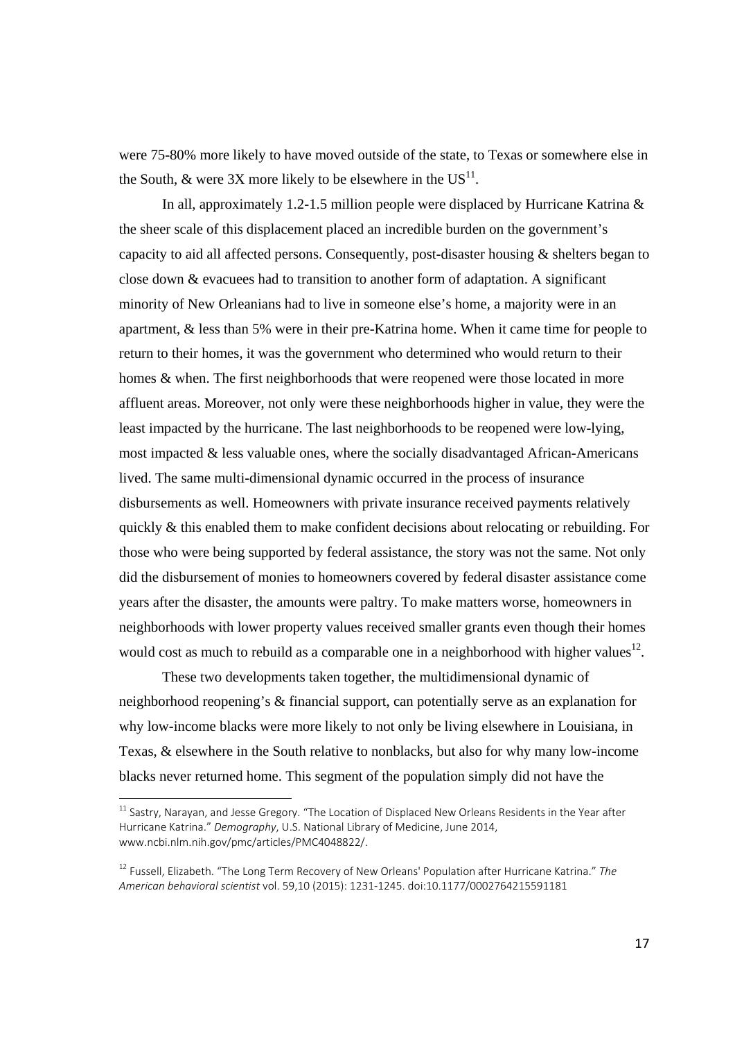were 75-80% more likely to have moved outside of the state, to Texas or somewhere else in the South, & were 3X more likely to be elsewhere in the US[11].

In all, approximately 1.2-1.5 million people were displaced by Hurricane Katrina & the sheer scale of this displacement placed an incredible burden on the government's capacity to aid all affected persons. Consequently, post-disaster housing & shelters began to close down & evacuees had to transition to another form of adaptation. A significant minority of New Orleanians had to live in someone else's home, a majority were in an apartment, & less than 5% were in their pre-Katrina home. When it came time for people to return to their homes, it was the government who determined who would return to their homes & when. The first neighborhoods that were reopened were those located in more affluent areas. Moreover, not only were these neighborhoods higher in value, they were the least impacted by the hurricane. The last neighborhoods to be reopened were low-lying, most impacted & less valuable ones, where the socially disadvantaged African-Americans lived. The same multi-dimensional dynamic occurred in the process of insurance disbursements as well. Homeowners with private insurance received payments relatively quickly & this enabled them to make confident decisions about relocating or rebuilding. For those who were being supported by federal assistance, the story was not the same. Not only did the disbursement of monies to homeowners covered by federal disaster assistance come years after the disaster, the amounts were paltry. To make matters worse, homeowners in neighborhoods with lower property values received smaller grants even though their homes would cost as much to rebuild as a comparable one in a neighborhood with higher values[12].

These two developments taken together, the multidimensional dynamic of neighborhood reopening's & financial support, can potentially serve as an explanation for why low-income blacks were more likely to not only be living elsewhere in Louisiana, in Texas, & elsewhere in the South relative to nonblacks, but also for why many low-income blacks never returned home. This segment of the population simply did not have the

---

[11] Sastry, Narayan, and Jesse Gregory. "The Location of Displaced New Orleans Residents in the Year after Hurricane Katrina." *Demography*, U.S. National Library of Medicine, June 2014, www.ncbi.nlm.nih.gov/pmc/articles/PMC4048822/.

[12] Fussell, Elizabeth. "The Long Term Recovery of New Orleans' Population after Hurricane Katrina." *The American behavioral scientist* vol. 59,10 (2015): 1231-1245. doi:10.1177/0002764215591181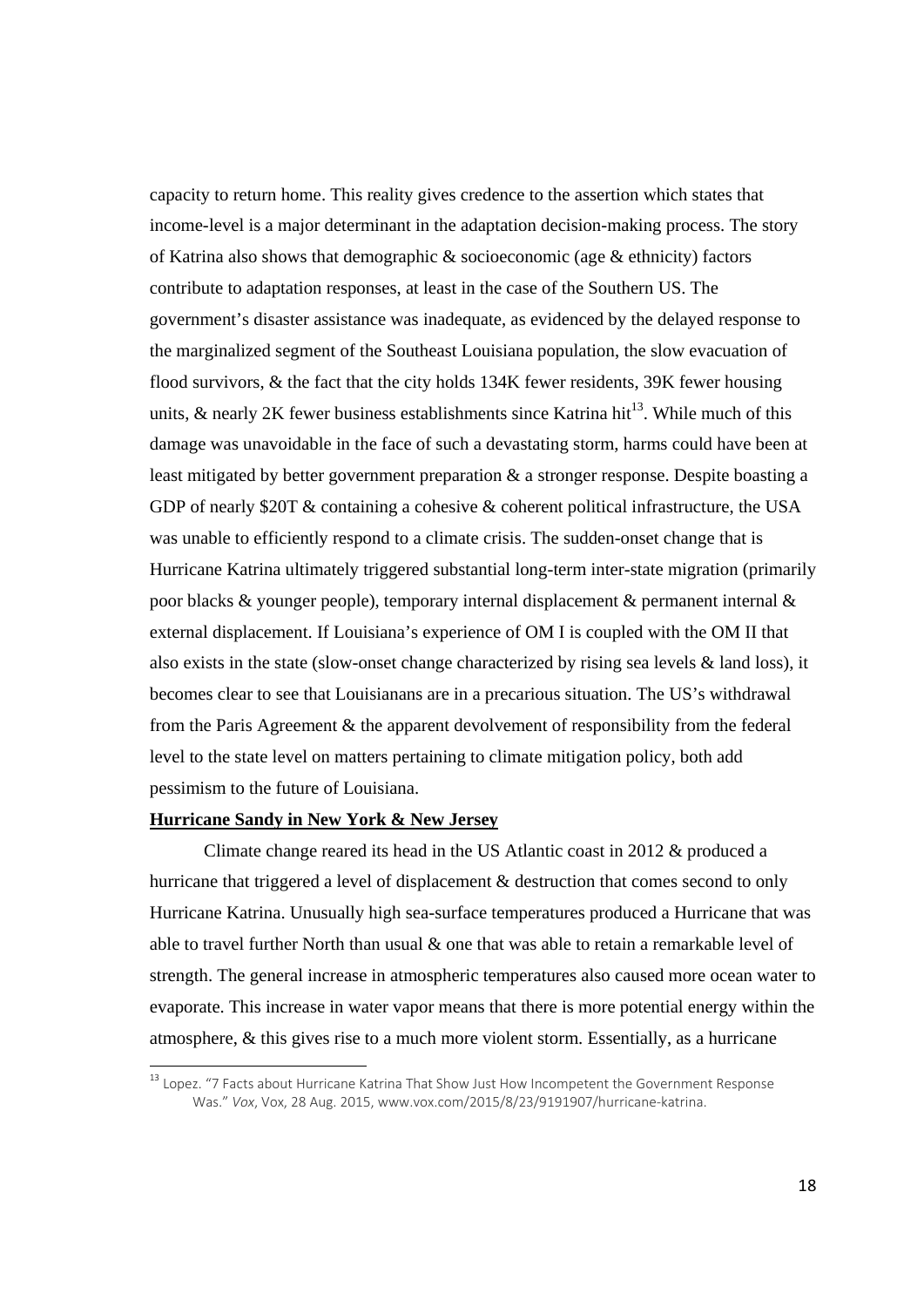capacity to return home. This reality gives credence to the assertion which states that income-level is a major determinant in the adaptation decision-making process. The story of Katrina also shows that demographic & socioeconomic (age & ethnicity) factors contribute to adaptation responses, at least in the case of the Southern US. The government's disaster assistance was inadequate, as evidenced by the delayed response to the marginalized segment of the Southeast Louisiana population, the slow evacuation of flood survivors, & the fact that the city holds 134K fewer residents, 39K fewer housing units, & nearly 2K fewer business establishments since Katrina hit[13]. While much of this damage was unavoidable in the face of such a devastating storm, harms could have been at least mitigated by better government preparation & a stronger response. Despite boasting a GDP of nearly $20T & containing a cohesive & coherent political infrastructure, the USA was unable to efficiently respond to a climate crisis. The sudden-onset change that is Hurricane Katrina ultimately triggered substantial long-term inter-state migration (primarily poor blacks & younger people), temporary internal displacement & permanent internal & external displacement. If Louisiana's experience of OM I is coupled with the OM II that also exists in the state (slow-onset change characterized by rising sea levels & land loss), it becomes clear to see that Louisianans are in a precarious situation. The US's withdrawal from the Paris Agreement & the apparent devolvement of responsibility from the federal level to the state level on matters pertaining to climate mitigation policy, both add pessimism to the future of Louisiana.

**Hurricane Sandy in New York & New Jersey**

Climate change reared its head in the US Atlantic coast in 2012 & produced a hurricane that triggered a level of displacement & destruction that comes second to only Hurricane Katrina. Unusually high sea-surface temperatures produced a Hurricane that was able to travel further North than usual & one that was able to retain a remarkable level of strength. The general increase in atmospheric temperatures also caused more ocean water to evaporate. This increase in water vapor means that there is more potential energy within the atmosphere, & this gives rise to a much more violent storm. Essentially, as a hurricane

[13] Lopez. "7 Facts about Hurricane Katrina That Show Just How Incompetent the Government Response Was." *Vox*, Vox, 28 Aug. 2015, www.vox.com/2015/8/23/9191907/hurricane-katrina.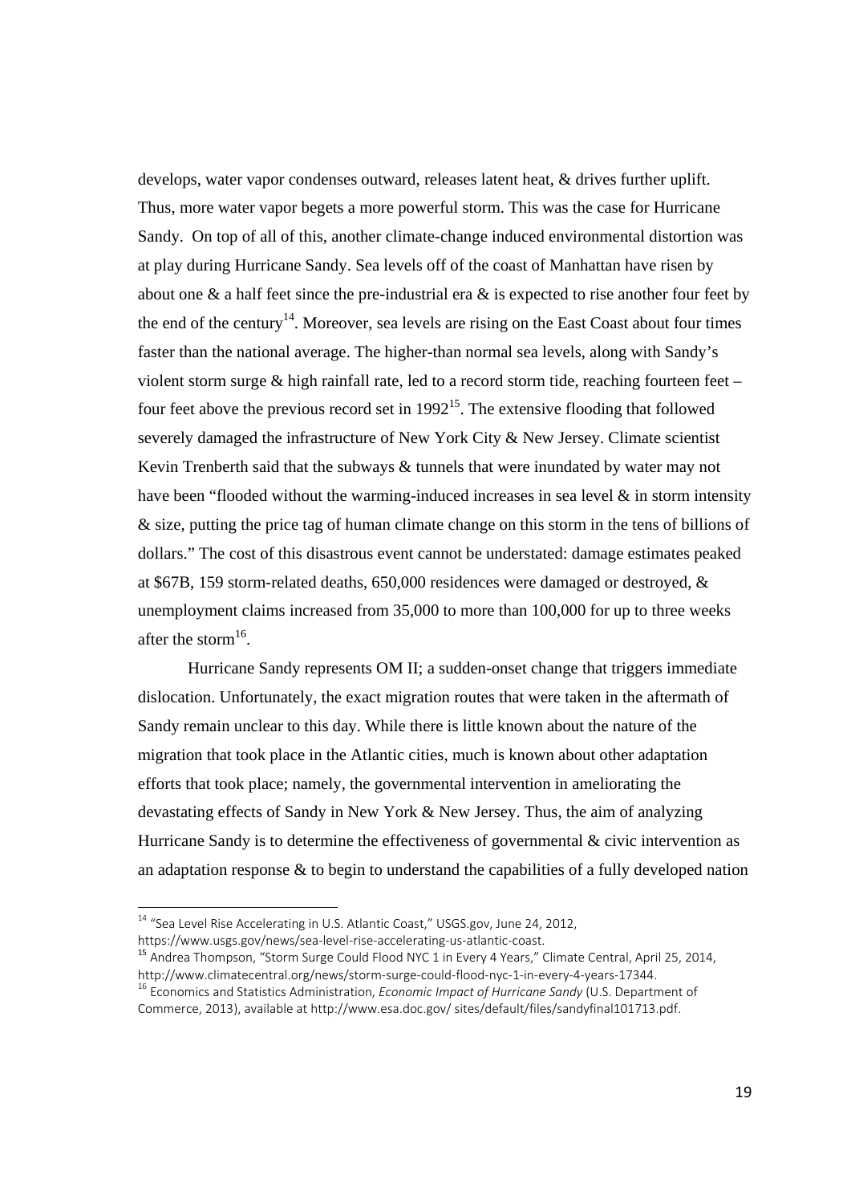develops, water vapor condenses outward, releases latent heat, & drives further uplift. Thus, more water vapor begets a more powerful storm. This was the case for Hurricane Sandy. On top of all of this, another climate-change induced environmental distortion was at play during Hurricane Sandy. Sea levels off of the coast of Manhattan have risen by about one & a half feet since the pre-industrial era & is expected to rise another four feet by the end of the century[14]. Moreover, sea levels are rising on the East Coast about four times faster than the national average. The higher-than normal sea levels, along with Sandy's violent storm surge & high rainfall rate, led to a record storm tide, reaching fourteen feet – four feet above the previous record set in 1992[15]. The extensive flooding that followed severely damaged the infrastructure of New York City & New Jersey. Climate scientist Kevin Trenberth said that the subways & tunnels that were inundated by water may not have been "flooded without the warming-induced increases in sea level & in storm intensity & size, putting the price tag of human climate change on this storm in the tens of billions of dollars." The cost of this disastrous event cannot be understated: damage estimates peaked at $67B, 159 storm-related deaths, 650,000 residences were damaged or destroyed, & unemployment claims increased from 35,000 to more than 100,000 for up to three weeks after the storm[16].

Hurricane Sandy represents OM II; a sudden-onset change that triggers immediate dislocation. Unfortunately, the exact migration routes that were taken in the aftermath of Sandy remain unclear to this day. While there is little known about the nature of the migration that took place in the Atlantic cities, much is known about other adaptation efforts that took place; namely, the governmental intervention in ameliorating the devastating effects of Sandy in New York & New Jersey. Thus, the aim of analyzing Hurricane Sandy is to determine the effectiveness of governmental & civic intervention as an adaptation response & to begin to understand the capabilities of a fully developed nation

---

[14] "Sea Level Rise Accelerating in U.S. Atlantic Coast," USGS.gov, June 24, 2012, https://www.usgs.gov/news/sea-level-rise-accelerating-us-atlantic-coast.

[15] Andrea Thompson, "Storm Surge Could Flood NYC 1 in Every 4 Years," Climate Central, April 25, 2014, http://www.climatecentral.org/news/storm-surge-could-flood-nyc-1-in-every-4-years-17344.

[16] Economics and Statistics Administration, *Economic Impact of Hurricane Sandy* (U.S. Department of Commerce, 2013), available at http://www.esa.doc.gov/ sites/default/files/sandyfinal101713.pdf.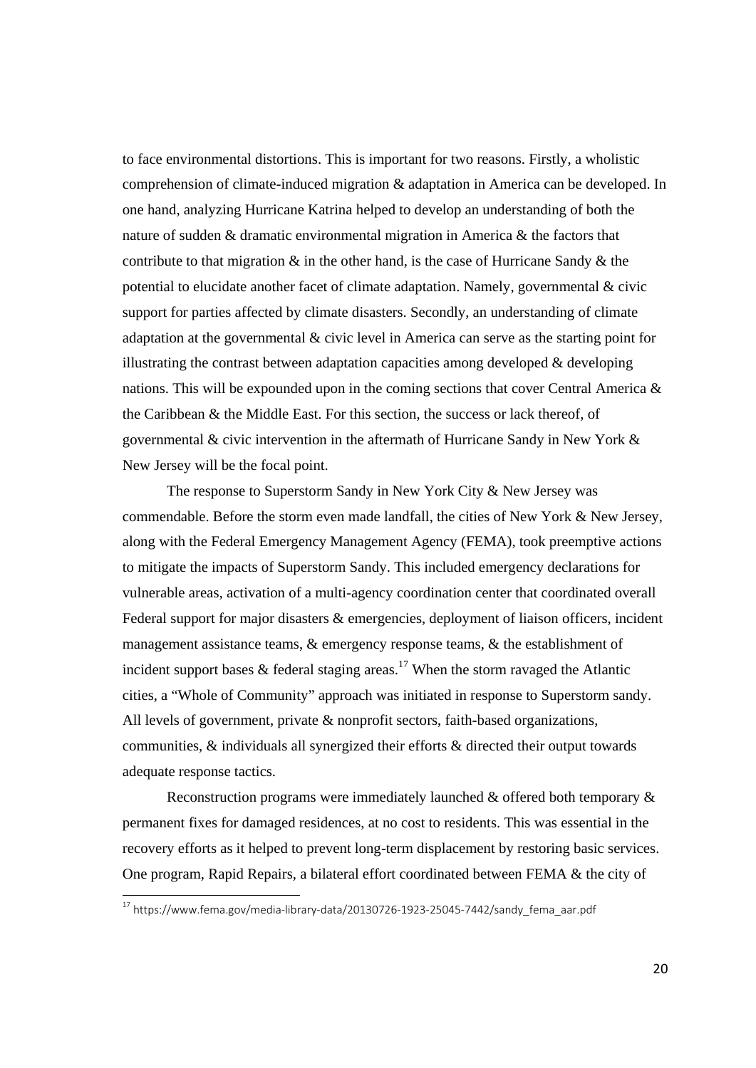to face environmental distortions. This is important for two reasons. Firstly, a wholistic comprehension of climate-induced migration & adaptation in America can be developed. In one hand, analyzing Hurricane Katrina helped to develop an understanding of both the nature of sudden & dramatic environmental migration in America & the factors that contribute to that migration & in the other hand, is the case of Hurricane Sandy & the potential to elucidate another facet of climate adaptation. Namely, governmental & civic support for parties affected by climate disasters. Secondly, an understanding of climate adaptation at the governmental & civic level in America can serve as the starting point for illustrating the contrast between adaptation capacities among developed & developing nations. This will be expounded upon in the coming sections that cover Central America & the Caribbean & the Middle East. For this section, the success or lack thereof, of governmental & civic intervention in the aftermath of Hurricane Sandy in New York & New Jersey will be the focal point.

The response to Superstorm Sandy in New York City & New Jersey was commendable. Before the storm even made landfall, the cities of New York & New Jersey, along with the Federal Emergency Management Agency (FEMA), took preemptive actions to mitigate the impacts of Superstorm Sandy. This included emergency declarations for vulnerable areas, activation of a multi-agency coordination center that coordinated overall Federal support for major disasters & emergencies, deployment of liaison officers, incident management assistance teams, & emergency response teams, & the establishment of incident support bases & federal staging areas.[17] When the storm ravaged the Atlantic cities, a "Whole of Community" approach was initiated in response to Superstorm sandy. All levels of government, private & nonprofit sectors, faith-based organizations, communities, & individuals all synergized their efforts & directed their output towards adequate response tactics.

Reconstruction programs were immediately launched & offered both temporary & permanent fixes for damaged residences, at no cost to residents. This was essential in the recovery efforts as it helped to prevent long-term displacement by restoring basic services. One program, Rapid Repairs, a bilateral effort coordinated between FEMA & the city of

[17] https://www.fema.gov/media-library-data/20130726-1923-25045-7442/sandy_fema_aar.pdf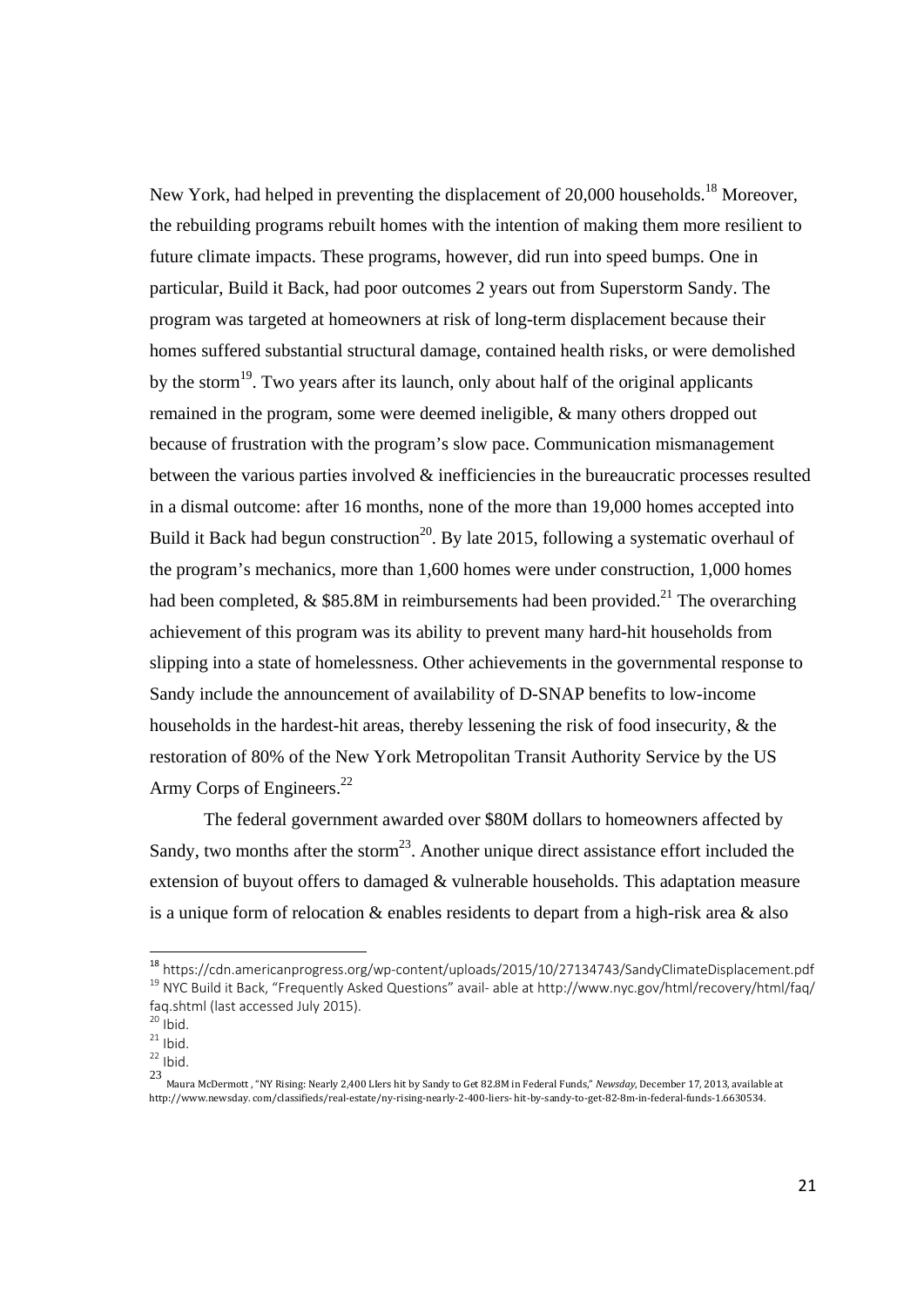New York, had helped in preventing the displacement of 20,000 households.[18] Moreover, the rebuilding programs rebuilt homes with the intention of making them more resilient to future climate impacts. These programs, however, did run into speed bumps. One in particular, Build it Back, had poor outcomes 2 years out from Superstorm Sandy. The program was targeted at homeowners at risk of long-term displacement because their homes suffered substantial structural damage, contained health risks, or were demolished by the storm[19]. Two years after its launch, only about half of the original applicants remained in the program, some were deemed ineligible, & many others dropped out because of frustration with the program's slow pace. Communication mismanagement between the various parties involved & inefficiencies in the bureaucratic processes resulted in a dismal outcome: after 16 months, none of the more than 19,000 homes accepted into Build it Back had begun construction[20]. By late 2015, following a systematic overhaul of the program's mechanics, more than 1,600 homes were under construction, 1,000 homes had been completed, & $85.8M in reimbursements had been provided.[21] The overarching achievement of this program was its ability to prevent many hard-hit households from slipping into a state of homelessness. Other achievements in the governmental response to Sandy include the announcement of availability of D-SNAP benefits to low-income households in the hardest-hit areas, thereby lessening the risk of food insecurity, & the restoration of 80% of the New York Metropolitan Transit Authority Service by the US Army Corps of Engineers.[22]

The federal government awarded over $80M dollars to homeowners affected by Sandy, two months after the storm[23]. Another unique direct assistance effort included the extension of buyout offers to damaged & vulnerable households. This adaptation measure is a unique form of relocation & enables residents to depart from a high-risk area & also

---

[18] https://cdn.americanprogress.org/wp-content/uploads/2015/10/27134743/SandyClimateDisplacement.pdf

[19] NYC Build it Back, "Frequently Asked Questions" avail- able at http://www.nyc.gov/html/recovery/html/faq/faq.shtml (last accessed July 2015).

[20] Ibid.

[21] Ibid.

[22] Ibid.

[23] Maura McDermott , "NY Rising: Nearly 2,400 LIers hit by Sandy to Get 82.8M in Federal Funds," *Newsday*, December 17, 2013, available at http://www.newsday. com/classifieds/real-estate/ny-rising-nearly-2-400-liers- hit-by-sandy-to-get-82-8m-in-federal-funds-1.6630534.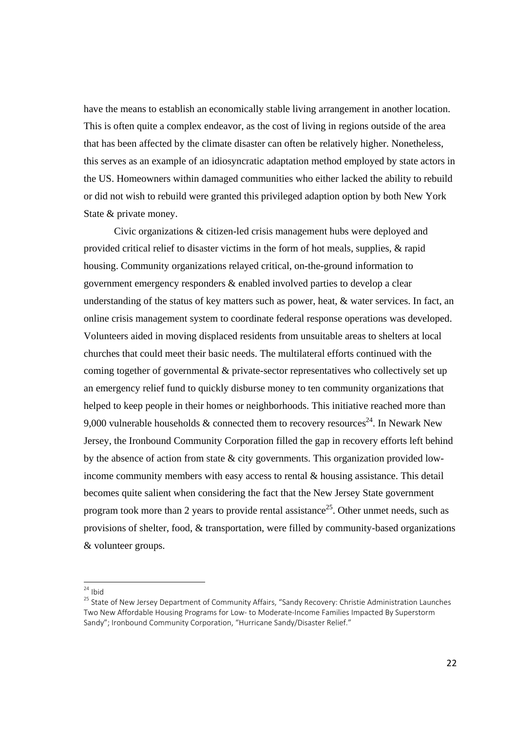have the means to establish an economically stable living arrangement in another location. This is often quite a complex endeavor, as the cost of living in regions outside of the area that has been affected by the climate disaster can often be relatively higher. Nonetheless, this serves as an example of an idiosyncratic adaptation method employed by state actors in the US. Homeowners within damaged communities who either lacked the ability to rebuild or did not wish to rebuild were granted this privileged adaption option by both New York State & private money.

Civic organizations & citizen-led crisis management hubs were deployed and provided critical relief to disaster victims in the form of hot meals, supplies, & rapid housing. Community organizations relayed critical, on-the-ground information to government emergency responders & enabled involved parties to develop a clear understanding of the status of key matters such as power, heat, & water services. In fact, an online crisis management system to coordinate federal response operations was developed. Volunteers aided in moving displaced residents from unsuitable areas to shelters at local churches that could meet their basic needs. The multilateral efforts continued with the coming together of governmental & private-sector representatives who collectively set up an emergency relief fund to quickly disburse money to ten community organizations that helped to keep people in their homes or neighborhoods. This initiative reached more than 9,000 vulnerable households & connected them to recovery resources[24]. In Newark New Jersey, the Ironbound Community Corporation filled the gap in recovery efforts left behind by the absence of action from state & city governments. This organization provided low-income community members with easy access to rental & housing assistance. This detail becomes quite salient when considering the fact that the New Jersey State government program took more than 2 years to provide rental assistance[25]. Other unmet needs, such as provisions of shelter, food, & transportation, were filled by community-based organizations & volunteer groups.

---

[24] Ibid

[25] State of New Jersey Department of Community Affairs, "Sandy Recovery: Christie Administration Launches Two New Affordable Housing Programs for Low- to Moderate-Income Families Impacted By Superstorm Sandy"; Ironbound Community Corporation, "Hurricane Sandy/Disaster Relief."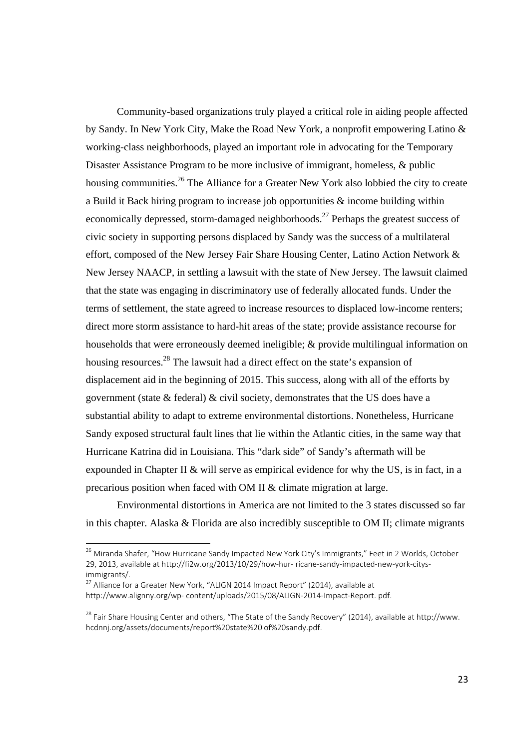Community-based organizations truly played a critical role in aiding people affected by Sandy. In New York City, Make the Road New York, a nonprofit empowering Latino & working-class neighborhoods, played an important role in advocating for the Temporary Disaster Assistance Program to be more inclusive of immigrant, homeless, & public housing communities.[26] The Alliance for a Greater New York also lobbied the city to create a Build it Back hiring program to increase job opportunities & income building within economically depressed, storm-damaged neighborhoods.[27] Perhaps the greatest success of civic society in supporting persons displaced by Sandy was the success of a multilateral effort, composed of the New Jersey Fair Share Housing Center, Latino Action Network & New Jersey NAACP, in settling a lawsuit with the state of New Jersey. The lawsuit claimed that the state was engaging in discriminatory use of federally allocated funds. Under the terms of settlement, the state agreed to increase resources to displaced low-income renters; direct more storm assistance to hard-hit areas of the state; provide assistance recourse for households that were erroneously deemed ineligible; & provide multilingual information on housing resources.[28] The lawsuit had a direct effect on the state's expansion of displacement aid in the beginning of 2015. This success, along with all of the efforts by government (state & federal) & civil society, demonstrates that the US does have a substantial ability to adapt to extreme environmental distortions. Nonetheless, Hurricane Sandy exposed structural fault lines that lie within the Atlantic cities, in the same way that Hurricane Katrina did in Louisiana. This "dark side" of Sandy's aftermath will be expounded in Chapter II & will serve as empirical evidence for why the US, is in fact, in a precarious position when faced with OM II & climate migration at large.

Environmental distortions in America are not limited to the 3 states discussed so far in this chapter. Alaska & Florida are also incredibly susceptible to OM II; climate migrants

[26] Miranda Shafer, "How Hurricane Sandy Impacted New York City's Immigrants," Feet in 2 Worlds, October 29, 2013, available at http://fi2w.org/2013/10/29/how-hur- ricane-sandy-impacted-new-york-citys-immigrants/.

[27] Alliance for a Greater New York, "ALIGN 2014 Impact Report" (2014), available at http://www.alignny.org/wp- content/uploads/2015/08/ALIGN-2014-Impact-Report. pdf.

[28] Fair Share Housing Center and others, "The State of the Sandy Recovery" (2014), available at http://www. hcdnnj.org/assets/documents/report%20state%20 of%20sandy.pdf.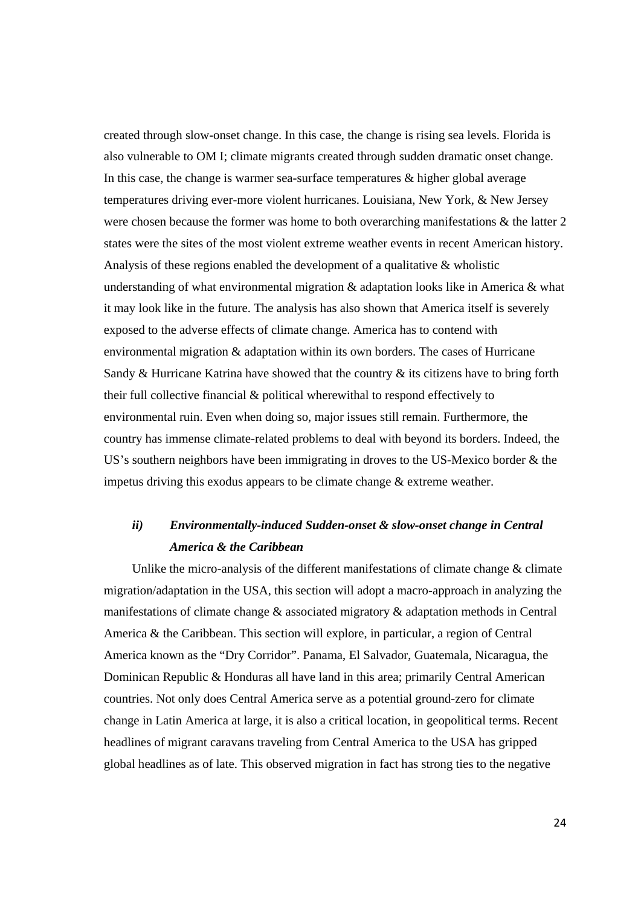created through slow-onset change. In this case, the change is rising sea levels. Florida is also vulnerable to OM I; climate migrants created through sudden dramatic onset change. In this case, the change is warmer sea-surface temperatures & higher global average temperatures driving ever-more violent hurricanes. Louisiana, New York, & New Jersey were chosen because the former was home to both overarching manifestations & the latter 2 states were the sites of the most violent extreme weather events in recent American history. Analysis of these regions enabled the development of a qualitative & wholistic understanding of what environmental migration & adaptation looks like in America & what it may look like in the future. The analysis has also shown that America itself is severely exposed to the adverse effects of climate change. America has to contend with environmental migration & adaptation within its own borders. The cases of Hurricane Sandy & Hurricane Katrina have showed that the country & its citizens have to bring forth their full collective financial & political wherewithal to respond effectively to environmental ruin. Even when doing so, major issues still remain. Furthermore, the country has immense climate-related problems to deal with beyond its borders. Indeed, the US's southern neighbors have been immigrating in droves to the US-Mexico border & the impetus driving this exodus appears to be climate change & extreme weather.

### *ii) Environmentally-induced Sudden-onset & slow-onset change in Central America & the Caribbean*

Unlike the micro-analysis of the different manifestations of climate change & climate migration/adaptation in the USA, this section will adopt a macro-approach in analyzing the manifestations of climate change & associated migratory & adaptation methods in Central America & the Caribbean. This section will explore, in particular, a region of Central America known as the "Dry Corridor". Panama, El Salvador, Guatemala, Nicaragua, the Dominican Republic & Honduras all have land in this area; primarily Central American countries. Not only does Central America serve as a potential ground-zero for climate change in Latin America at large, it is also a critical location, in geopolitical terms. Recent headlines of migrant caravans traveling from Central America to the USA has gripped global headlines as of late. This observed migration in fact has strong ties to the negative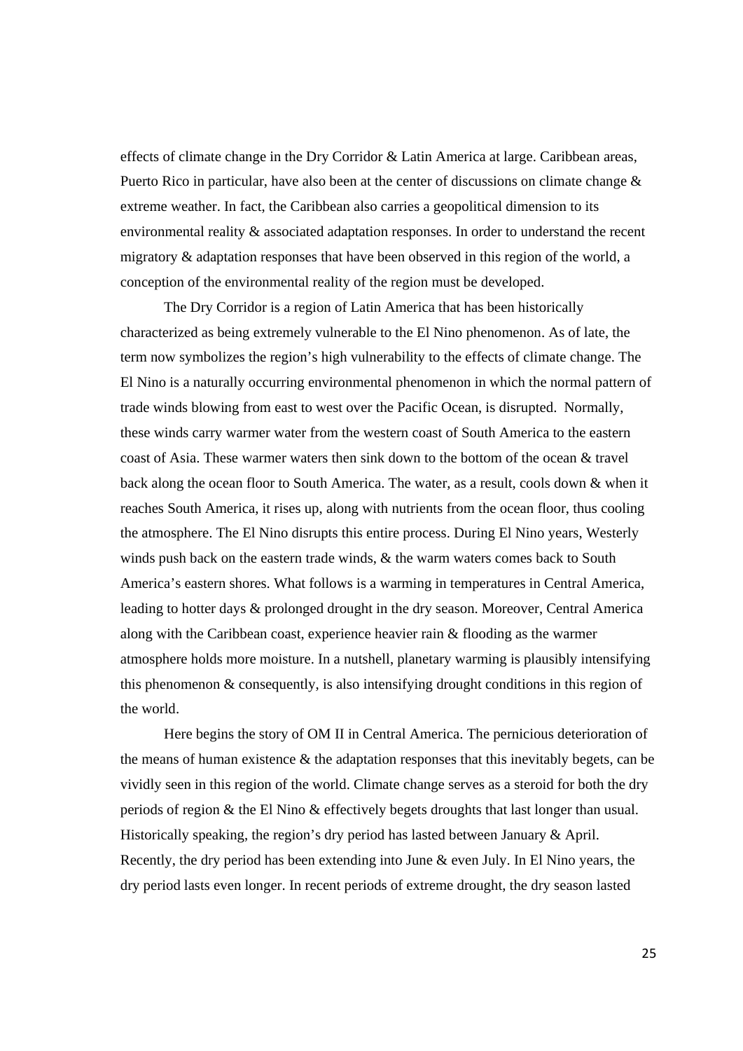effects of climate change in the Dry Corridor & Latin America at large. Caribbean areas, Puerto Rico in particular, have also been at the center of discussions on climate change & extreme weather. In fact, the Caribbean also carries a geopolitical dimension to its environmental reality & associated adaptation responses. In order to understand the recent migratory & adaptation responses that have been observed in this region of the world, a conception of the environmental reality of the region must be developed.

The Dry Corridor is a region of Latin America that has been historically characterized as being extremely vulnerable to the El Nino phenomenon. As of late, the term now symbolizes the region's high vulnerability to the effects of climate change. The El Nino is a naturally occurring environmental phenomenon in which the normal pattern of trade winds blowing from east to west over the Pacific Ocean, is disrupted. Normally, these winds carry warmer water from the western coast of South America to the eastern coast of Asia. These warmer waters then sink down to the bottom of the ocean & travel back along the ocean floor to South America. The water, as a result, cools down & when it reaches South America, it rises up, along with nutrients from the ocean floor, thus cooling the atmosphere. The El Nino disrupts this entire process. During El Nino years, Westerly winds push back on the eastern trade winds, & the warm waters comes back to South America's eastern shores. What follows is a warming in temperatures in Central America, leading to hotter days & prolonged drought in the dry season. Moreover, Central America along with the Caribbean coast, experience heavier rain & flooding as the warmer atmosphere holds more moisture. In a nutshell, planetary warming is plausibly intensifying this phenomenon & consequently, is also intensifying drought conditions in this region of the world.

Here begins the story of OM II in Central America. The pernicious deterioration of the means of human existence & the adaptation responses that this inevitably begets, can be vividly seen in this region of the world. Climate change serves as a steroid for both the dry periods of region & the El Nino & effectively begets droughts that last longer than usual. Historically speaking, the region's dry period has lasted between January & April. Recently, the dry period has been extending into June & even July. In El Nino years, the dry period lasts even longer. In recent periods of extreme drought, the dry season lasted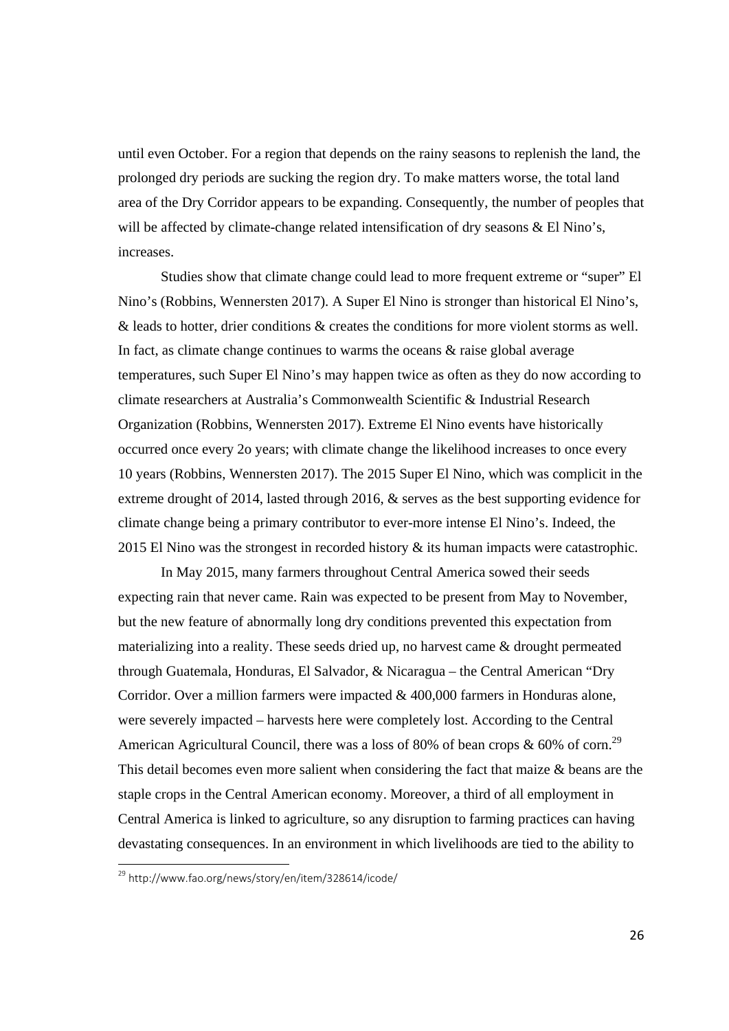until even October. For a region that depends on the rainy seasons to replenish the land, the prolonged dry periods are sucking the region dry. To make matters worse, the total land area of the Dry Corridor appears to be expanding. Consequently, the number of peoples that will be affected by climate-change related intensification of dry seasons & El Nino's, increases.

Studies show that climate change could lead to more frequent extreme or "super" El Nino's (Robbins, Wennersten 2017). A Super El Nino is stronger than historical El Nino's, & leads to hotter, drier conditions & creates the conditions for more violent storms as well. In fact, as climate change continues to warms the oceans & raise global average temperatures, such Super El Nino's may happen twice as often as they do now according to climate researchers at Australia's Commonwealth Scientific & Industrial Research Organization (Robbins, Wennersten 2017). Extreme El Nino events have historically occurred once every 2o years; with climate change the likelihood increases to once every 10 years (Robbins, Wennersten 2017). The 2015 Super El Nino, which was complicit in the extreme drought of 2014, lasted through 2016, & serves as the best supporting evidence for climate change being a primary contributor to ever-more intense El Nino's. Indeed, the 2015 El Nino was the strongest in recorded history & its human impacts were catastrophic.

In May 2015, many farmers throughout Central America sowed their seeds expecting rain that never came. Rain was expected to be present from May to November, but the new feature of abnormally long dry conditions prevented this expectation from materializing into a reality. These seeds dried up, no harvest came & drought permeated through Guatemala, Honduras, El Salvador, & Nicaragua – the Central American "Dry Corridor. Over a million farmers were impacted & 400,000 farmers in Honduras alone, were severely impacted – harvests here were completely lost. According to the Central American Agricultural Council, there was a loss of 80% of bean crops & 60% of corn.[29] This detail becomes even more salient when considering the fact that maize & beans are the staple crops in the Central American economy. Moreover, a third of all employment in Central America is linked to agriculture, so any disruption to farming practices can having devastating consequences. In an environment in which livelihoods are tied to the ability to

[29] http://www.fao.org/news/story/en/item/328614/icode/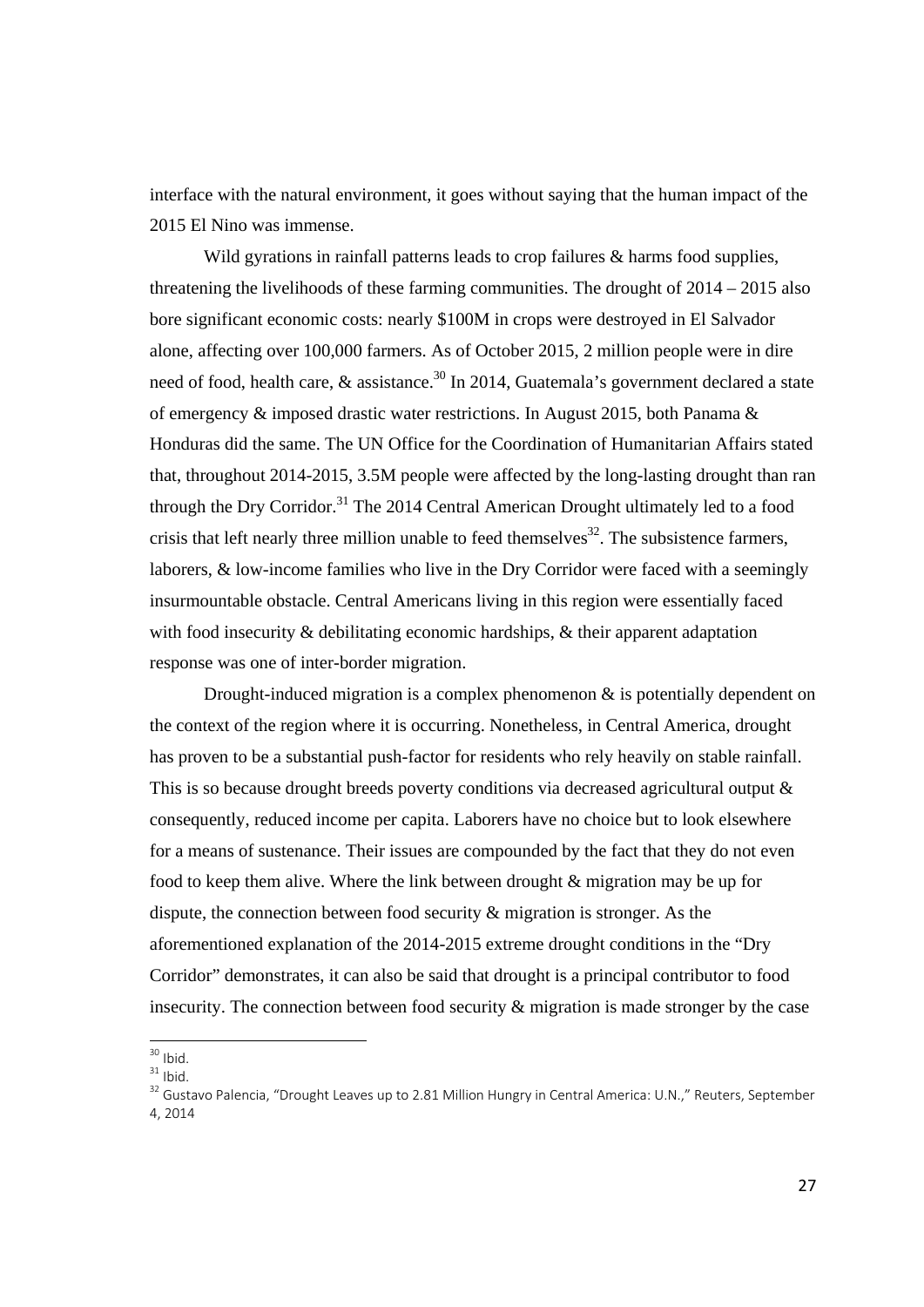interface with the natural environment, it goes without saying that the human impact of the 2015 El Nino was immense.

Wild gyrations in rainfall patterns leads to crop failures & harms food supplies, threatening the livelihoods of these farming communities. The drought of 2014 – 2015 also bore significant economic costs: nearly $100M in crops were destroyed in El Salvador alone, affecting over 100,000 farmers. As of October 2015, 2 million people were in dire need of food, health care, & assistance.[30] In 2014, Guatemala's government declared a state of emergency & imposed drastic water restrictions. In August 2015, both Panama & Honduras did the same. The UN Office for the Coordination of Humanitarian Affairs stated that, throughout 2014-2015, 3.5M people were affected by the long-lasting drought than ran through the Dry Corridor.[31] The 2014 Central American Drought ultimately led to a food crisis that left nearly three million unable to feed themselves[32]. The subsistence farmers, laborers, & low-income families who live in the Dry Corridor were faced with a seemingly insurmountable obstacle. Central Americans living in this region were essentially faced with food insecurity & debilitating economic hardships, & their apparent adaptation response was one of inter-border migration.

Drought-induced migration is a complex phenomenon & is potentially dependent on the context of the region where it is occurring. Nonetheless, in Central America, drought has proven to be a substantial push-factor for residents who rely heavily on stable rainfall. This is so because drought breeds poverty conditions via decreased agricultural output & consequently, reduced income per capita. Laborers have no choice but to look elsewhere for a means of sustenance. Their issues are compounded by the fact that they do not even food to keep them alive. Where the link between drought & migration may be up for dispute, the connection between food security & migration is stronger. As the aforementioned explanation of the 2014-2015 extreme drought conditions in the "Dry Corridor" demonstrates, it can also be said that drought is a principal contributor to food insecurity. The connection between food security & migration is made stronger by the case

[30] Ibid.

[31] Ibid.

[32] Gustavo Palencia, "Drought Leaves up to 2.81 Million Hungry in Central America: U.N.," Reuters, September 4, 2014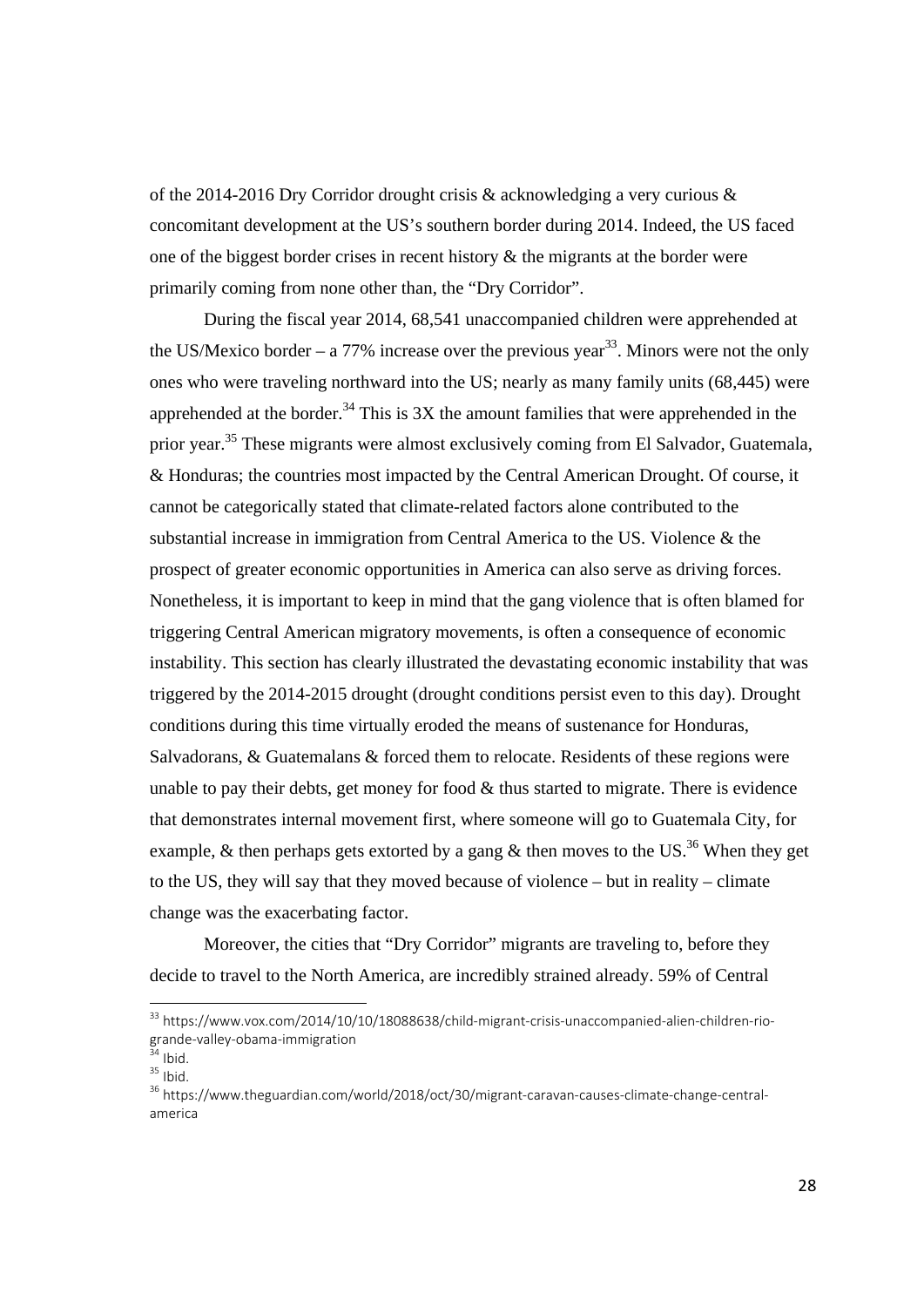of the 2014-2016 Dry Corridor drought crisis & acknowledging a very curious & concomitant development at the US's southern border during 2014. Indeed, the US faced one of the biggest border crises in recent history & the migrants at the border were primarily coming from none other than, the "Dry Corridor".

During the fiscal year 2014, 68,541 unaccompanied children were apprehended at the US/Mexico border – a 77% increase over the previous year[33]. Minors were not the only ones who were traveling northward into the US; nearly as many family units (68,445) were apprehended at the border.[34] This is 3X the amount families that were apprehended in the prior year.[35] These migrants were almost exclusively coming from El Salvador, Guatemala, & Honduras; the countries most impacted by the Central American Drought. Of course, it cannot be categorically stated that climate-related factors alone contributed to the substantial increase in immigration from Central America to the US. Violence & the prospect of greater economic opportunities in America can also serve as driving forces. Nonetheless, it is important to keep in mind that the gang violence that is often blamed for triggering Central American migratory movements, is often a consequence of economic instability. This section has clearly illustrated the devastating economic instability that was triggered by the 2014-2015 drought (drought conditions persist even to this day). Drought conditions during this time virtually eroded the means of sustenance for Honduras, Salvadorans, & Guatemalans & forced them to relocate. Residents of these regions were unable to pay their debts, get money for food & thus started to migrate. There is evidence that demonstrates internal movement first, where someone will go to Guatemala City, for example, & then perhaps gets extorted by a gang & then moves to the US.[36] When they get to the US, they will say that they moved because of violence – but in reality – climate change was the exacerbating factor.

Moreover, the cities that "Dry Corridor" migrants are traveling to, before they decide to travel to the North America, are incredibly strained already. 59% of Central

---

[33] https://www.vox.com/2014/10/10/18088638/child-migrant-crisis-unaccompanied-alien-children-rio-grande-valley-obama-immigration

[34] Ibid.

[35] Ibid.

[36] https://www.theguardian.com/world/2018/oct/30/migrant-caravan-causes-climate-change-central-america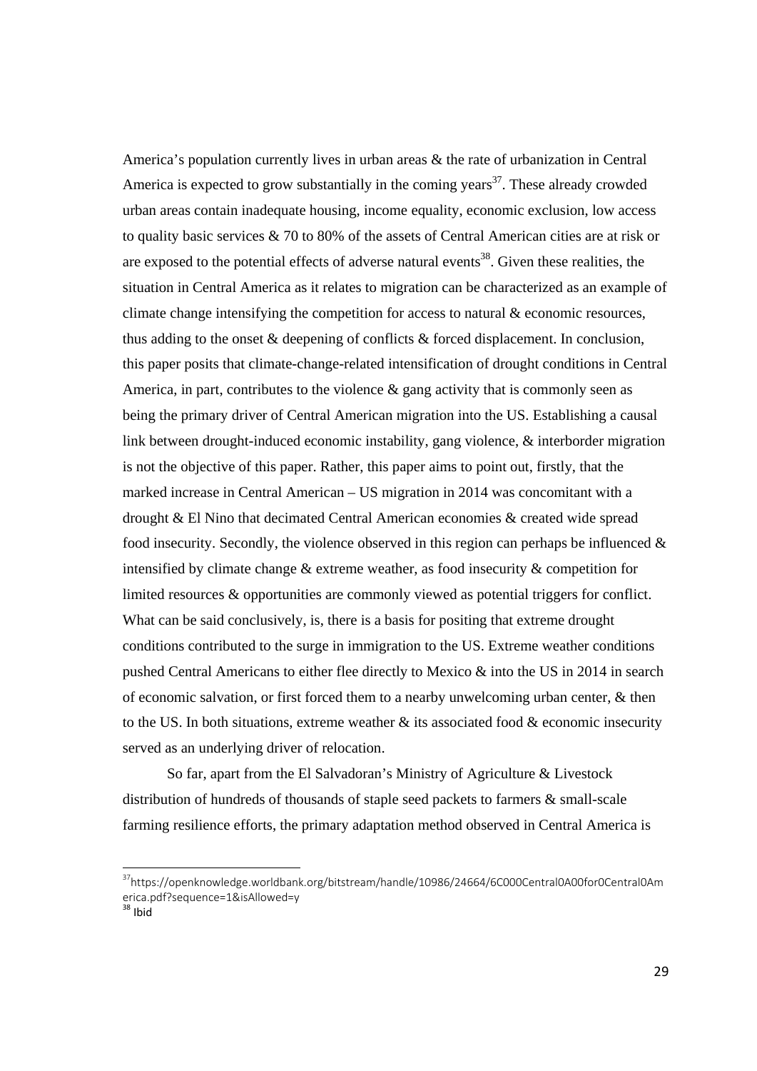America's population currently lives in urban areas & the rate of urbanization in Central America is expected to grow substantially in the coming years[37]. These already crowded urban areas contain inadequate housing, income equality, economic exclusion, low access to quality basic services & 70 to 80% of the assets of Central American cities are at risk or are exposed to the potential effects of adverse natural events[38]. Given these realities, the situation in Central America as it relates to migration can be characterized as an example of climate change intensifying the competition for access to natural & economic resources, thus adding to the onset & deepening of conflicts & forced displacement. In conclusion, this paper posits that climate-change-related intensification of drought conditions in Central America, in part, contributes to the violence & gang activity that is commonly seen as being the primary driver of Central American migration into the US. Establishing a causal link between drought-induced economic instability, gang violence, & interborder migration is not the objective of this paper. Rather, this paper aims to point out, firstly, that the marked increase in Central American – US migration in 2014 was concomitant with a drought & El Nino that decimated Central American economies & created wide spread food insecurity. Secondly, the violence observed in this region can perhaps be influenced & intensified by climate change & extreme weather, as food insecurity & competition for limited resources & opportunities are commonly viewed as potential triggers for conflict. What can be said conclusively, is, there is a basis for positing that extreme drought conditions contributed to the surge in immigration to the US. Extreme weather conditions pushed Central Americans to either flee directly to Mexico & into the US in 2014 in search of economic salvation, or first forced them to a nearby unwelcoming urban center, & then to the US. In both situations, extreme weather & its associated food & economic insecurity served as an underlying driver of relocation.

So far, apart from the El Salvadoran's Ministry of Agriculture & Livestock distribution of hundreds of thousands of staple seed packets to farmers & small-scale farming resilience efforts, the primary adaptation method observed in Central America is

---

[37] https://openknowledge.worldbank.org/bitstream/handle/10986/24664/6C000Central0A00for0Central0America.pdf?sequence=1&isAllowed=y

[38] Ibid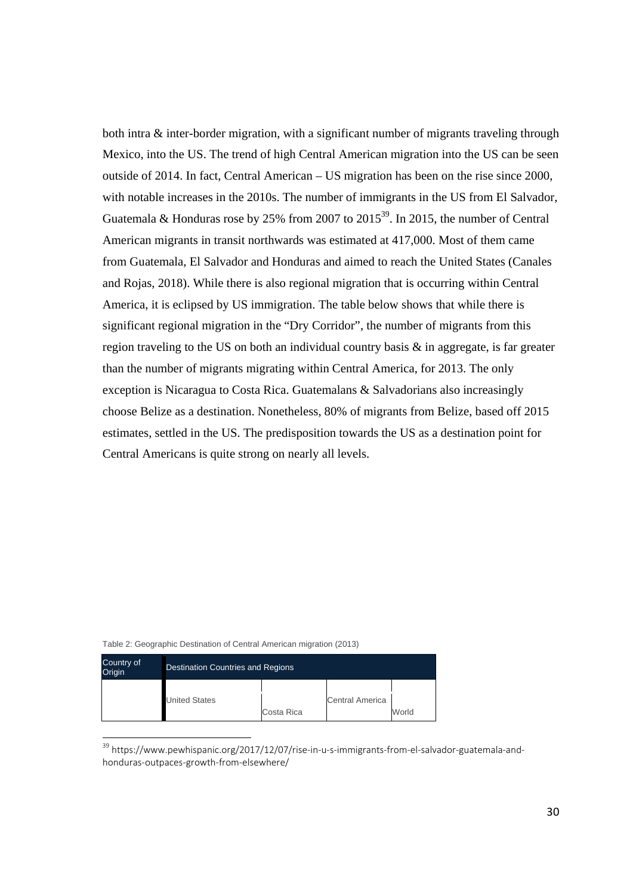both intra & inter-border migration, with a significant number of migrants traveling through Mexico, into the US. The trend of high Central American migration into the US can be seen outside of 2014. In fact, Central American – US migration has been on the rise since 2000, with notable increases in the 2010s. The number of immigrants in the US from El Salvador, Guatemala & Honduras rose by 25% from 2007 to 2015[39]. In 2015, the number of Central American migrants in transit northwards was estimated at 417,000. Most of them came from Guatemala, El Salvador and Honduras and aimed to reach the United States (Canales and Rojas, 2018). While there is also regional migration that is occurring within Central America, it is eclipsed by US immigration. The table below shows that while there is significant regional migration in the "Dry Corridor", the number of migrants from this region traveling to the US on both an individual country basis & in aggregate, is far greater than the number of migrants migrating within Central America, for 2013. The only exception is Nicaragua to Costa Rica. Guatemalans & Salvadorians also increasingly choose Belize as a destination. Nonetheless, 80% of migrants from Belize, based off 2015 estimates, settled in the US. The predisposition towards the US as a destination point for Central Americans is quite strong on nearly all levels.

Table 2: Geographic Destination of Central American migration (2013)

| Country of Origin | Destination Countries and Regions | | | |
|---|---|---|---|---|
| | United States | Costa Rica | Central America | World |

[39] https://www.pewhispanic.org/2017/12/07/rise-in-u-s-immigrants-from-el-salvador-guatemala-and-honduras-outpaces-growth-from-elsewhere/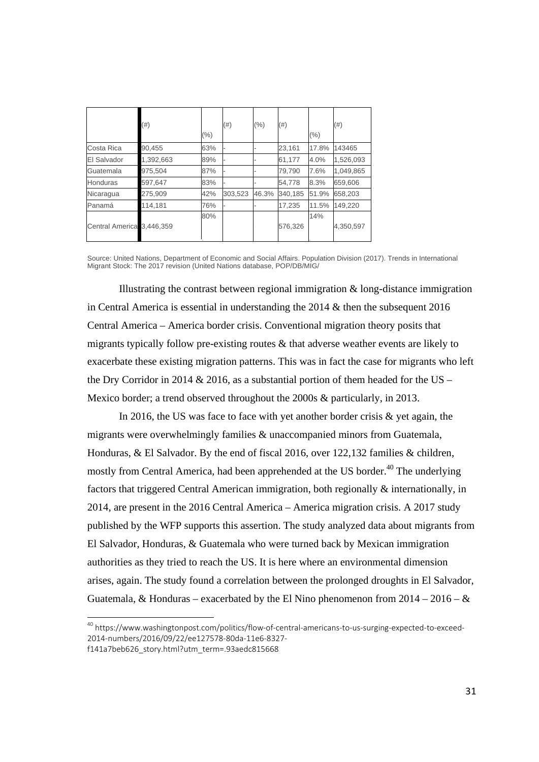| | (#) | (%) | (#) | (%) | (#) | (%) | (#) |
|---|---|---|---|---|---|---|---|
| Costa Rica | 90,455 | 63% | - | - | 23,161 | 17.8% | 143465 |
| El Salvador | 1,392,663 | 89% | - | - | 61,177 | 4.0% | 1,526,093 |
| Guatemala | 975,504 | 87% | - | - | 79,790 | 7.6% | 1,049,865 |
| Honduras | 597,647 | 83% | - | - | 54,778 | 8.3% | 659,606 |
| Nicaragua | 275,909 | 42% | 303,523 | 46.3% | 340,185 | 51.9% | 658,203 |
| Panamá | 114,181 | 76% | - | - | 17,235 | 11.5% | 149,220 |
| Central America | 3,446,359 | 80% | | | 576,326 | 14% | 4,350,597 |

Source: United Nations, Department of Economic and Social Affairs. Population Division (2017). Trends in International Migrant Stock: The 2017 revision (United Nations database, POP/DB/MIG/

Illustrating the contrast between regional immigration & long-distance immigration in Central America is essential in understanding the 2014 & then the subsequent 2016 Central America – America border crisis. Conventional migration theory posits that migrants typically follow pre-existing routes & that adverse weather events are likely to exacerbate these existing migration patterns. This was in fact the case for migrants who left the Dry Corridor in 2014 & 2016, as a substantial portion of them headed for the US – Mexico border; a trend observed throughout the 2000s & particularly, in 2013.

In 2016, the US was face to face with yet another border crisis & yet again, the migrants were overwhelmingly families & unaccompanied minors from Guatemala, Honduras, & El Salvador. By the end of fiscal 2016, over 122,132 families & children, mostly from Central America, had been apprehended at the US border.[40] The underlying factors that triggered Central American immigration, both regionally & internationally, in 2014, are present in the 2016 Central America – America migration crisis. A 2017 study published by the WFP supports this assertion. The study analyzed data about migrants from El Salvador, Honduras, & Guatemala who were turned back by Mexican immigration authorities as they tried to reach the US. It is here where an environmental dimension arises, again. The study found a correlation between the prolonged droughts in El Salvador, Guatemala, & Honduras – exacerbated by the El Nino phenomenon from 2014 – 2016 – &

[40] https://www.washingtonpost.com/politics/flow-of-central-americans-to-us-surging-expected-to-exceed-2014-numbers/2016/09/22/ee127578-80da-11e6-8327-f141a7beb626_story.html?utm_term=.93aedc815668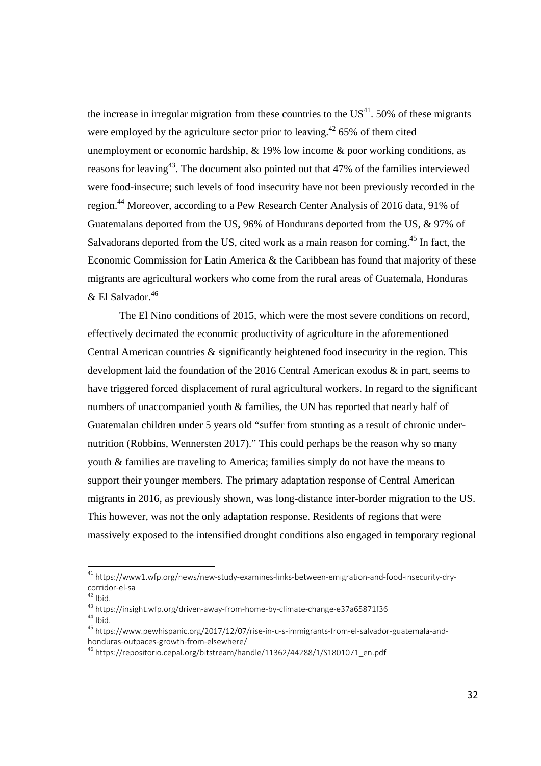the increase in irregular migration from these countries to the US[41]. 50% of these migrants were employed by the agriculture sector prior to leaving.[42] 65% of them cited unemployment or economic hardship, & 19% low income & poor working conditions, as reasons for leaving[43]. The document also pointed out that 47% of the families interviewed were food-insecure; such levels of food insecurity have not been previously recorded in the region.[44] Moreover, according to a Pew Research Center Analysis of 2016 data, 91% of Guatemalans deported from the US, 96% of Hondurans deported from the US, & 97% of Salvadorans deported from the US, cited work as a main reason for coming.[45] In fact, the Economic Commission for Latin America & the Caribbean has found that majority of these migrants are agricultural workers who come from the rural areas of Guatemala, Honduras & El Salvador.[46]

The El Nino conditions of 2015, which were the most severe conditions on record, effectively decimated the economic productivity of agriculture in the aforementioned Central American countries & significantly heightened food insecurity in the region. This development laid the foundation of the 2016 Central American exodus & in part, seems to have triggered forced displacement of rural agricultural workers. In regard to the significant numbers of unaccompanied youth & families, the UN has reported that nearly half of Guatemalan children under 5 years old "suffer from stunting as a result of chronic under-nutrition (Robbins, Wennersten 2017)." This could perhaps be the reason why so many youth & families are traveling to America; families simply do not have the means to support their younger members. The primary adaptation response of Central American migrants in 2016, as previously shown, was long-distance inter-border migration to the US. This however, was not the only adaptation response. Residents of regions that were massively exposed to the intensified drought conditions also engaged in temporary regional

---

[41] https://www1.wfp.org/news/new-study-examines-links-between-emigration-and-food-insecurity-dry-corridor-el-sa

[42] Ibid.

[43] https://insight.wfp.org/driven-away-from-home-by-climate-change-e37a65871f36

[44] Ibid.

[45] https://www.pewhispanic.org/2017/12/07/rise-in-u-s-immigrants-from-el-salvador-guatemala-and-honduras-outpaces-growth-from-elsewhere/

[46] https://repositorio.cepal.org/bitstream/handle/11362/44288/1/S1801071_en.pdf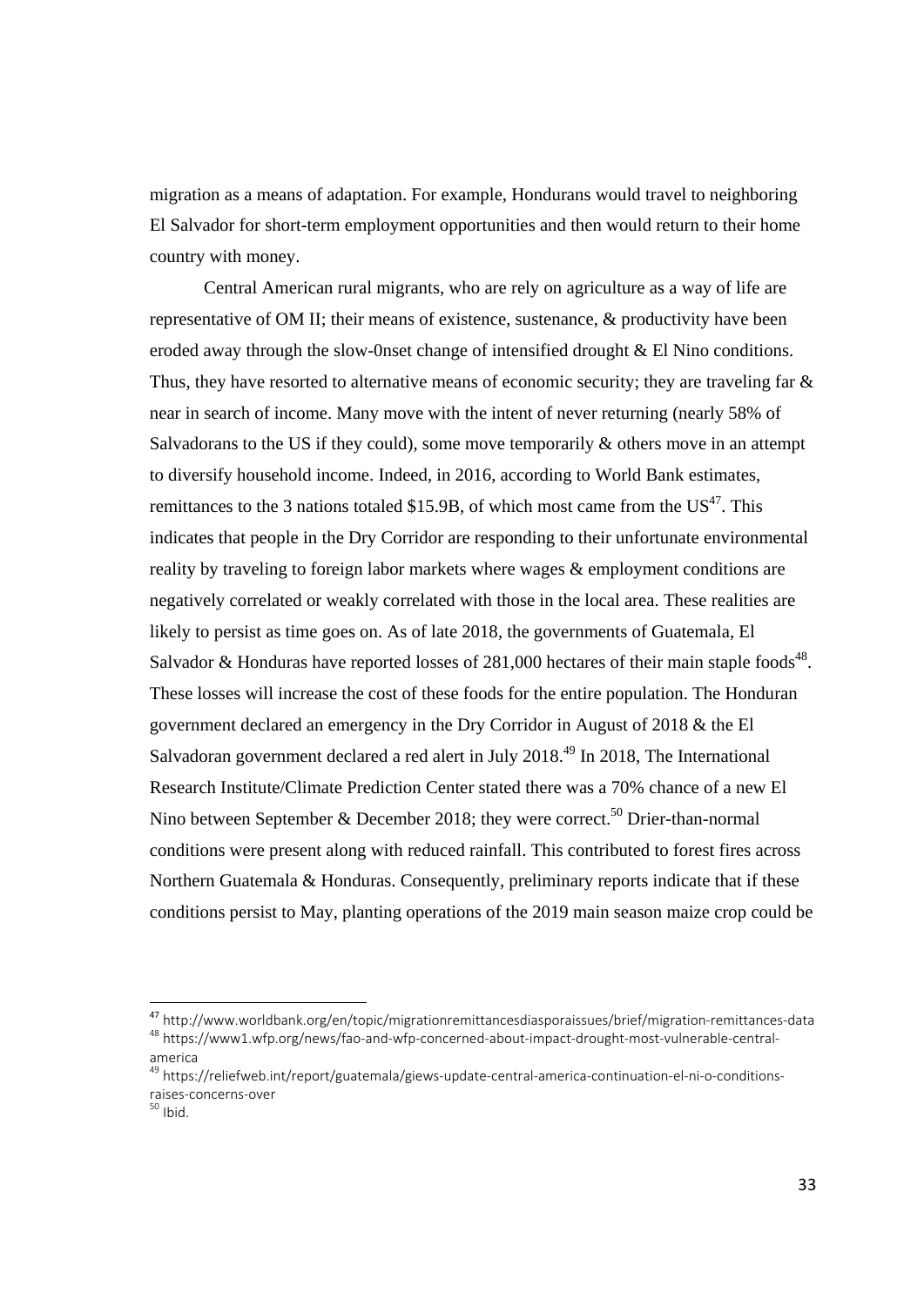migration as a means of adaptation. For example, Hondurans would travel to neighboring El Salvador for short-term employment opportunities and then would return to their home country with money.

Central American rural migrants, who are rely on agriculture as a way of life are representative of OM II; their means of existence, sustenance, & productivity have been eroded away through the slow-0nset change of intensified drought & El Nino conditions. Thus, they have resorted to alternative means of economic security; they are traveling far & near in search of income. Many move with the intent of never returning (nearly 58% of Salvadorans to the US if they could), some move temporarily & others move in an attempt to diversify household income. Indeed, in 2016, according to World Bank estimates, remittances to the 3 nations totaled $15.9B, of which most came from the US[47]. This indicates that people in the Dry Corridor are responding to their unfortunate environmental reality by traveling to foreign labor markets where wages & employment conditions are negatively correlated or weakly correlated with those in the local area. These realities are likely to persist as time goes on. As of late 2018, the governments of Guatemala, El Salvador & Honduras have reported losses of 281,000 hectares of their main staple foods[48]. These losses will increase the cost of these foods for the entire population. The Honduran government declared an emergency in the Dry Corridor in August of 2018 & the El Salvadoran government declared a red alert in July 2018.[49] In 2018, The International Research Institute/Climate Prediction Center stated there was a 70% chance of a new El Nino between September & December 2018; they were correct.[50] Drier-than-normal conditions were present along with reduced rainfall. This contributed to forest fires across Northern Guatemala & Honduras. Consequently, preliminary reports indicate that if these conditions persist to May, planting operations of the 2019 main season maize crop could be

---

[47] http://www.worldbank.org/en/topic/migrationremittancesdiasporaissues/brief/migration-remittances-data

[48] https://www1.wfp.org/news/fao-and-wfp-concerned-about-impact-drought-most-vulnerable-central-america

[49] https://reliefweb.int/report/guatemala/giews-update-central-america-continuation-el-ni-o-conditions-raises-concerns-over

[50] Ibid.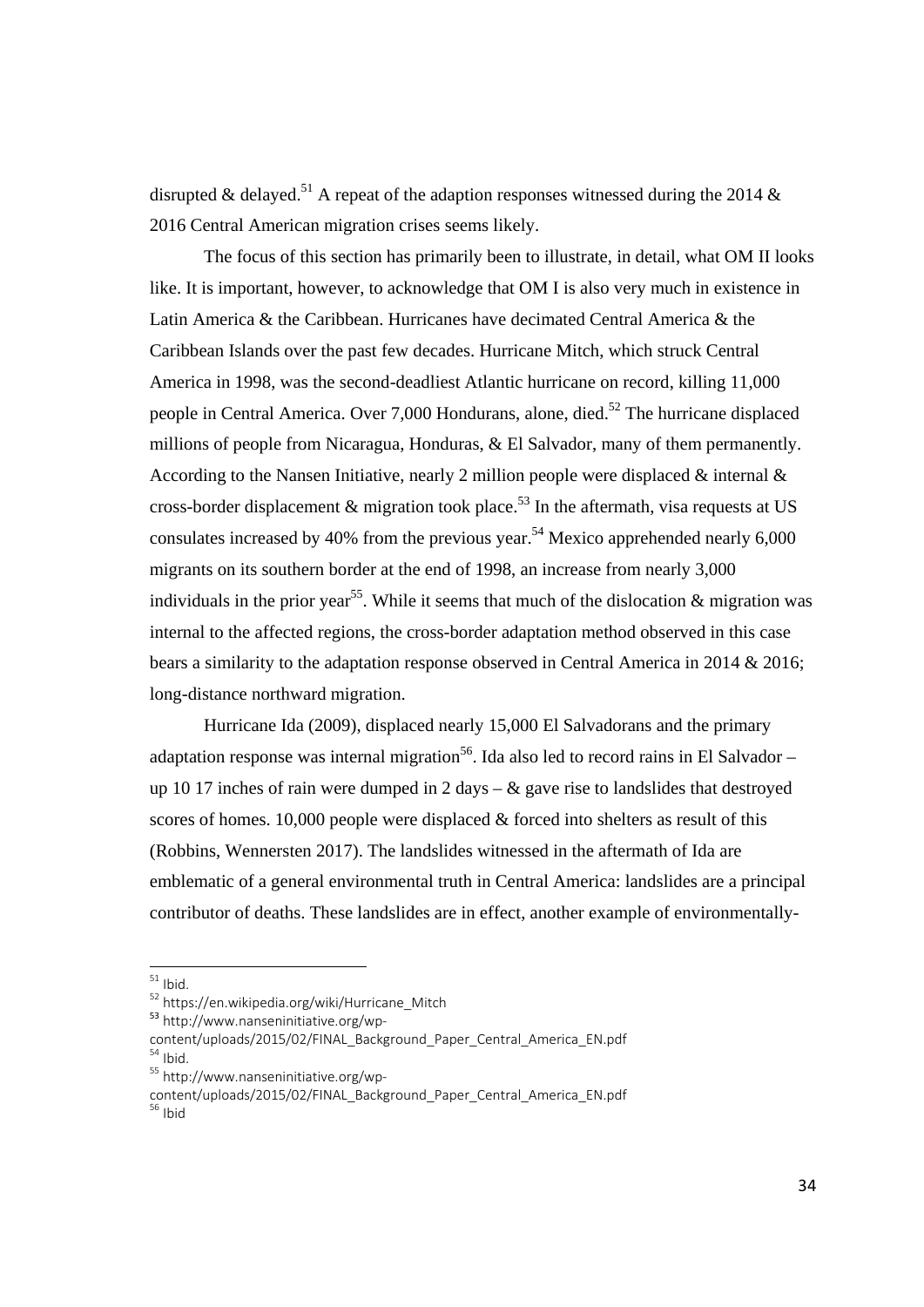disrupted & delayed.[51] A repeat of the adaption responses witnessed during the 2014 & 2016 Central American migration crises seems likely.

The focus of this section has primarily been to illustrate, in detail, what OM II looks like. It is important, however, to acknowledge that OM I is also very much in existence in Latin America & the Caribbean. Hurricanes have decimated Central America & the Caribbean Islands over the past few decades. Hurricane Mitch, which struck Central America in 1998, was the second-deadliest Atlantic hurricane on record, killing 11,000 people in Central America. Over 7,000 Hondurans, alone, died.[52] The hurricane displaced millions of people from Nicaragua, Honduras, & El Salvador, many of them permanently. According to the Nansen Initiative, nearly 2 million people were displaced & internal & cross-border displacement & migration took place.[53] In the aftermath, visa requests at US consulates increased by 40% from the previous year.[54] Mexico apprehended nearly 6,000 migrants on its southern border at the end of 1998, an increase from nearly 3,000 individuals in the prior year[55]. While it seems that much of the dislocation & migration was internal to the affected regions, the cross-border adaptation method observed in this case bears a similarity to the adaptation response observed in Central America in 2014 & 2016; long-distance northward migration.

Hurricane Ida (2009), displaced nearly 15,000 El Salvadorans and the primary adaptation response was internal migration[56]. Ida also led to record rains in El Salvador – up 10 17 inches of rain were dumped in 2 days – & gave rise to landslides that destroyed scores of homes. 10,000 people were displaced & forced into shelters as result of this (Robbins, Wennersten 2017). The landslides witnessed in the aftermath of Ida are emblematic of a general environmental truth in Central America: landslides are a principal contributor of deaths. These landslides are in effect, another example of environmentally-

---

[51] Ibid.

[52] https://en.wikipedia.org/wiki/Hurricane_Mitch

[53] http://www.nanseninitiative.org/wp-content/uploads/2015/02/FINAL_Background_Paper_Central_America_EN.pdf

[54] Ibid.

[55] http://www.nanseninitiative.org/wp-content/uploads/2015/02/FINAL_Background_Paper_Central_America_EN.pdf

[56] Ibid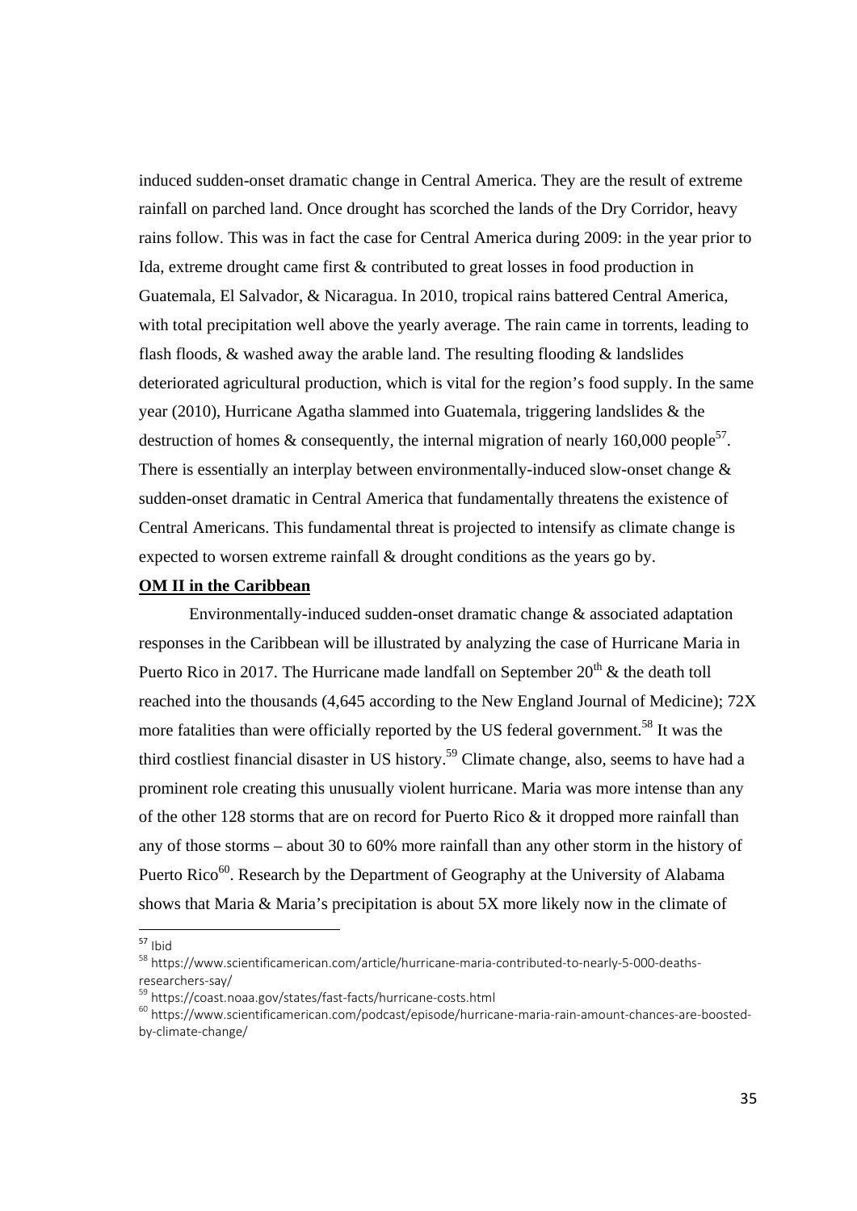induced sudden-onset dramatic change in Central America. They are the result of extreme rainfall on parched land. Once drought has scorched the lands of the Dry Corridor, heavy rains follow. This was in fact the case for Central America during 2009: in the year prior to Ida, extreme drought came first & contributed to great losses in food production in Guatemala, El Salvador, & Nicaragua. In 2010, tropical rains battered Central America, with total precipitation well above the yearly average. The rain came in torrents, leading to flash floods, & washed away the arable land. The resulting flooding & landslides deteriorated agricultural production, which is vital for the region's food supply. In the same year (2010), Hurricane Agatha slammed into Guatemala, triggering landslides & the destruction of homes & consequently, the internal migration of nearly 160,000 people[57]. There is essentially an interplay between environmentally-induced slow-onset change & sudden-onset dramatic in Central America that fundamentally threatens the existence of Central Americans. This fundamental threat is projected to intensify as climate change is expected to worsen extreme rainfall & drought conditions as the years go by.

**OM II in the Caribbean**

Environmentally-induced sudden-onset dramatic change & associated adaptation responses in the Caribbean will be illustrated by analyzing the case of Hurricane Maria in Puerto Rico in 2017. The Hurricane made landfall on September 20th & the death toll reached into the thousands (4,645 according to the New England Journal of Medicine); 72X more fatalities than were officially reported by the US federal government.[58] It was the third costliest financial disaster in US history.[59] Climate change, also, seems to have had a prominent role creating this unusually violent hurricane. Maria was more intense than any of the other 128 storms that are on record for Puerto Rico & it dropped more rainfall than any of those storms – about 30 to 60% more rainfall than any other storm in the history of Puerto Rico[60]. Research by the Department of Geography at the University of Alabama shows that Maria & Maria's precipitation is about 5X more likely now in the climate of

---

[57] Ibid

[58] https://www.scientificamerican.com/article/hurricane-maria-contributed-to-nearly-5-000-deaths-researchers-say/

[59] https://coast.noaa.gov/states/fast-facts/hurricane-costs.html

[60] https://www.scientificamerican.com/podcast/episode/hurricane-maria-rain-amount-chances-are-boosted-by-climate-change/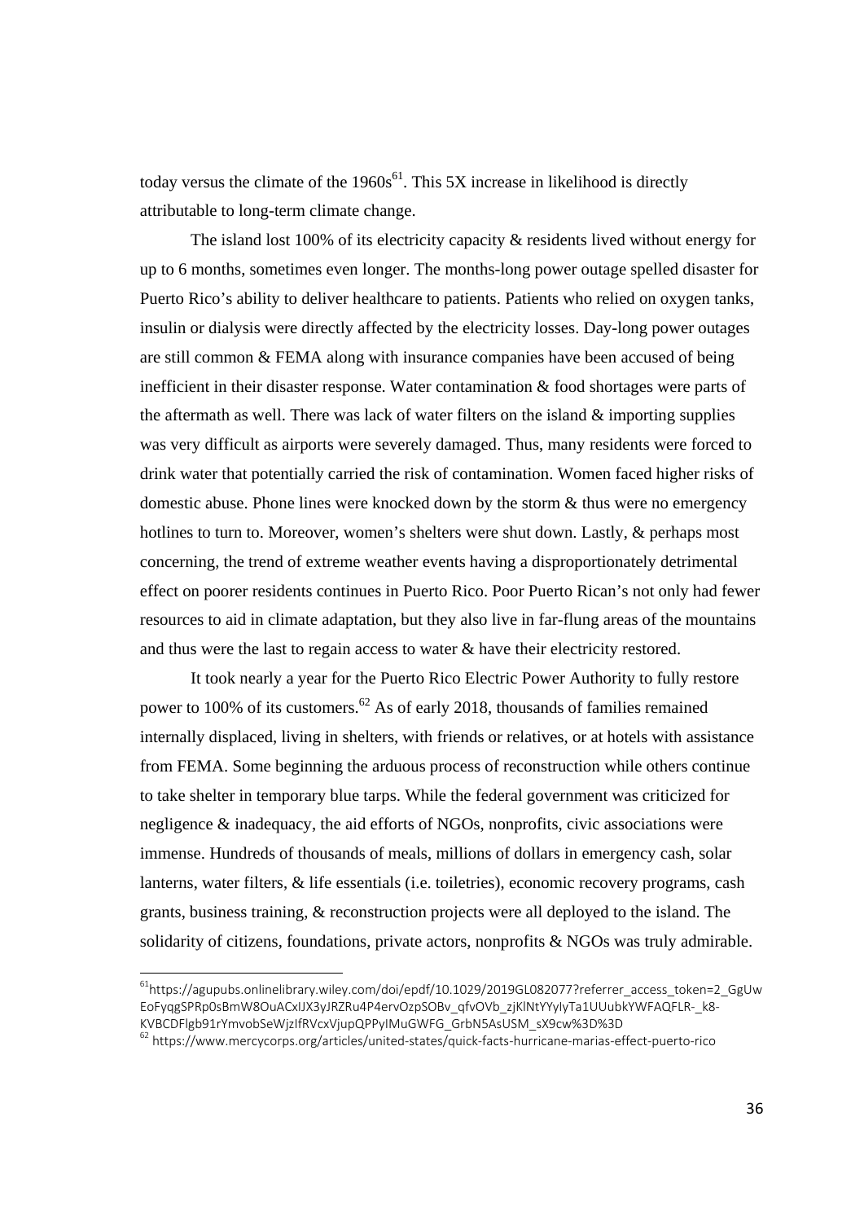today versus the climate of the 1960s[61]. This 5X increase in likelihood is directly attributable to long-term climate change.

The island lost 100% of its electricity capacity & residents lived without energy for up to 6 months, sometimes even longer. The months-long power outage spelled disaster for Puerto Rico's ability to deliver healthcare to patients. Patients who relied on oxygen tanks, insulin or dialysis were directly affected by the electricity losses. Day-long power outages are still common & FEMA along with insurance companies have been accused of being inefficient in their disaster response. Water contamination & food shortages were parts of the aftermath as well. There was lack of water filters on the island & importing supplies was very difficult as airports were severely damaged. Thus, many residents were forced to drink water that potentially carried the risk of contamination. Women faced higher risks of domestic abuse. Phone lines were knocked down by the storm & thus were no emergency hotlines to turn to. Moreover, women's shelters were shut down. Lastly, & perhaps most concerning, the trend of extreme weather events having a disproportionately detrimental effect on poorer residents continues in Puerto Rico. Poor Puerto Rican's not only had fewer resources to aid in climate adaptation, but they also live in far-flung areas of the mountains and thus were the last to regain access to water & have their electricity restored.

It took nearly a year for the Puerto Rico Electric Power Authority to fully restore power to 100% of its customers.[62] As of early 2018, thousands of families remained internally displaced, living in shelters, with friends or relatives, or at hotels with assistance from FEMA. Some beginning the arduous process of reconstruction while others continue to take shelter in temporary blue tarps. While the federal government was criticized for negligence & inadequacy, the aid efforts of NGOs, nonprofits, civic associations were immense. Hundreds of thousands of meals, millions of dollars in emergency cash, solar lanterns, water filters, & life essentials (i.e. toiletries), economic recovery programs, cash grants, business training, & reconstruction projects were all deployed to the island. The solidarity of citizens, foundations, private actors, nonprofits & NGOs was truly admirable.

---

[61] https://agupubs.onlinelibrary.wiley.com/doi/epdf/10.1029/2019GL082077?referrer_access_token=2_GgUwEoFyqgSPRp0sBmW8OuACxIJX3yJRZRu4P4ervOzpSOBv_qfvOVb_zjKlNtYYyIyTa1UUubkYWFAQFLR-_k8-KVBCDFlgb91rYmvobSeWjzIfRVcxVjupQPPyIMuGWFG_GrbN5AsUSM_sX9cw%3D%3D

[62] https://www.mercycorps.org/articles/united-states/quick-facts-hurricane-marias-effect-puerto-rico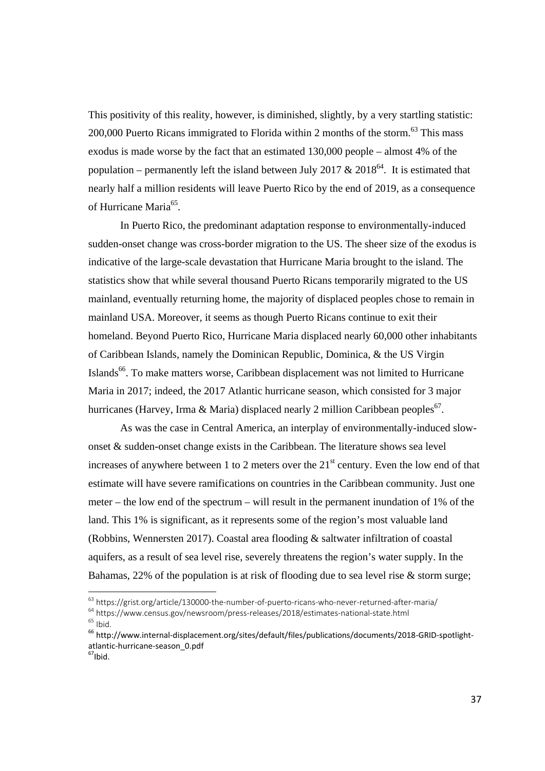This positivity of this reality, however, is diminished, slightly, by a very startling statistic: 200,000 Puerto Ricans immigrated to Florida within 2 months of the storm.[63] This mass exodus is made worse by the fact that an estimated 130,000 people – almost 4% of the population – permanently left the island between July 2017 & 2018[64]. It is estimated that nearly half a million residents will leave Puerto Rico by the end of 2019, as a consequence of Hurricane Maria[65].

In Puerto Rico, the predominant adaptation response to environmentally-induced sudden-onset change was cross-border migration to the US. The sheer size of the exodus is indicative of the large-scale devastation that Hurricane Maria brought to the island. The statistics show that while several thousand Puerto Ricans temporarily migrated to the US mainland, eventually returning home, the majority of displaced peoples chose to remain in mainland USA. Moreover, it seems as though Puerto Ricans continue to exit their homeland. Beyond Puerto Rico, Hurricane Maria displaced nearly 60,000 other inhabitants of Caribbean Islands, namely the Dominican Republic, Dominica, & the US Virgin Islands[66]. To make matters worse, Caribbean displacement was not limited to Hurricane Maria in 2017; indeed, the 2017 Atlantic hurricane season, which consisted for 3 major hurricanes (Harvey, Irma & Maria) displaced nearly 2 million Caribbean peoples[67].

As was the case in Central America, an interplay of environmentally-induced slow-onset & sudden-onset change exists in the Caribbean. The literature shows sea level increases of anywhere between 1 to 2 meters over the 21st century. Even the low end of that estimate will have severe ramifications on countries in the Caribbean community. Just one meter – the low end of the spectrum – will result in the permanent inundation of 1% of the land. This 1% is significant, as it represents some of the region's most valuable land (Robbins, Wennersten 2017). Coastal area flooding & saltwater infiltration of coastal aquifers, as a result of sea level rise, severely threatens the region's water supply. In the Bahamas, 22% of the population is at risk of flooding due to sea level rise & storm surge;

---

[63] https://grist.org/article/130000-the-number-of-puerto-ricans-who-never-returned-after-maria/

[64] https://www.census.gov/newsroom/press-releases/2018/estimates-national-state.html

[65] Ibid.

[66] http://www.internal-displacement.org/sites/default/files/publications/documents/2018-GRID-spotlight-atlantic-hurricane-season_0.pdf

[67] Ibid.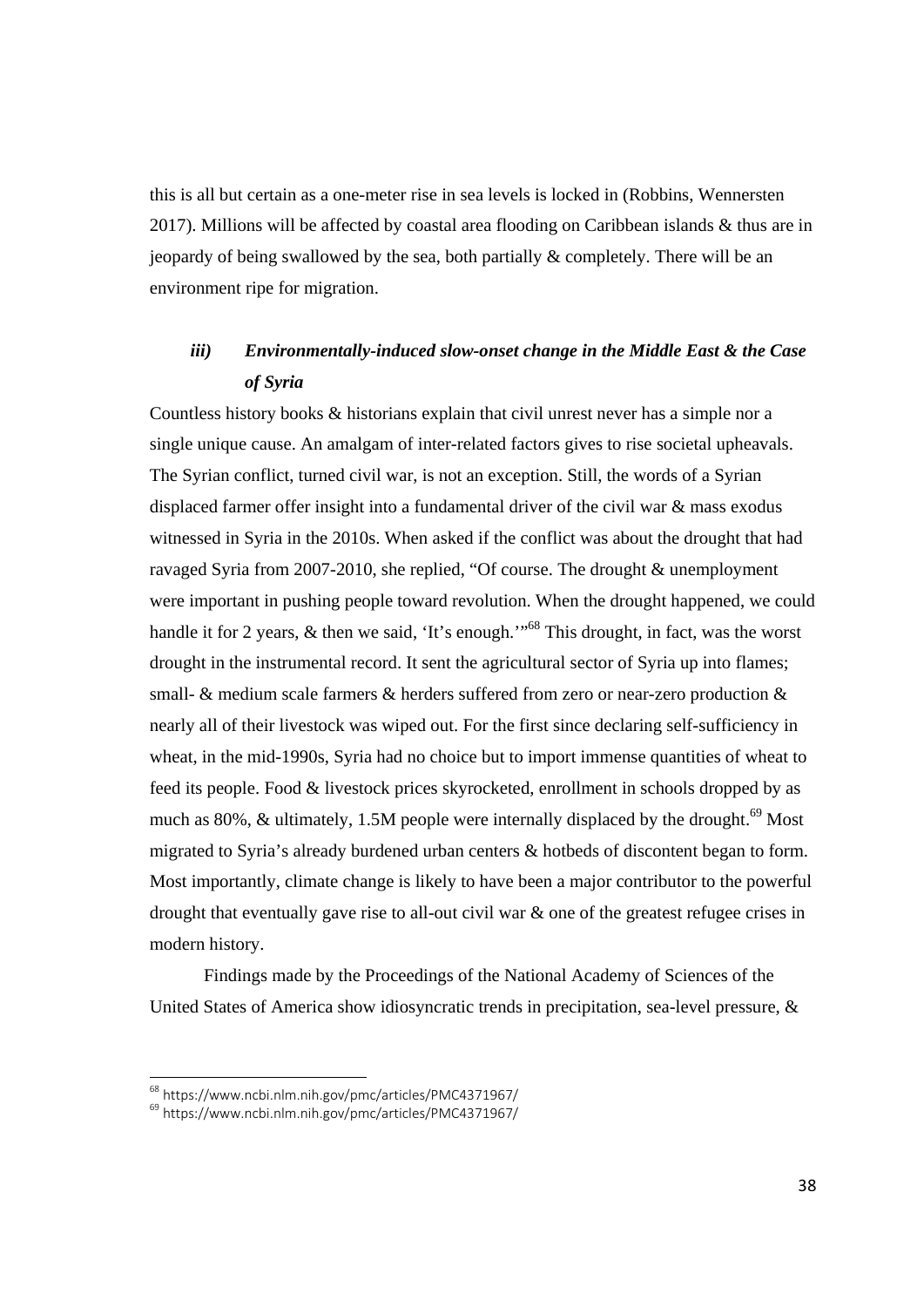this is all but certain as a one-meter rise in sea levels is locked in (Robbins, Wennersten 2017). Millions will be affected by coastal area flooding on Caribbean islands & thus are in jeopardy of being swallowed by the sea, both partially & completely. There will be an environment ripe for migration.

### *iii) Environmentally-induced slow-onset change in the Middle East & the Case of Syria*

Countless history books & historians explain that civil unrest never has a simple nor a single unique cause. An amalgam of inter-related factors gives to rise societal upheavals. The Syrian conflict, turned civil war, is not an exception. Still, the words of a Syrian displaced farmer offer insight into a fundamental driver of the civil war & mass exodus witnessed in Syria in the 2010s. When asked if the conflict was about the drought that had ravaged Syria from 2007-2010, she replied, "Of course. The drought & unemployment were important in pushing people toward revolution. When the drought happened, we could handle it for 2 years, & then we said, 'It's enough.'"[68] This drought, in fact, was the worst drought in the instrumental record. It sent the agricultural sector of Syria up into flames; small- & medium scale farmers & herders suffered from zero or near-zero production & nearly all of their livestock was wiped out. For the first since declaring self-sufficiency in wheat, in the mid-1990s, Syria had no choice but to import immense quantities of wheat to feed its people. Food & livestock prices skyrocketed, enrollment in schools dropped by as much as 80%, & ultimately, 1.5M people were internally displaced by the drought.[69] Most migrated to Syria's already burdened urban centers & hotbeds of discontent began to form. Most importantly, climate change is likely to have been a major contributor to the powerful drought that eventually gave rise to all-out civil war & one of the greatest refugee crises in modern history.

Findings made by the Proceedings of the National Academy of Sciences of the United States of America show idiosyncratic trends in precipitation, sea-level pressure, &

---

[68] https://www.ncbi.nlm.nih.gov/pmc/articles/PMC4371967/

[69] https://www.ncbi.nlm.nih.gov/pmc/articles/PMC4371967/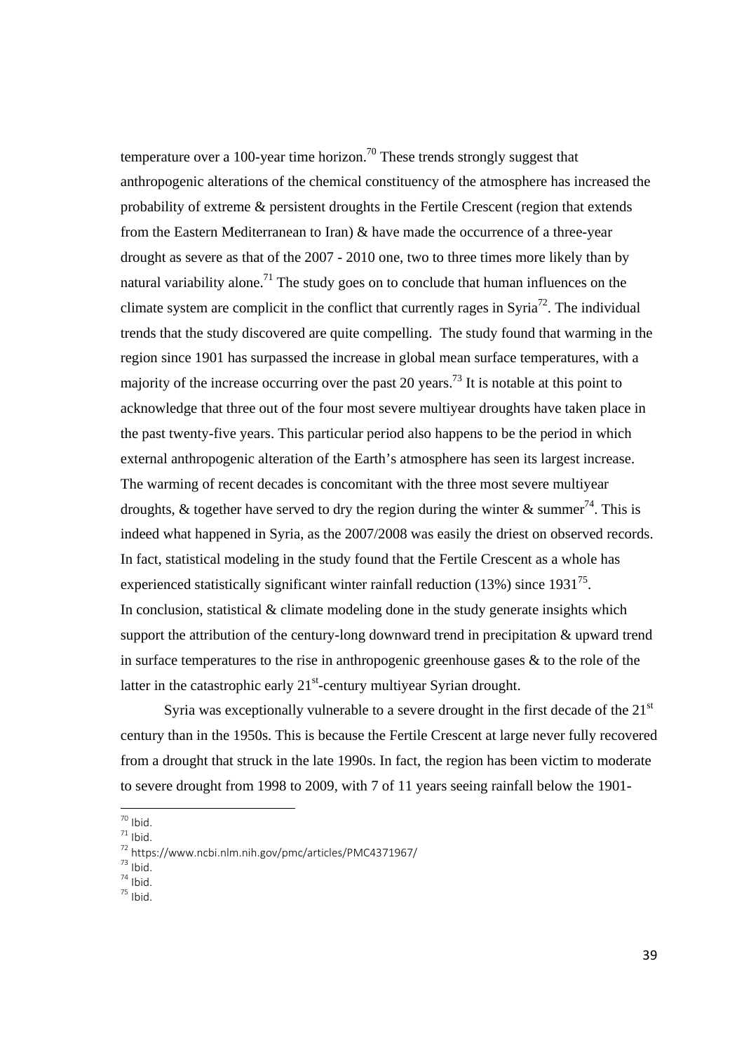temperature over a 100-year time horizon.[70] These trends strongly suggest that anthropogenic alterations of the chemical constituency of the atmosphere has increased the probability of extreme & persistent droughts in the Fertile Crescent (region that extends from the Eastern Mediterranean to Iran) & have made the occurrence of a three-year drought as severe as that of the 2007 - 2010 one, two to three times more likely than by natural variability alone.[71] The study goes on to conclude that human influences on the climate system are complicit in the conflict that currently rages in Syria[72]. The individual trends that the study discovered are quite compelling. The study found that warming in the region since 1901 has surpassed the increase in global mean surface temperatures, with a majority of the increase occurring over the past 20 years.[73] It is notable at this point to acknowledge that three out of the four most severe multiyear droughts have taken place in the past twenty-five years. This particular period also happens to be the period in which external anthropogenic alteration of the Earth's atmosphere has seen its largest increase. The warming of recent decades is concomitant with the three most severe multiyear droughts, & together have served to dry the region during the winter & summer[74]. This is indeed what happened in Syria, as the 2007/2008 was easily the driest on observed records. In fact, statistical modeling in the study found that the Fertile Crescent as a whole has experienced statistically significant winter rainfall reduction (13%) since 1931[75].
In conclusion, statistical & climate modeling done in the study generate insights which support the attribution of the century-long downward trend in precipitation & upward trend in surface temperatures to the rise in anthropogenic greenhouse gases & to the role of the latter in the catastrophic early 21st-century multiyear Syrian drought.

Syria was exceptionally vulnerable to a severe drought in the first decade of the 21st century than in the 1950s. This is because the Fertile Crescent at large never fully recovered from a drought that struck in the late 1990s. In fact, the region has been victim to moderate to severe drought from 1998 to 2009, with 7 of 11 years seeing rainfall below the 1901-

[70] Ibid.
[71] Ibid.
[72] https://www.ncbi.nlm.nih.gov/pmc/articles/PMC4371967/
[73] Ibid.
[74] Ibid.
[75] Ibid.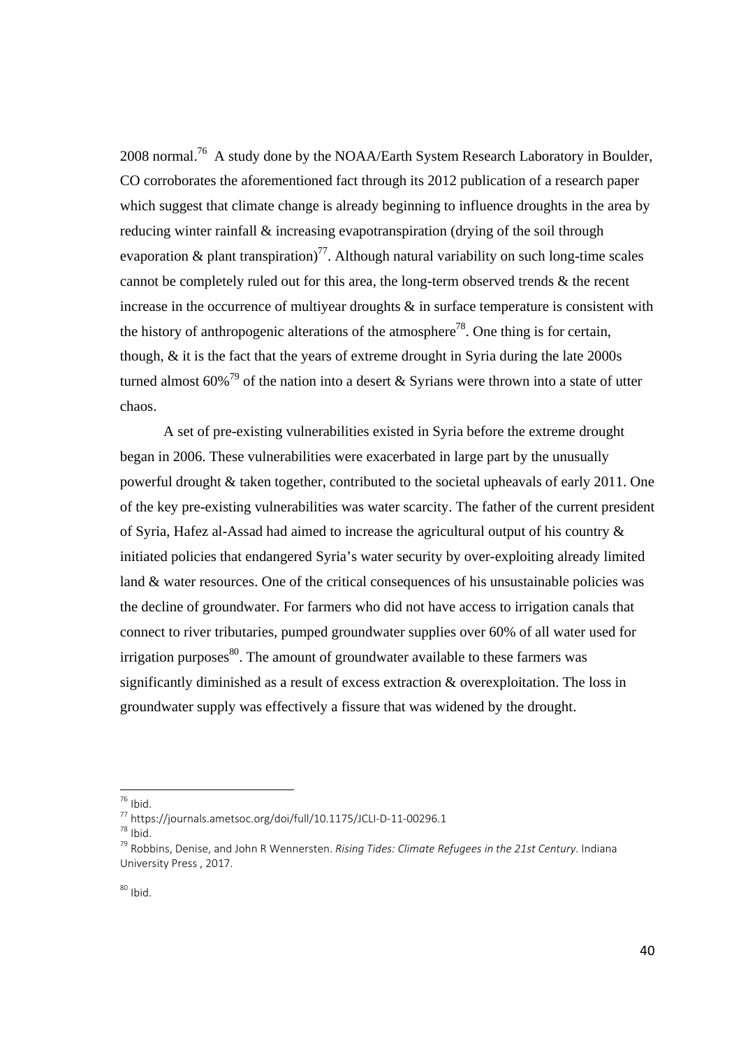2008 normal.[76] A study done by the NOAA/Earth System Research Laboratory in Boulder, CO corroborates the aforementioned fact through its 2012 publication of a research paper which suggest that climate change is already beginning to influence droughts in the area by reducing winter rainfall & increasing evapotranspiration (drying of the soil through evaporation & plant transpiration)[77]. Although natural variability on such long-time scales cannot be completely ruled out for this area, the long-term observed trends & the recent increase in the occurrence of multiyear droughts & in surface temperature is consistent with the history of anthropogenic alterations of the atmosphere[78]. One thing is for certain, though, & it is the fact that the years of extreme drought in Syria during the late 2000s turned almost 60%[79] of the nation into a desert & Syrians were thrown into a state of utter chaos.

A set of pre-existing vulnerabilities existed in Syria before the extreme drought began in 2006. These vulnerabilities were exacerbated in large part by the unusually powerful drought & taken together, contributed to the societal upheavals of early 2011. One of the key pre-existing vulnerabilities was water scarcity. The father of the current president of Syria, Hafez al-Assad had aimed to increase the agricultural output of his country & initiated policies that endangered Syria's water security by over-exploiting already limited land & water resources. One of the critical consequences of his unsustainable policies was the decline of groundwater. For farmers who did not have access to irrigation canals that connect to river tributaries, pumped groundwater supplies over 60% of all water used for irrigation purposes[80]. The amount of groundwater available to these farmers was significantly diminished as a result of excess extraction & overexploitation. The loss in groundwater supply was effectively a fissure that was widened by the drought.

---

[76] Ibid.

[77] https://journals.ametsoc.org/doi/full/10.1175/JCLI-D-11-00296.1

[78] Ibid.

[79] Robbins, Denise, and John R Wennersten. *Rising Tides: Climate Refugees in the 21st Century*. Indiana University Press , 2017.

[80] Ibid.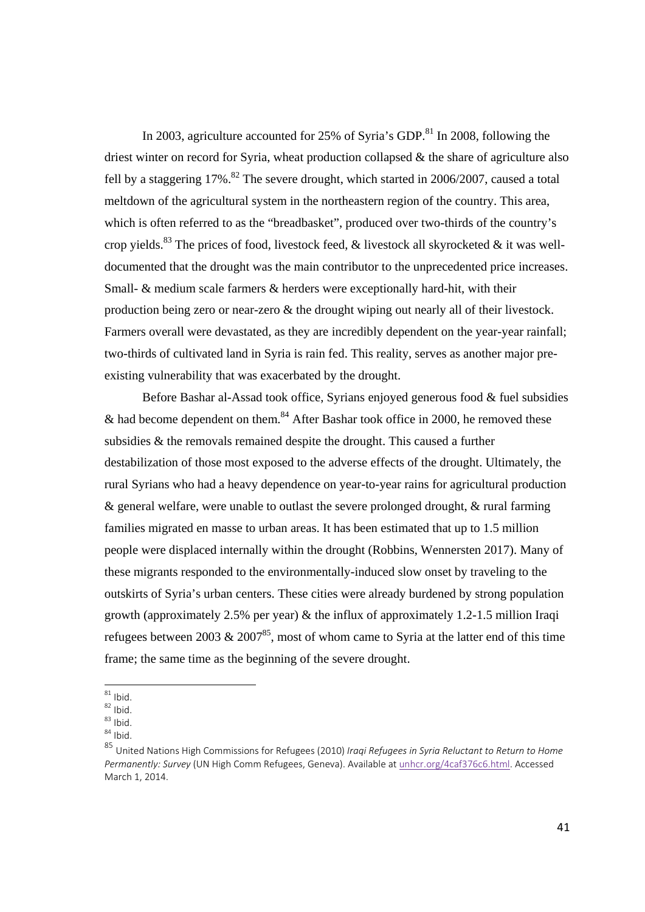In 2003, agriculture accounted for 25% of Syria's GDP.[81] In 2008, following the driest winter on record for Syria, wheat production collapsed & the share of agriculture also fell by a staggering 17%.[82] The severe drought, which started in 2006/2007, caused a total meltdown of the agricultural system in the northeastern region of the country. This area, which is often referred to as the "breadbasket", produced over two-thirds of the country's crop yields.[83] The prices of food, livestock feed, & livestock all skyrocketed & it was well-documented that the drought was the main contributor to the unprecedented price increases. Small- & medium scale farmers & herders were exceptionally hard-hit, with their production being zero or near-zero & the drought wiping out nearly all of their livestock. Farmers overall were devastated, as they are incredibly dependent on the year-year rainfall; two-thirds of cultivated land in Syria is rain fed. This reality, serves as another major pre-existing vulnerability that was exacerbated by the drought.

Before Bashar al-Assad took office, Syrians enjoyed generous food & fuel subsidies & had become dependent on them.[84] After Bashar took office in 2000, he removed these subsidies & the removals remained despite the drought. This caused a further destabilization of those most exposed to the adverse effects of the drought. Ultimately, the rural Syrians who had a heavy dependence on year-to-year rains for agricultural production & general welfare, were unable to outlast the severe prolonged drought, & rural farming families migrated en masse to urban areas. It has been estimated that up to 1.5 million people were displaced internally within the drought (Robbins, Wennersten 2017). Many of these migrants responded to the environmentally-induced slow onset by traveling to the outskirts of Syria's urban centers. These cities were already burdened by strong population growth (approximately 2.5% per year) & the influx of approximately 1.2-1.5 million Iraqi refugees between 2003 & 2007[85], most of whom came to Syria at the latter end of this time frame; the same time as the beginning of the severe drought.

---

[81] Ibid.

[82] Ibid.

[83] Ibid.

[84] Ibid.

[85] United Nations High Commissions for Refugees (2010) *Iraqi Refugees in Syria Reluctant to Return to Home Permanently: Survey* (UN High Comm Refugees, Geneva). Available at unhcr.org/4caf376c6.html. Accessed March 1, 2014.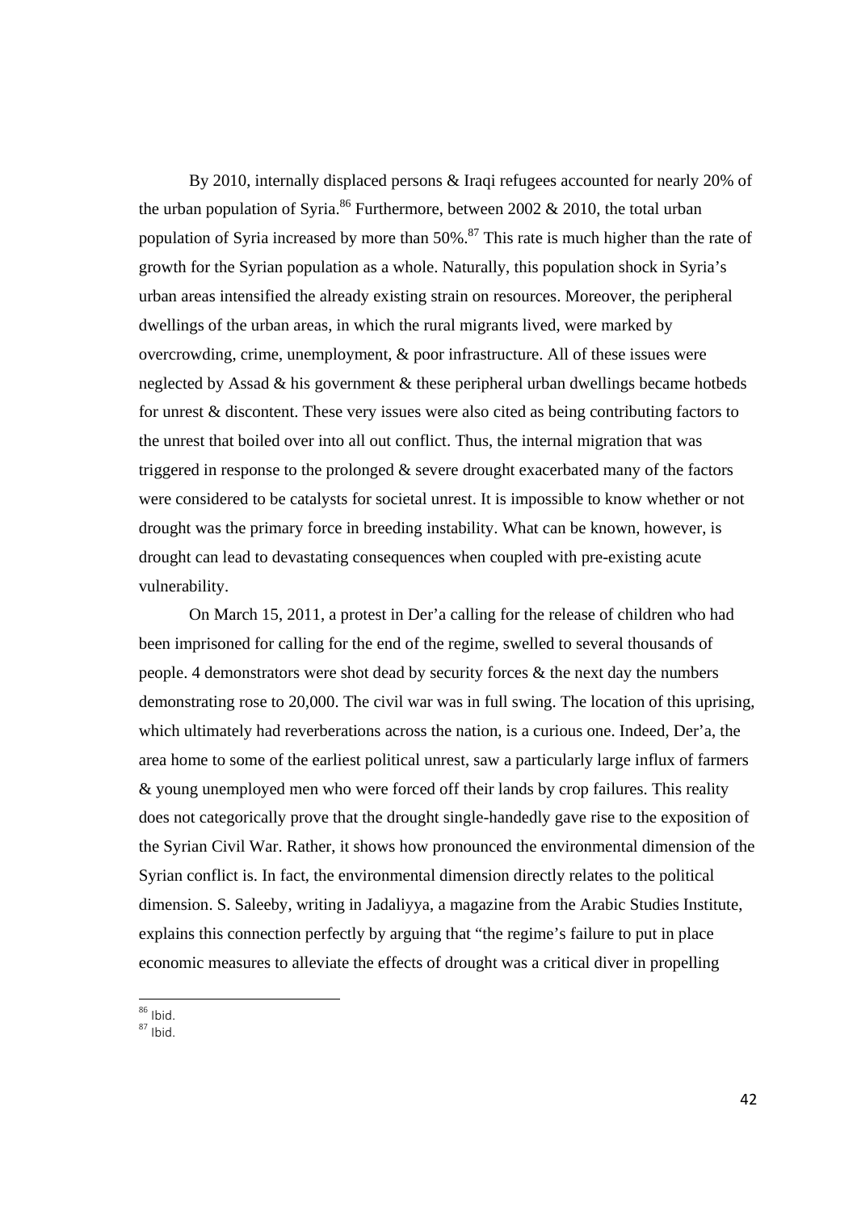By 2010, internally displaced persons & Iraqi refugees accounted for nearly 20% of the urban population of Syria.[86] Furthermore, between 2002 & 2010, the total urban population of Syria increased by more than 50%.[87] This rate is much higher than the rate of growth for the Syrian population as a whole. Naturally, this population shock in Syria's urban areas intensified the already existing strain on resources. Moreover, the peripheral dwellings of the urban areas, in which the rural migrants lived, were marked by overcrowding, crime, unemployment, & poor infrastructure. All of these issues were neglected by Assad & his government & these peripheral urban dwellings became hotbeds for unrest & discontent. These very issues were also cited as being contributing factors to the unrest that boiled over into all out conflict. Thus, the internal migration that was triggered in response to the prolonged & severe drought exacerbated many of the factors were considered to be catalysts for societal unrest. It is impossible to know whether or not drought was the primary force in breeding instability. What can be known, however, is drought can lead to devastating consequences when coupled with pre-existing acute vulnerability.

On March 15, 2011, a protest in Der'a calling for the release of children who had been imprisoned for calling for the end of the regime, swelled to several thousands of people. 4 demonstrators were shot dead by security forces & the next day the numbers demonstrating rose to 20,000. The civil war was in full swing. The location of this uprising, which ultimately had reverberations across the nation, is a curious one. Indeed, Der'a, the area home to some of the earliest political unrest, saw a particularly large influx of farmers & young unemployed men who were forced off their lands by crop failures. This reality does not categorically prove that the drought single-handedly gave rise to the exposition of the Syrian Civil War. Rather, it shows how pronounced the environmental dimension of the Syrian conflict is. In fact, the environmental dimension directly relates to the political dimension. S. Saleeby, writing in Jadaliyya, a magazine from the Arabic Studies Institute, explains this connection perfectly by arguing that "the regime's failure to put in place economic measures to alleviate the effects of drought was a critical diver in propelling

[86] Ibid.

[87] Ibid.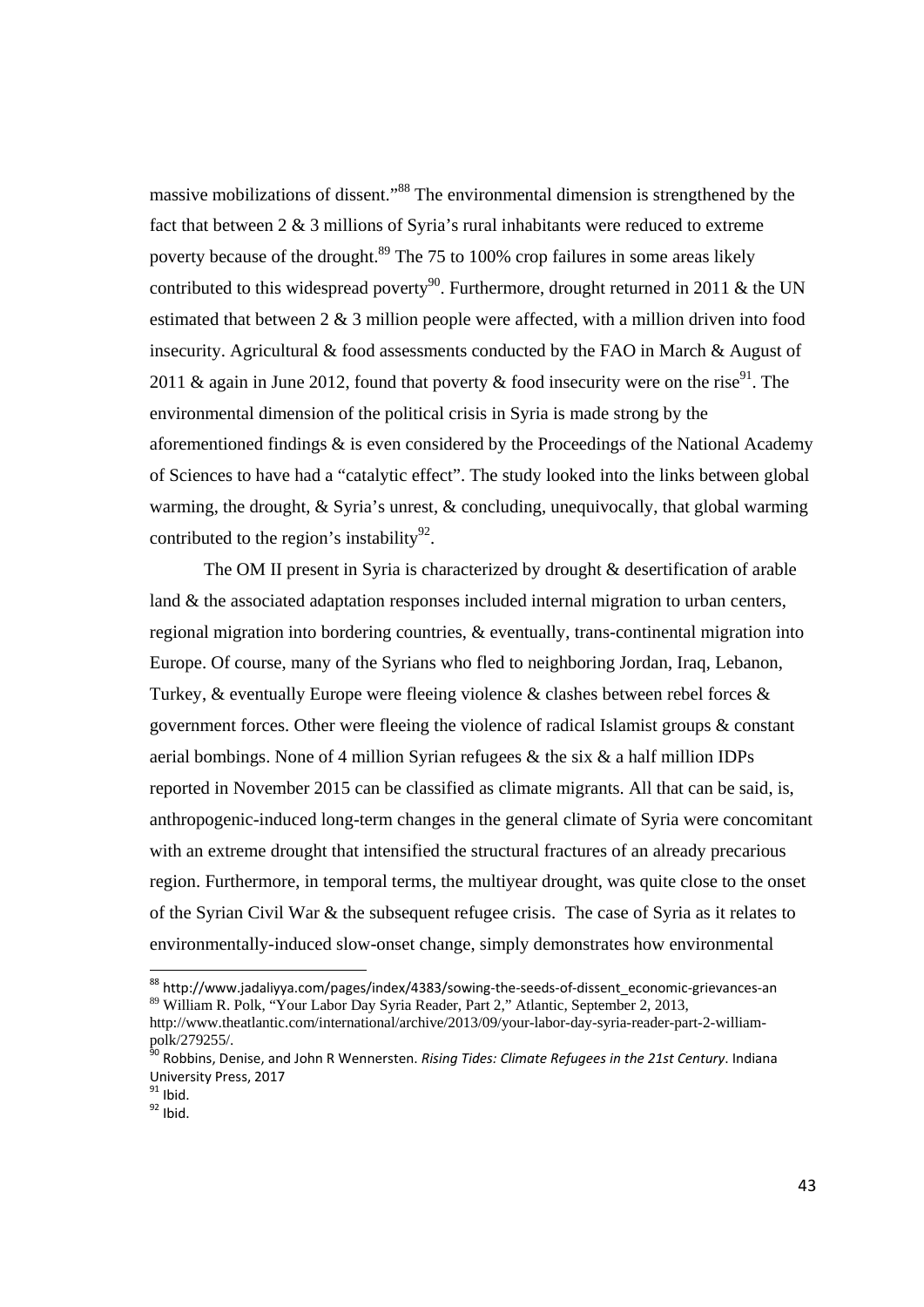massive mobilizations of dissent."[88] The environmental dimension is strengthened by the fact that between 2 & 3 millions of Syria's rural inhabitants were reduced to extreme poverty because of the drought.[89] The 75 to 100% crop failures in some areas likely contributed to this widespread poverty[90]. Furthermore, drought returned in 2011 & the UN estimated that between 2 & 3 million people were affected, with a million driven into food insecurity. Agricultural & food assessments conducted by the FAO in March & August of 2011 & again in June 2012, found that poverty & food insecurity were on the rise[91]. The environmental dimension of the political crisis in Syria is made strong by the aforementioned findings & is even considered by the Proceedings of the National Academy of Sciences to have had a "catalytic effect". The study looked into the links between global warming, the drought, & Syria's unrest, & concluding, unequivocally, that global warming contributed to the region's instability[92].

The OM II present in Syria is characterized by drought & desertification of arable land & the associated adaptation responses included internal migration to urban centers, regional migration into bordering countries, & eventually, trans-continental migration into Europe. Of course, many of the Syrians who fled to neighboring Jordan, Iraq, Lebanon, Turkey, & eventually Europe were fleeing violence & clashes between rebel forces & government forces. Other were fleeing the violence of radical Islamist groups & constant aerial bombings. None of 4 million Syrian refugees & the six & a half million IDPs reported in November 2015 can be classified as climate migrants. All that can be said, is, anthropogenic-induced long-term changes in the general climate of Syria were concomitant with an extreme drought that intensified the structural fractures of an already precarious region. Furthermore, in temporal terms, the multiyear drought, was quite close to the onset of the Syrian Civil War & the subsequent refugee crisis. The case of Syria as it relates to environmentally-induced slow-onset change, simply demonstrates how environmental

---

[88] http://www.jadaliyya.com/pages/index/4383/sowing-the-seeds-of-dissent_economic-grievances-an

[89] William R. Polk, "Your Labor Day Syria Reader, Part 2," Atlantic, September 2, 2013, http://www.theatlantic.com/international/archive/2013/09/your-labor-day-syria-reader-part-2-william-polk/279255/.

[90] Robbins, Denise, and John R Wennersten. *Rising Tides: Climate Refugees in the 21st Century*. Indiana University Press, 2017

[91] Ibid.

[92] Ibid.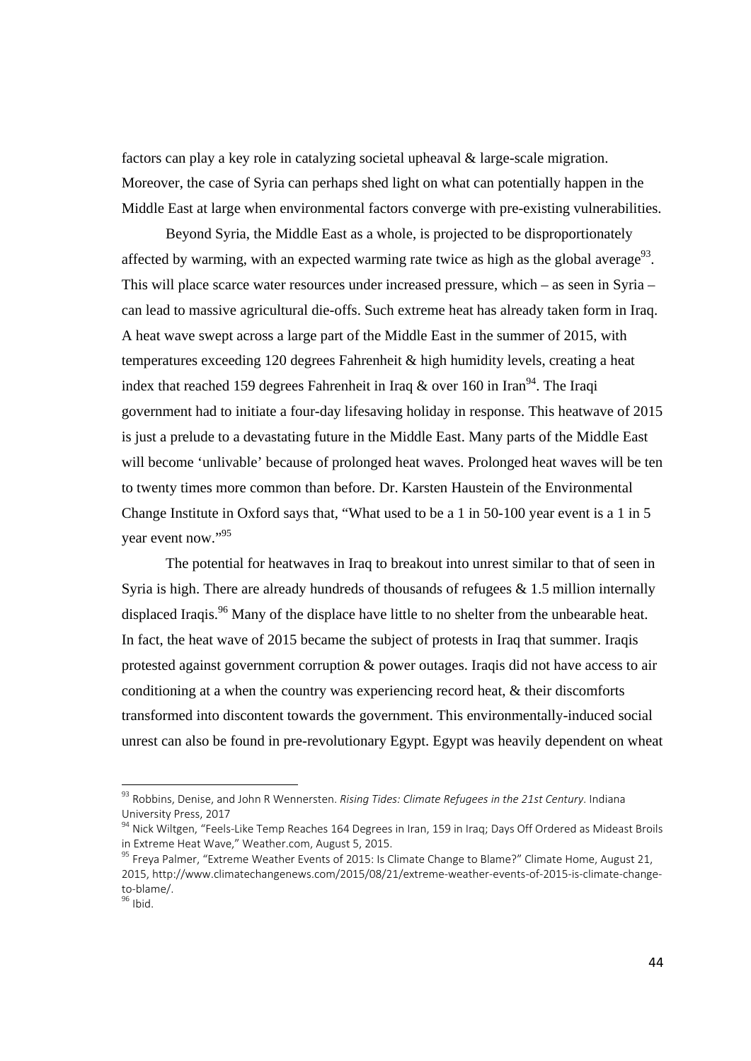factors can play a key role in catalyzing societal upheaval & large-scale migration. Moreover, the case of Syria can perhaps shed light on what can potentially happen in the Middle East at large when environmental factors converge with pre-existing vulnerabilities.

Beyond Syria, the Middle East as a whole, is projected to be disproportionately affected by warming, with an expected warming rate twice as high as the global average[93]. This will place scarce water resources under increased pressure, which – as seen in Syria – can lead to massive agricultural die-offs. Such extreme heat has already taken form in Iraq. A heat wave swept across a large part of the Middle East in the summer of 2015, with temperatures exceeding 120 degrees Fahrenheit & high humidity levels, creating a heat index that reached 159 degrees Fahrenheit in Iraq & over 160 in Iran[94]. The Iraqi government had to initiate a four-day lifesaving holiday in response. This heatwave of 2015 is just a prelude to a devastating future in the Middle East. Many parts of the Middle East will become 'unlivable' because of prolonged heat waves. Prolonged heat waves will be ten to twenty times more common than before. Dr. Karsten Haustein of the Environmental Change Institute in Oxford says that, "What used to be a 1 in 50-100 year event is a 1 in 5 year event now."[95]

The potential for heatwaves in Iraq to breakout into unrest similar to that of seen in Syria is high. There are already hundreds of thousands of refugees & 1.5 million internally displaced Iraqis.[96] Many of the displace have little to no shelter from the unbearable heat. In fact, the heat wave of 2015 became the subject of protests in Iraq that summer. Iraqis protested against government corruption & power outages. Iraqis did not have access to air conditioning at a when the country was experiencing record heat, & their discomforts transformed into discontent towards the government. This environmentally-induced social unrest can also be found in pre-revolutionary Egypt. Egypt was heavily dependent on wheat

---

[93] Robbins, Denise, and John R Wennersten. *Rising Tides: Climate Refugees in the 21st Century*. Indiana University Press, 2017

[94] Nick Wiltgen, "Feels-Like Temp Reaches 164 Degrees in Iran, 159 in Iraq; Days Off Ordered as Mideast Broils in Extreme Heat Wave," Weather.com, August 5, 2015.

[95] Freya Palmer, "Extreme Weather Events of 2015: Is Climate Change to Blame?" Climate Home, August 21, 2015, http://www.climatechangenews.com/2015/08/21/extreme-weather-events-of-2015-is-climate-change-to-blame/.

[96] Ibid.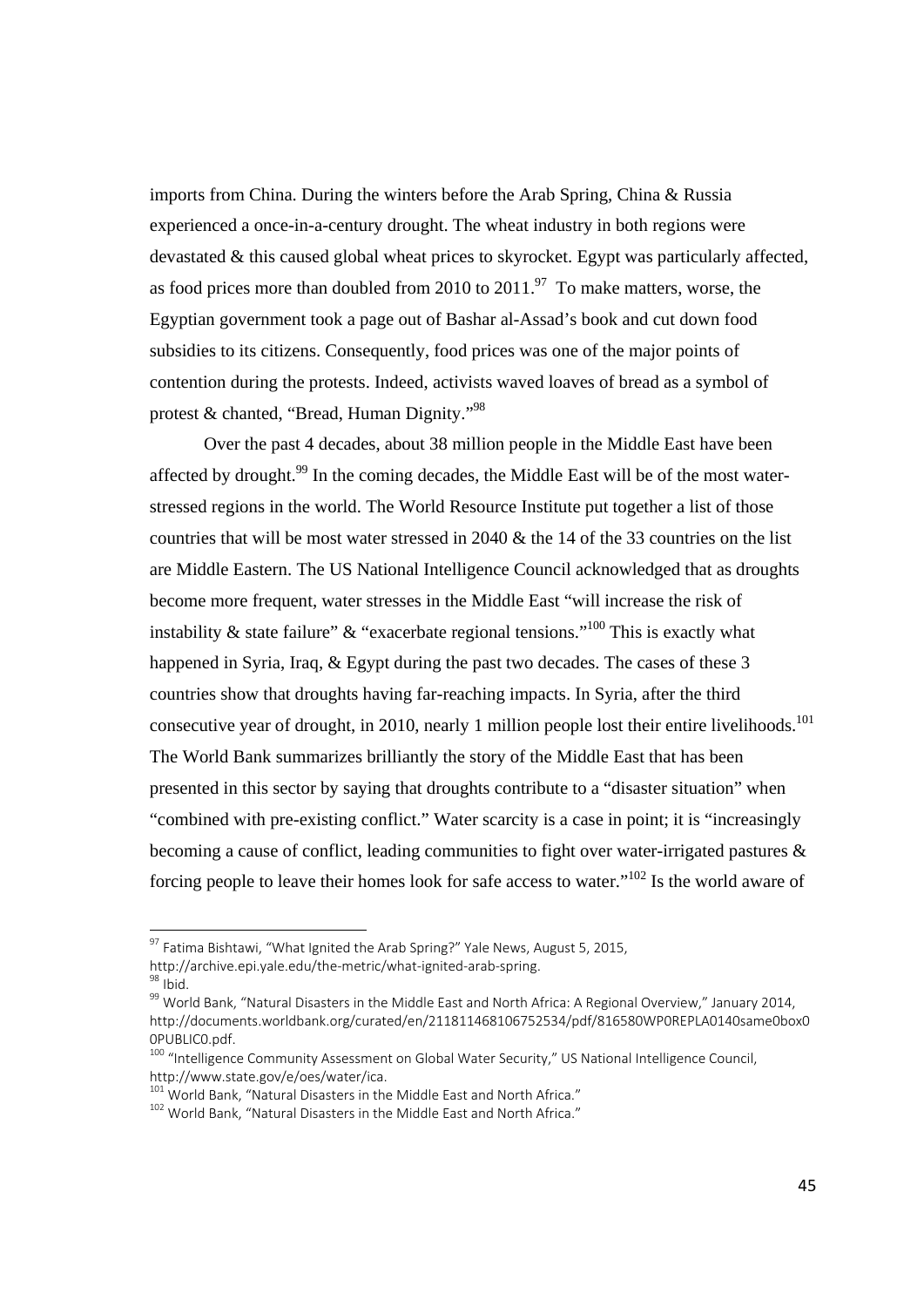imports from China. During the winters before the Arab Spring, China & Russia experienced a once-in-a-century drought. The wheat industry in both regions were devastated & this caused global wheat prices to skyrocket. Egypt was particularly affected, as food prices more than doubled from 2010 to 2011.[97] To make matters, worse, the Egyptian government took a page out of Bashar al-Assad's book and cut down food subsidies to its citizens. Consequently, food prices was one of the major points of contention during the protests. Indeed, activists waved loaves of bread as a symbol of protest & chanted, "Bread, Human Dignity."[98]

Over the past 4 decades, about 38 million people in the Middle East have been affected by drought.[99] In the coming decades, the Middle East will be of the most water-stressed regions in the world. The World Resource Institute put together a list of those countries that will be most water stressed in 2040 & the 14 of the 33 countries on the list are Middle Eastern. The US National Intelligence Council acknowledged that as droughts become more frequent, water stresses in the Middle East "will increase the risk of instability & state failure" & "exacerbate regional tensions."[100] This is exactly what happened in Syria, Iraq, & Egypt during the past two decades. The cases of these 3 countries show that droughts having far-reaching impacts. In Syria, after the third consecutive year of drought, in 2010, nearly 1 million people lost their entire livelihoods.[101] The World Bank summarizes brilliantly the story of the Middle East that has been presented in this sector by saying that droughts contribute to a "disaster situation" when "combined with pre-existing conflict." Water scarcity is a case in point; it is "increasingly becoming a cause of conflict, leading communities to fight over water-irrigated pastures & forcing people to leave their homes look for safe access to water."[102] Is the world aware of

---

[97] Fatima Bishtawi, "What Ignited the Arab Spring?" Yale News, August 5, 2015, http://archive.epi.yale.edu/the-metric/what-ignited-arab-spring.

[98] Ibid.

[99] World Bank, "Natural Disasters in the Middle East and North Africa: A Regional Overview," January 2014, http://documents.worldbank.org/curated/en/211811468106752534/pdf/816580WP0REPLA0140same0box00PUBLIC0.pdf.

[100] "Intelligence Community Assessment on Global Water Security," US National Intelligence Council, http://www.state.gov/e/oes/water/ica.

[101] World Bank, "Natural Disasters in the Middle East and North Africa."

[102] World Bank, "Natural Disasters in the Middle East and North Africa."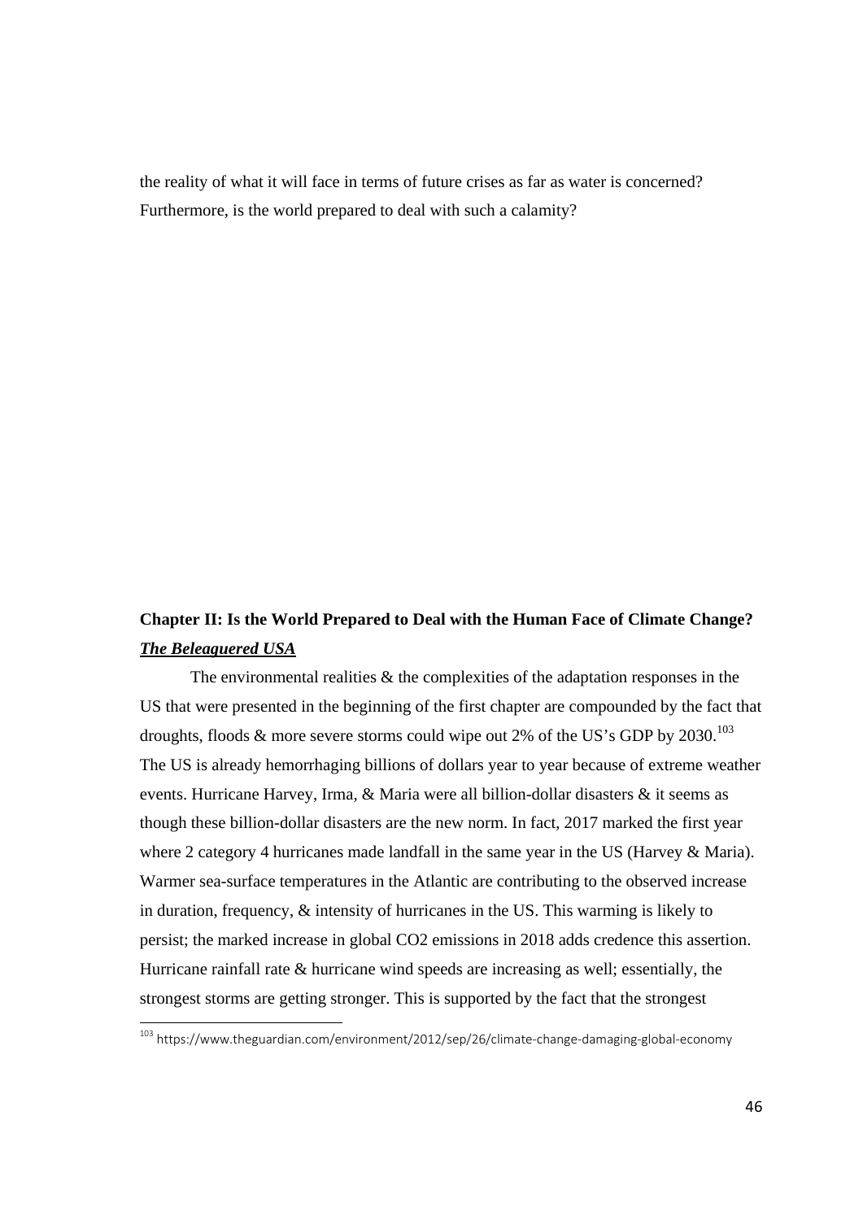the reality of what it will face in terms of future crises as far as water is concerned? Furthermore, is the world prepared to deal with such a calamity?

## Chapter II: Is the World Prepared to Deal with the Human Face of Climate Change?

***The Beleaguered USA***

The environmental realities & the complexities of the adaptation responses in the US that were presented in the beginning of the first chapter are compounded by the fact that droughts, floods & more severe storms could wipe out 2% of the US's GDP by 2030.[103] The US is already hemorrhaging billions of dollars year to year because of extreme weather events. Hurricane Harvey, Irma, & Maria were all billion-dollar disasters & it seems as though these billion-dollar disasters are the new norm. In fact, 2017 marked the first year where 2 category 4 hurricanes made landfall in the same year in the US (Harvey & Maria). Warmer sea-surface temperatures in the Atlantic are contributing to the observed increase in duration, frequency, & intensity of hurricanes in the US. This warming is likely to persist; the marked increase in global CO2 emissions in 2018 adds credence this assertion. Hurricane rainfall rate & hurricane wind speeds are increasing as well; essentially, the strongest storms are getting stronger. This is supported by the fact that the strongest

[103] https://www.theguardian.com/environment/2012/sep/26/climate-change-damaging-global-economy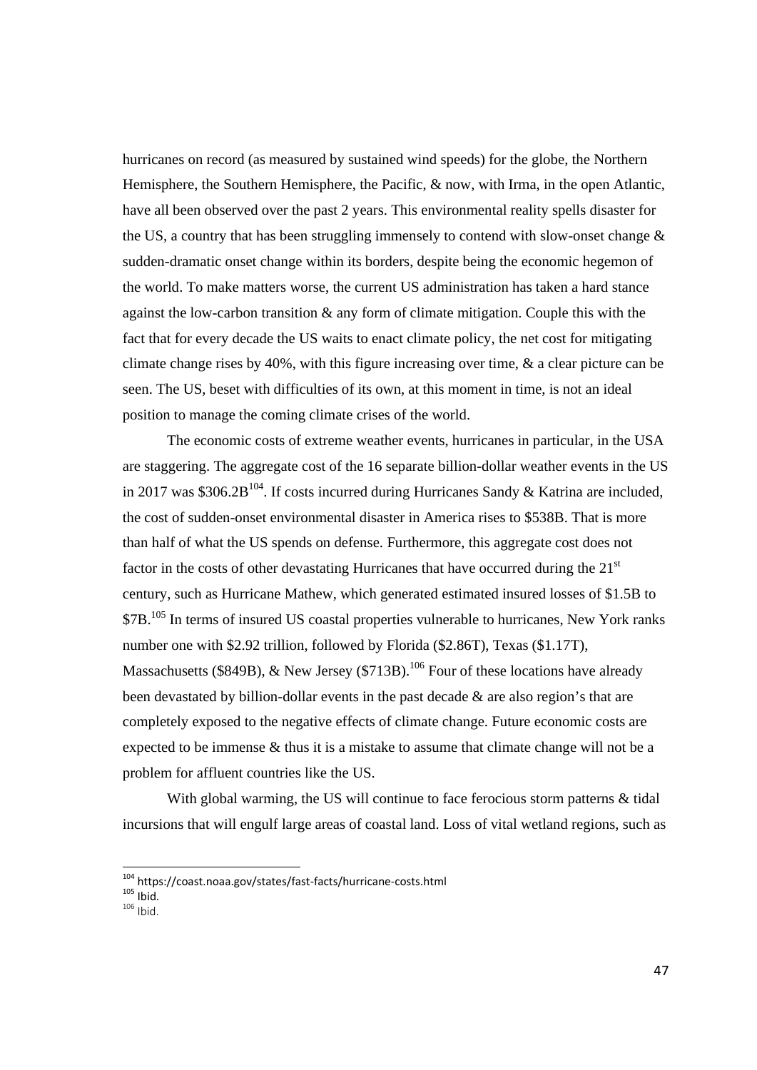hurricanes on record (as measured by sustained wind speeds) for the globe, the Northern Hemisphere, the Southern Hemisphere, the Pacific, & now, with Irma, in the open Atlantic, have all been observed over the past 2 years. This environmental reality spells disaster for the US, a country that has been struggling immensely to contend with slow-onset change & sudden-dramatic onset change within its borders, despite being the economic hegemon of the world. To make matters worse, the current US administration has taken a hard stance against the low-carbon transition & any form of climate mitigation. Couple this with the fact that for every decade the US waits to enact climate policy, the net cost for mitigating climate change rises by 40%, with this figure increasing over time, & a clear picture can be seen. The US, beset with difficulties of its own, at this moment in time, is not an ideal position to manage the coming climate crises of the world.

The economic costs of extreme weather events, hurricanes in particular, in the USA are staggering. The aggregate cost of the 16 separate billion-dollar weather events in the US in 2017 was $306.2B[104]. If costs incurred during Hurricanes Sandy & Katrina are included, the cost of sudden-onset environmental disaster in America rises to $538B. That is more than half of what the US spends on defense. Furthermore, this aggregate cost does not factor in the costs of other devastating Hurricanes that have occurred during the 21st century, such as Hurricane Mathew, which generated estimated insured losses of $1.5B to $7B.[105] In terms of insured US coastal properties vulnerable to hurricanes, New York ranks number one with $2.92 trillion, followed by Florida ($2.86T), Texas ($1.17T), Massachusetts ($849B), & New Jersey ($713B).[106] Four of these locations have already been devastated by billion-dollar events in the past decade & are also region's that are completely exposed to the negative effects of climate change. Future economic costs are expected to be immense & thus it is a mistake to assume that climate change will not be a problem for affluent countries like the US.

With global warming, the US will continue to face ferocious storm patterns & tidal incursions that will engulf large areas of coastal land. Loss of vital wetland regions, such as

---

[104] https://coast.noaa.gov/states/fast-facts/hurricane-costs.html
[105] Ibid.
[106] Ibid.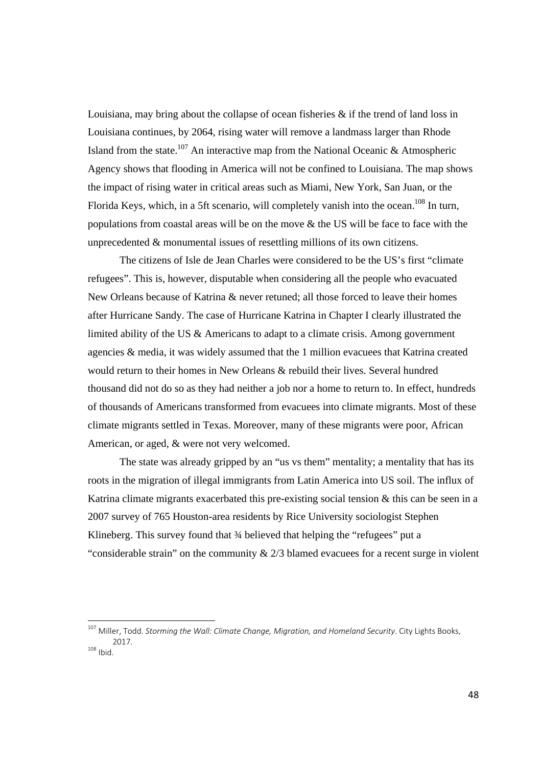Louisiana, may bring about the collapse of ocean fisheries & if the trend of land loss in Louisiana continues, by 2064, rising water will remove a landmass larger than Rhode Island from the state.[107] An interactive map from the National Oceanic & Atmospheric Agency shows that flooding in America will not be confined to Louisiana. The map shows the impact of rising water in critical areas such as Miami, New York, San Juan, or the Florida Keys, which, in a 5ft scenario, will completely vanish into the ocean.[108] In turn, populations from coastal areas will be on the move & the US will be face to face with the unprecedented & monumental issues of resettling millions of its own citizens.

The citizens of Isle de Jean Charles were considered to be the US's first "climate refugees". This is, however, disputable when considering all the people who evacuated New Orleans because of Katrina & never retuned; all those forced to leave their homes after Hurricane Sandy. The case of Hurricane Katrina in Chapter I clearly illustrated the limited ability of the US & Americans to adapt to a climate crisis. Among government agencies & media, it was widely assumed that the 1 million evacuees that Katrina created would return to their homes in New Orleans & rebuild their lives. Several hundred thousand did not do so as they had neither a job nor a home to return to. In effect, hundreds of thousands of Americans transformed from evacuees into climate migrants. Most of these climate migrants settled in Texas. Moreover, many of these migrants were poor, African American, or aged, & were not very welcomed.

The state was already gripped by an "us vs them" mentality; a mentality that has its roots in the migration of illegal immigrants from Latin America into US soil. The influx of Katrina climate migrants exacerbated this pre-existing social tension & this can be seen in a 2007 survey of 765 Houston-area residents by Rice University sociologist Stephen Klineberg. This survey found that ¾ believed that helping the "refugees" put a "considerable strain" on the community & 2/3 blamed evacuees for a recent surge in violent

---

[107] Miller, Todd. *Storming the Wall: Climate Change, Migration, and Homeland Security*. City Lights Books, 2017.

[108] Ibid.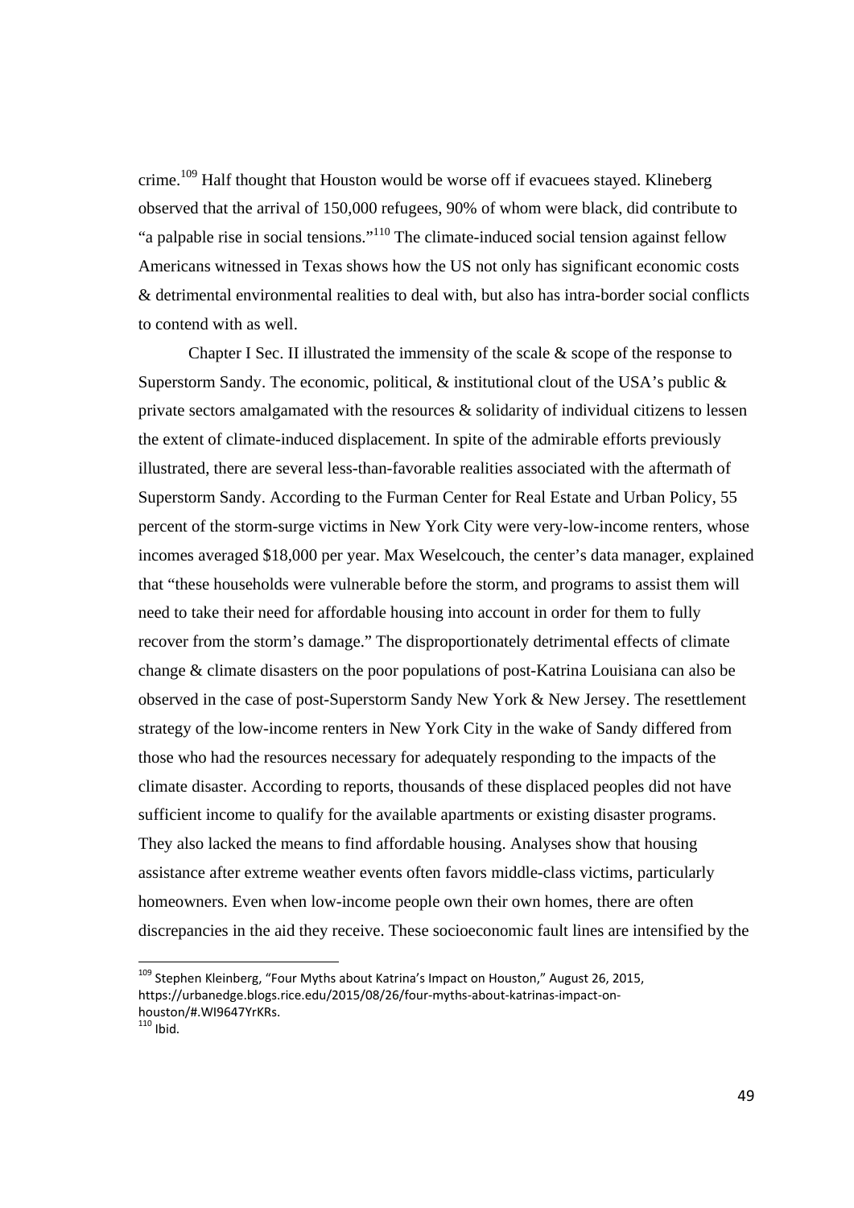crime.[109] Half thought that Houston would be worse off if evacuees stayed. Klineberg observed that the arrival of 150,000 refugees, 90% of whom were black, did contribute to "a palpable rise in social tensions."[110] The climate-induced social tension against fellow Americans witnessed in Texas shows how the US not only has significant economic costs & detrimental environmental realities to deal with, but also has intra-border social conflicts to contend with as well.

Chapter I Sec. II illustrated the immensity of the scale & scope of the response to Superstorm Sandy. The economic, political, & institutional clout of the USA's public & private sectors amalgamated with the resources & solidarity of individual citizens to lessen the extent of climate-induced displacement. In spite of the admirable efforts previously illustrated, there are several less-than-favorable realities associated with the aftermath of Superstorm Sandy. According to the Furman Center for Real Estate and Urban Policy, 55 percent of the storm-surge victims in New York City were very-low-income renters, whose incomes averaged $18,000 per year. Max Weselcouch, the center's data manager, explained that "these households were vulnerable before the storm, and programs to assist them will need to take their need for affordable housing into account in order for them to fully recover from the storm's damage." The disproportionately detrimental effects of climate change & climate disasters on the poor populations of post-Katrina Louisiana can also be observed in the case of post-Superstorm Sandy New York & New Jersey. The resettlement strategy of the low-income renters in New York City in the wake of Sandy differed from those who had the resources necessary for adequately responding to the impacts of the climate disaster. According to reports, thousands of these displaced peoples did not have sufficient income to qualify for the available apartments or existing disaster programs. They also lacked the means to find affordable housing. Analyses show that housing assistance after extreme weather events often favors middle-class victims, particularly homeowners. Even when low-income people own their own homes, there are often discrepancies in the aid they receive. These socioeconomic fault lines are intensified by the

[109] Stephen Kleinberg, "Four Myths about Katrina's Impact on Houston," August 26, 2015, https://urbanedge.blogs.rice.edu/2015/08/26/four-myths-about-katrinas-impact-on-houston/#.WI9647YrKRs.

[110] Ibid.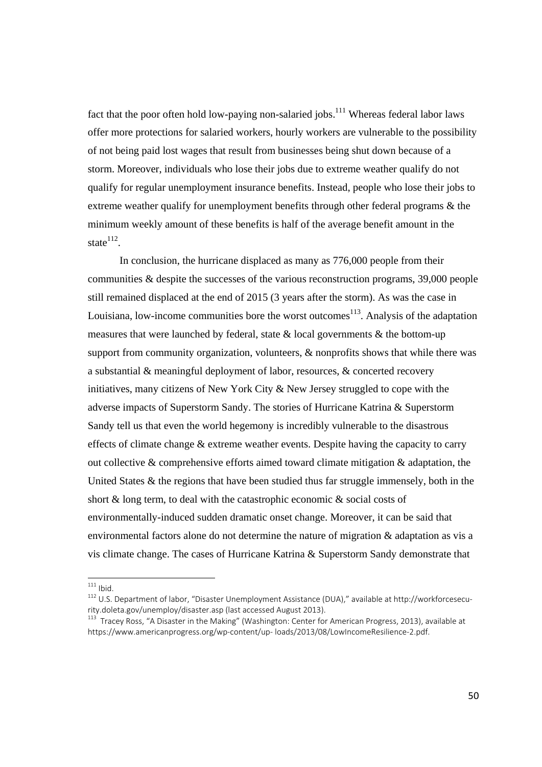fact that the poor often hold low-paying non-salaried jobs.[111] Whereas federal labor laws offer more protections for salaried workers, hourly workers are vulnerable to the possibility of not being paid lost wages that result from businesses being shut down because of a storm. Moreover, individuals who lose their jobs due to extreme weather qualify do not qualify for regular unemployment insurance benefits. Instead, people who lose their jobs to extreme weather qualify for unemployment benefits through other federal programs & the minimum weekly amount of these benefits is half of the average benefit amount in the state[112].

In conclusion, the hurricane displaced as many as 776,000 people from their communities & despite the successes of the various reconstruction programs, 39,000 people still remained displaced at the end of 2015 (3 years after the storm). As was the case in Louisiana, low-income communities bore the worst outcomes[113]. Analysis of the adaptation measures that were launched by federal, state & local governments & the bottom-up support from community organization, volunteers, & nonprofits shows that while there was a substantial & meaningful deployment of labor, resources, & concerted recovery initiatives, many citizens of New York City & New Jersey struggled to cope with the adverse impacts of Superstorm Sandy. The stories of Hurricane Katrina & Superstorm Sandy tell us that even the world hegemony is incredibly vulnerable to the disastrous effects of climate change & extreme weather events. Despite having the capacity to carry out collective & comprehensive efforts aimed toward climate mitigation & adaptation, the United States & the regions that have been studied thus far struggle immensely, both in the short & long term, to deal with the catastrophic economic & social costs of environmentally-induced sudden dramatic onset change. Moreover, it can be said that environmental factors alone do not determine the nature of migration & adaptation as vis a vis climate change. The cases of Hurricane Katrina & Superstorm Sandy demonstrate that

---

[111] Ibid.

[112] U.S. Department of labor, "Disaster Unemployment Assistance (DUA)," available at http://workforcesecurity.doleta.gov/unemploy/disaster.asp (last accessed August 2013).

[113] Tracey Ross, "A Disaster in the Making" (Washington: Center for American Progress, 2013), available at https://www.americanprogress.org/wp-content/up- loads/2013/08/LowIncomeResilience-2.pdf.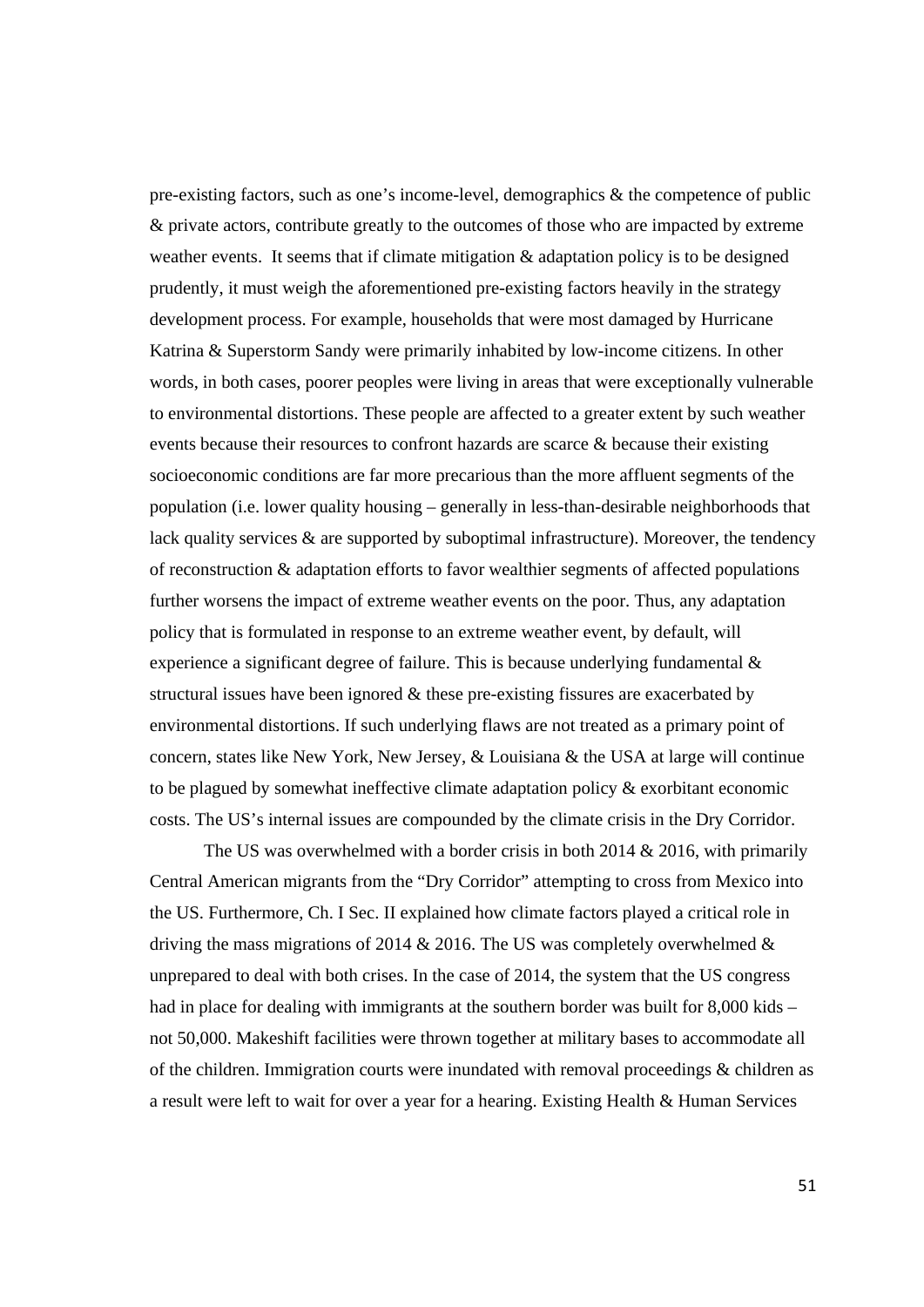pre-existing factors, such as one's income-level, demographics & the competence of public & private actors, contribute greatly to the outcomes of those who are impacted by extreme weather events. It seems that if climate mitigation & adaptation policy is to be designed prudently, it must weigh the aforementioned pre-existing factors heavily in the strategy development process. For example, households that were most damaged by Hurricane Katrina & Superstorm Sandy were primarily inhabited by low-income citizens. In other words, in both cases, poorer peoples were living in areas that were exceptionally vulnerable to environmental distortions. These people are affected to a greater extent by such weather events because their resources to confront hazards are scarce & because their existing socioeconomic conditions are far more precarious than the more affluent segments of the population (i.e. lower quality housing – generally in less-than-desirable neighborhoods that lack quality services & are supported by suboptimal infrastructure). Moreover, the tendency of reconstruction & adaptation efforts to favor wealthier segments of affected populations further worsens the impact of extreme weather events on the poor. Thus, any adaptation policy that is formulated in response to an extreme weather event, by default, will experience a significant degree of failure. This is because underlying fundamental & structural issues have been ignored & these pre-existing fissures are exacerbated by environmental distortions. If such underlying flaws are not treated as a primary point of concern, states like New York, New Jersey, & Louisiana & the USA at large will continue to be plagued by somewhat ineffective climate adaptation policy & exorbitant economic costs. The US's internal issues are compounded by the climate crisis in the Dry Corridor.

The US was overwhelmed with a border crisis in both 2014 & 2016, with primarily Central American migrants from the "Dry Corridor" attempting to cross from Mexico into the US. Furthermore, Ch. I Sec. II explained how climate factors played a critical role in driving the mass migrations of 2014 & 2016. The US was completely overwhelmed & unprepared to deal with both crises. In the case of 2014, the system that the US congress had in place for dealing with immigrants at the southern border was built for 8,000 kids – not 50,000. Makeshift facilities were thrown together at military bases to accommodate all of the children. Immigration courts were inundated with removal proceedings & children as a result were left to wait for over a year for a hearing. Existing Health & Human Services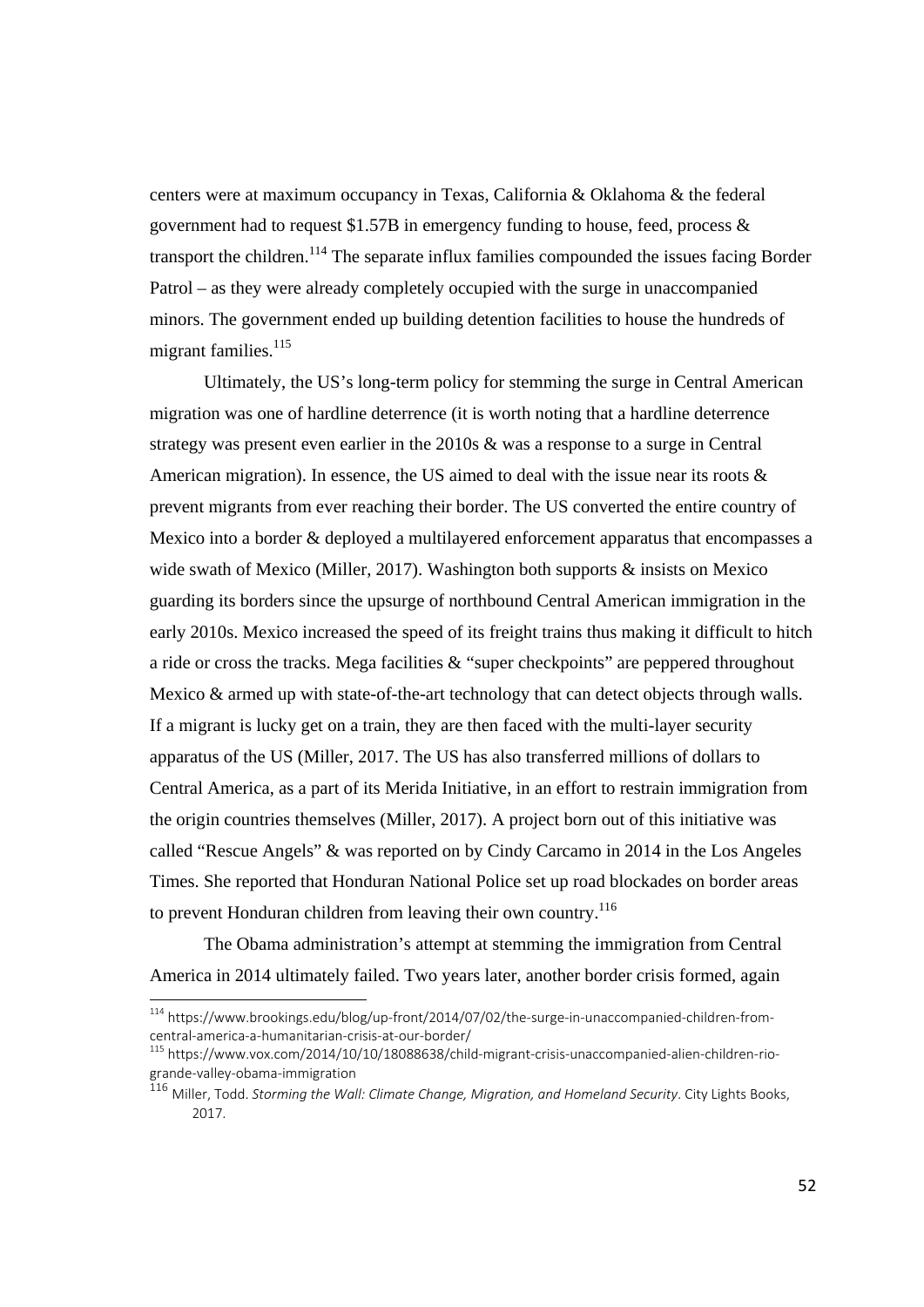centers were at maximum occupancy in Texas, California & Oklahoma & the federal government had to request $1.57B in emergency funding to house, feed, process & transport the children.[114] The separate influx families compounded the issues facing Border Patrol – as they were already completely occupied with the surge in unaccompanied minors. The government ended up building detention facilities to house the hundreds of migrant families.[115]

Ultimately, the US's long-term policy for stemming the surge in Central American migration was one of hardline deterrence (it is worth noting that a hardline deterrence strategy was present even earlier in the 2010s & was a response to a surge in Central American migration). In essence, the US aimed to deal with the issue near its roots & prevent migrants from ever reaching their border. The US converted the entire country of Mexico into a border & deployed a multilayered enforcement apparatus that encompasses a wide swath of Mexico (Miller, 2017). Washington both supports & insists on Mexico guarding its borders since the upsurge of northbound Central American immigration in the early 2010s. Mexico increased the speed of its freight trains thus making it difficult to hitch a ride or cross the tracks. Mega facilities & "super checkpoints" are peppered throughout Mexico & armed up with state-of-the-art technology that can detect objects through walls. If a migrant is lucky get on a train, they are then faced with the multi-layer security apparatus of the US (Miller, 2017. The US has also transferred millions of dollars to Central America, as a part of its Merida Initiative, in an effort to restrain immigration from the origin countries themselves (Miller, 2017). A project born out of this initiative was called "Rescue Angels" & was reported on by Cindy Carcamo in 2014 in the Los Angeles Times. She reported that Honduran National Police set up road blockades on border areas to prevent Honduran children from leaving their own country.[116]

The Obama administration's attempt at stemming the immigration from Central America in 2014 ultimately failed. Two years later, another border crisis formed, again

---

[114] https://www.brookings.edu/blog/up-front/2014/07/02/the-surge-in-unaccompanied-children-from-central-america-a-humanitarian-crisis-at-our-border/

[115] https://www.vox.com/2014/10/10/18088638/child-migrant-crisis-unaccompanied-alien-children-rio-grande-valley-obama-immigration

[116] Miller, Todd. *Storming the Wall: Climate Change, Migration, and Homeland Security*. City Lights Books, 2017.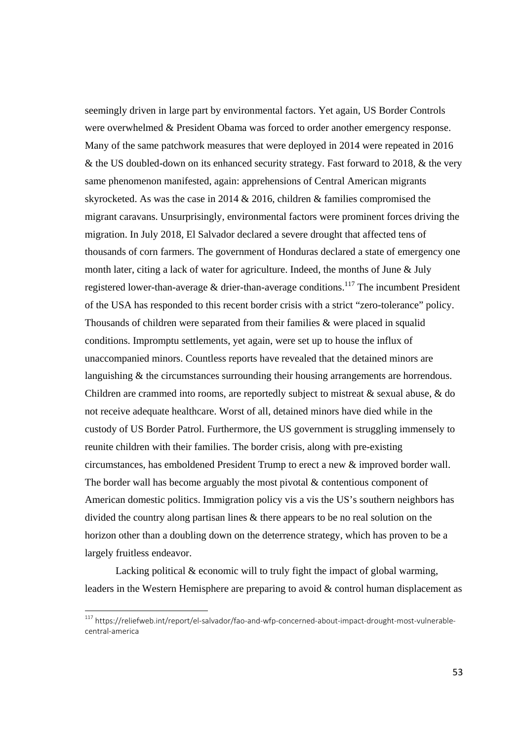seemingly driven in large part by environmental factors. Yet again, US Border Controls were overwhelmed & President Obama was forced to order another emergency response. Many of the same patchwork measures that were deployed in 2014 were repeated in 2016 & the US doubled-down on its enhanced security strategy. Fast forward to 2018, & the very same phenomenon manifested, again: apprehensions of Central American migrants skyrocketed. As was the case in 2014 & 2016, children & families compromised the migrant caravans. Unsurprisingly, environmental factors were prominent forces driving the migration. In July 2018, El Salvador declared a severe drought that affected tens of thousands of corn farmers. The government of Honduras declared a state of emergency one month later, citing a lack of water for agriculture. Indeed, the months of June & July registered lower-than-average & drier-than-average conditions.[117] The incumbent President of the USA has responded to this recent border crisis with a strict "zero-tolerance" policy. Thousands of children were separated from their families & were placed in squalid conditions. Impromptu settlements, yet again, were set up to house the influx of unaccompanied minors. Countless reports have revealed that the detained minors are languishing & the circumstances surrounding their housing arrangements are horrendous. Children are crammed into rooms, are reportedly subject to mistreat & sexual abuse, & do not receive adequate healthcare. Worst of all, detained minors have died while in the custody of US Border Patrol. Furthermore, the US government is struggling immensely to reunite children with their families. The border crisis, along with pre-existing circumstances, has emboldened President Trump to erect a new & improved border wall. The border wall has become arguably the most pivotal & contentious component of American domestic politics. Immigration policy vis a vis the US's southern neighbors has divided the country along partisan lines & there appears to be no real solution on the horizon other than a doubling down on the deterrence strategy, which has proven to be a largely fruitless endeavor.

Lacking political & economic will to truly fight the impact of global warming, leaders in the Western Hemisphere are preparing to avoid & control human displacement as

[117] https://reliefweb.int/report/el-salvador/fao-and-wfp-concerned-about-impact-drought-most-vulnerable-central-america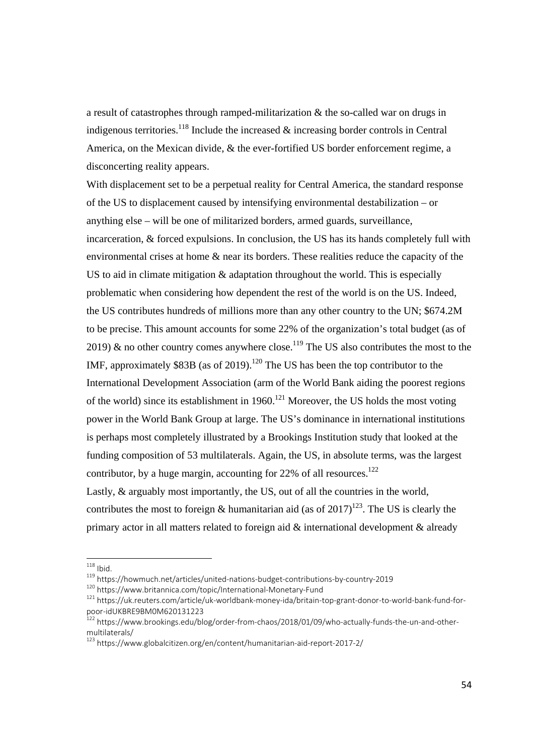a result of catastrophes through ramped-militarization & the so-called war on drugs in indigenous territories.[118] Include the increased & increasing border controls in Central America, on the Mexican divide, & the ever-fortified US border enforcement regime, a disconcerting reality appears.

With displacement set to be a perpetual reality for Central America, the standard response of the US to displacement caused by intensifying environmental destabilization – or anything else – will be one of militarized borders, armed guards, surveillance, incarceration, & forced expulsions. In conclusion, the US has its hands completely full with environmental crises at home & near its borders. These realities reduce the capacity of the US to aid in climate mitigation & adaptation throughout the world. This is especially problematic when considering how dependent the rest of the world is on the US. Indeed, the US contributes hundreds of millions more than any other country to the UN; $674.2M to be precise. This amount accounts for some 22% of the organization's total budget (as of 2019) & no other country comes anywhere close.[119] The US also contributes the most to the IMF, approximately $83B (as of 2019).[120] The US has been the top contributor to the International Development Association (arm of the World Bank aiding the poorest regions of the world) since its establishment in 1960.[121] Moreover, the US holds the most voting power in the World Bank Group at large. The US's dominance in international institutions is perhaps most completely illustrated by a Brookings Institution study that looked at the funding composition of 53 multilaterals. Again, the US, in absolute terms, was the largest contributor, by a huge margin, accounting for 22% of all resources.[122]

Lastly, & arguably most importantly, the US, out of all the countries in the world, contributes the most to foreign & humanitarian aid (as of 2017)[123]. The US is clearly the primary actor in all matters related to foreign aid & international development & already

---

[118] Ibid.

[119] https://howmuch.net/articles/united-nations-budget-contributions-by-country-2019

[120] https://www.britannica.com/topic/International-Monetary-Fund

[121] https://uk.reuters.com/article/uk-worldbank-money-ida/britain-top-grant-donor-to-world-bank-fund-for-poor-idUKBRE9BM0M620131223

[122] https://www.brookings.edu/blog/order-from-chaos/2018/01/09/who-actually-funds-the-un-and-other-multilaterals/

[123] https://www.globalcitizen.org/en/content/humanitarian-aid-report-2017-2/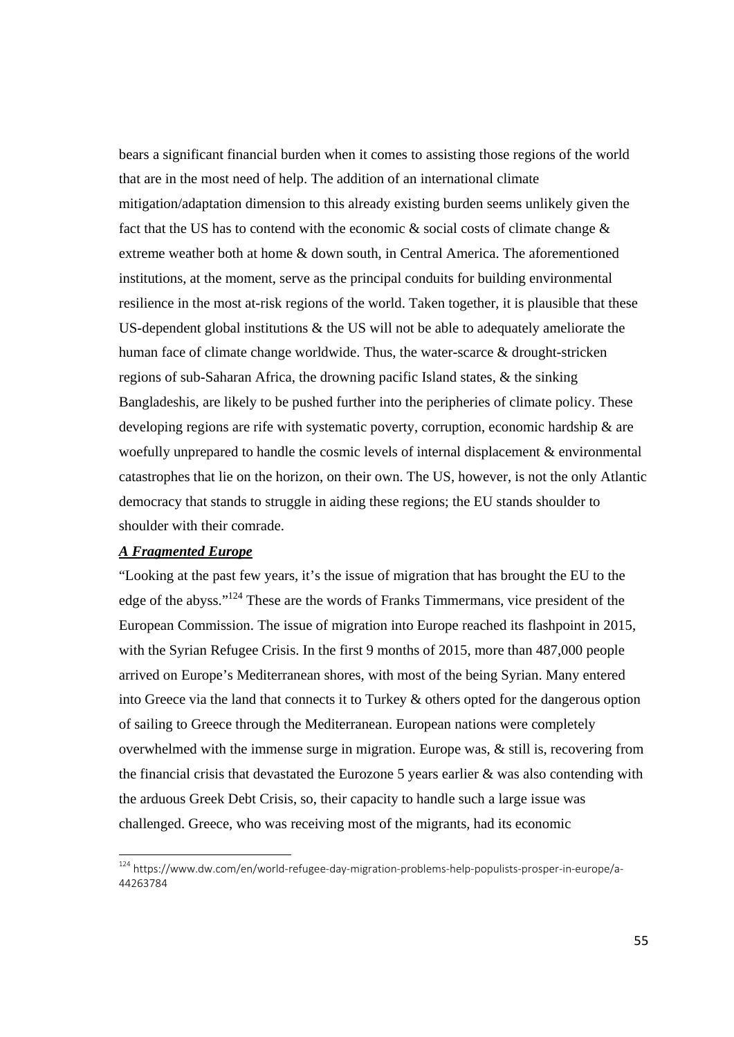bears a significant financial burden when it comes to assisting those regions of the world that are in the most need of help. The addition of an international climate mitigation/adaptation dimension to this already existing burden seems unlikely given the fact that the US has to contend with the economic & social costs of climate change & extreme weather both at home & down south, in Central America. The aforementioned institutions, at the moment, serve as the principal conduits for building environmental resilience in the most at-risk regions of the world. Taken together, it is plausible that these US-dependent global institutions & the US will not be able to adequately ameliorate the human face of climate change worldwide. Thus, the water-scarce & drought-stricken regions of sub-Saharan Africa, the drowning pacific Island states, & the sinking Bangladeshis, are likely to be pushed further into the peripheries of climate policy. These developing regions are rife with systematic poverty, corruption, economic hardship & are woefully unprepared to handle the cosmic levels of internal displacement & environmental catastrophes that lie on the horizon, on their own. The US, however, is not the only Atlantic democracy that stands to struggle in aiding these regions; the EU stands shoulder to shoulder with their comrade.

***A Fragmented Europe***

"Looking at the past few years, it's the issue of migration that has brought the EU to the edge of the abyss."[124] These are the words of Franks Timmermans, vice president of the European Commission. The issue of migration into Europe reached its flashpoint in 2015, with the Syrian Refugee Crisis. In the first 9 months of 2015, more than 487,000 people arrived on Europe's Mediterranean shores, with most of the being Syrian. Many entered into Greece via the land that connects it to Turkey & others opted for the dangerous option of sailing to Greece through the Mediterranean. European nations were completely overwhelmed with the immense surge in migration. Europe was, & still is, recovering from the financial crisis that devastated the Eurozone 5 years earlier & was also contending with the arduous Greek Debt Crisis, so, their capacity to handle such a large issue was challenged. Greece, who was receiving most of the migrants, had its economic

[124] https://www.dw.com/en/world-refugee-day-migration-problems-help-populists-prosper-in-europe/a-44263784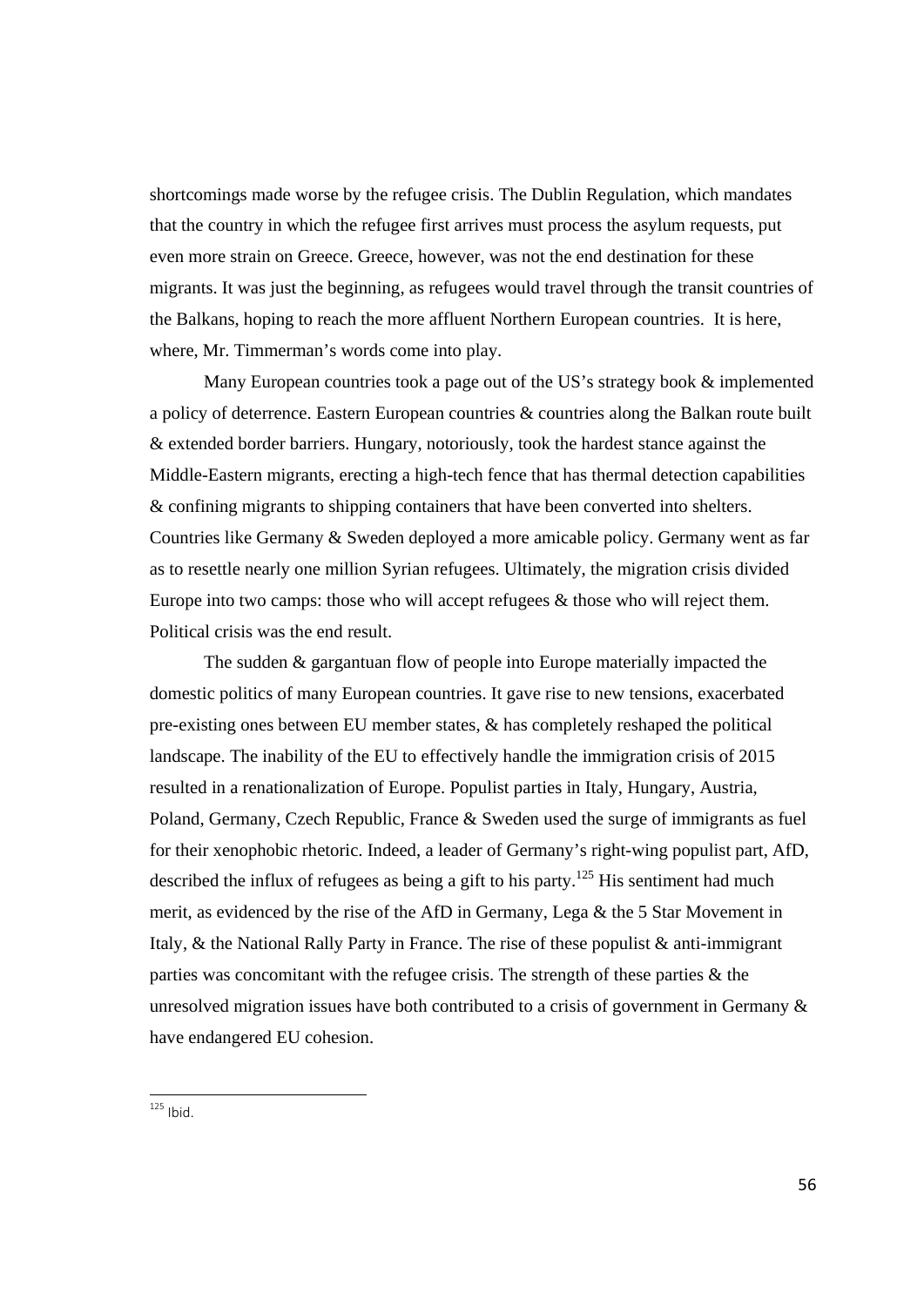shortcomings made worse by the refugee crisis. The Dublin Regulation, which mandates that the country in which the refugee first arrives must process the asylum requests, put even more strain on Greece. Greece, however, was not the end destination for these migrants. It was just the beginning, as refugees would travel through the transit countries of the Balkans, hoping to reach the more affluent Northern European countries. It is here, where, Mr. Timmerman's words come into play.

Many European countries took a page out of the US's strategy book & implemented a policy of deterrence. Eastern European countries & countries along the Balkan route built & extended border barriers. Hungary, notoriously, took the hardest stance against the Middle-Eastern migrants, erecting a high-tech fence that has thermal detection capabilities & confining migrants to shipping containers that have been converted into shelters. Countries like Germany & Sweden deployed a more amicable policy. Germany went as far as to resettle nearly one million Syrian refugees. Ultimately, the migration crisis divided Europe into two camps: those who will accept refugees & those who will reject them. Political crisis was the end result.

The sudden & gargantuan flow of people into Europe materially impacted the domestic politics of many European countries. It gave rise to new tensions, exacerbated pre-existing ones between EU member states, & has completely reshaped the political landscape. The inability of the EU to effectively handle the immigration crisis of 2015 resulted in a renationalization of Europe. Populist parties in Italy, Hungary, Austria, Poland, Germany, Czech Republic, France & Sweden used the surge of immigrants as fuel for their xenophobic rhetoric. Indeed, a leader of Germany's right-wing populist part, AfD, described the influx of refugees as being a gift to his party.[125] His sentiment had much merit, as evidenced by the rise of the AfD in Germany, Lega & the 5 Star Movement in Italy, & the National Rally Party in France. The rise of these populist & anti-immigrant parties was concomitant with the refugee crisis. The strength of these parties & the unresolved migration issues have both contributed to a crisis of government in Germany & have endangered EU cohesion.

[125] Ibid.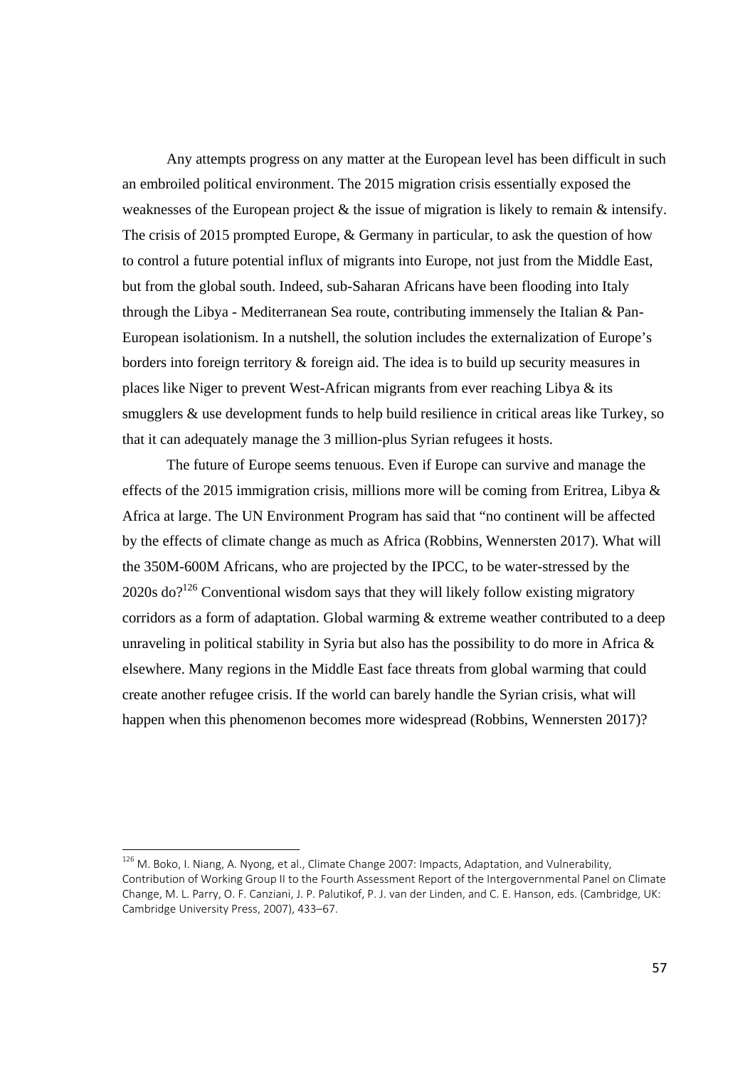Any attempts progress on any matter at the European level has been difficult in such an embroiled political environment. The 2015 migration crisis essentially exposed the weaknesses of the European project & the issue of migration is likely to remain & intensify. The crisis of 2015 prompted Europe, & Germany in particular, to ask the question of how to control a future potential influx of migrants into Europe, not just from the Middle East, but from the global south. Indeed, sub-Saharan Africans have been flooding into Italy through the Libya - Mediterranean Sea route, contributing immensely the Italian & Pan-European isolationism. In a nutshell, the solution includes the externalization of Europe's borders into foreign territory & foreign aid. The idea is to build up security measures in places like Niger to prevent West-African migrants from ever reaching Libya & its smugglers & use development funds to help build resilience in critical areas like Turkey, so that it can adequately manage the 3 million-plus Syrian refugees it hosts.

The future of Europe seems tenuous. Even if Europe can survive and manage the effects of the 2015 immigration crisis, millions more will be coming from Eritrea, Libya & Africa at large. The UN Environment Program has said that "no continent will be affected by the effects of climate change as much as Africa (Robbins, Wennersten 2017). What will the 350M-600M Africans, who are projected by the IPCC, to be water-stressed by the 2020s do?[126] Conventional wisdom says that they will likely follow existing migratory corridors as a form of adaptation. Global warming & extreme weather contributed to a deep unraveling in political stability in Syria but also has the possibility to do more in Africa & elsewhere. Many regions in the Middle East face threats from global warming that could create another refugee crisis. If the world can barely handle the Syrian crisis, what will happen when this phenomenon becomes more widespread (Robbins, Wennersten 2017)?

---

[126] M. Boko, I. Niang, A. Nyong, et al., Climate Change 2007: Impacts, Adaptation, and Vulnerability, Contribution of Working Group II to the Fourth Assessment Report of the Intergovernmental Panel on Climate Change, M. L. Parry, O. F. Canziani, J. P. Palutikof, P. J. van der Linden, and C. E. Hanson, eds. (Cambridge, UK: Cambridge University Press, 2007), 433–67.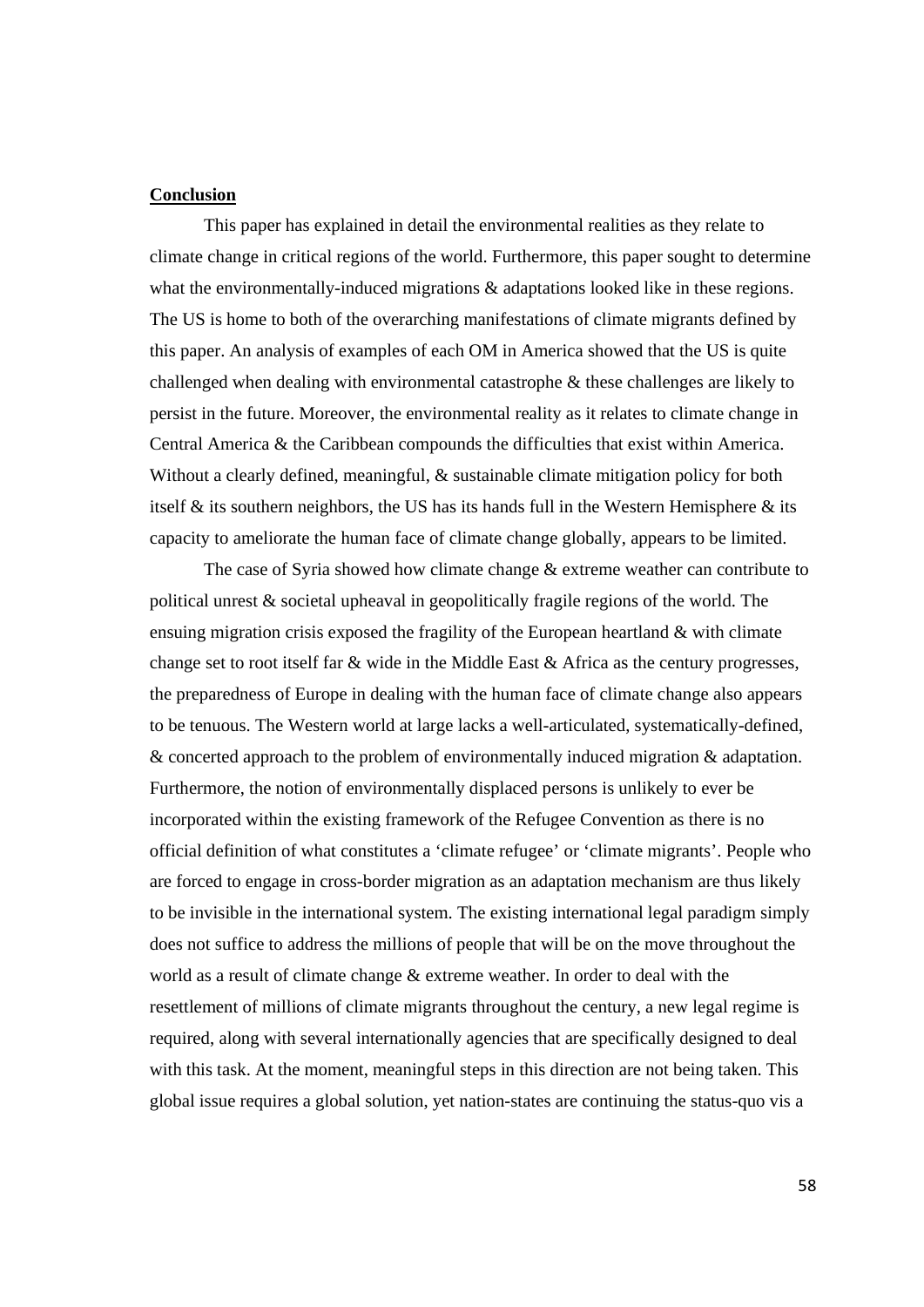**Conclusion**

This paper has explained in detail the environmental realities as they relate to climate change in critical regions of the world. Furthermore, this paper sought to determine what the environmentally-induced migrations & adaptations looked like in these regions. The US is home to both of the overarching manifestations of climate migrants defined by this paper. An analysis of examples of each OM in America showed that the US is quite challenged when dealing with environmental catastrophe & these challenges are likely to persist in the future. Moreover, the environmental reality as it relates to climate change in Central America & the Caribbean compounds the difficulties that exist within America. Without a clearly defined, meaningful, & sustainable climate mitigation policy for both itself & its southern neighbors, the US has its hands full in the Western Hemisphere & its capacity to ameliorate the human face of climate change globally, appears to be limited.

The case of Syria showed how climate change & extreme weather can contribute to political unrest & societal upheaval in geopolitically fragile regions of the world. The ensuing migration crisis exposed the fragility of the European heartland & with climate change set to root itself far & wide in the Middle East & Africa as the century progresses, the preparedness of Europe in dealing with the human face of climate change also appears to be tenuous. The Western world at large lacks a well-articulated, systematically-defined, & concerted approach to the problem of environmentally induced migration & adaptation. Furthermore, the notion of environmentally displaced persons is unlikely to ever be incorporated within the existing framework of the Refugee Convention as there is no official definition of what constitutes a 'climate refugee' or 'climate migrants'. People who are forced to engage in cross-border migration as an adaptation mechanism are thus likely to be invisible in the international system. The existing international legal paradigm simply does not suffice to address the millions of people that will be on the move throughout the world as a result of climate change & extreme weather. In order to deal with the resettlement of millions of climate migrants throughout the century, a new legal regime is required, along with several internationally agencies that are specifically designed to deal with this task. At the moment, meaningful steps in this direction are not being taken. This global issue requires a global solution, yet nation-states are continuing the status-quo vis a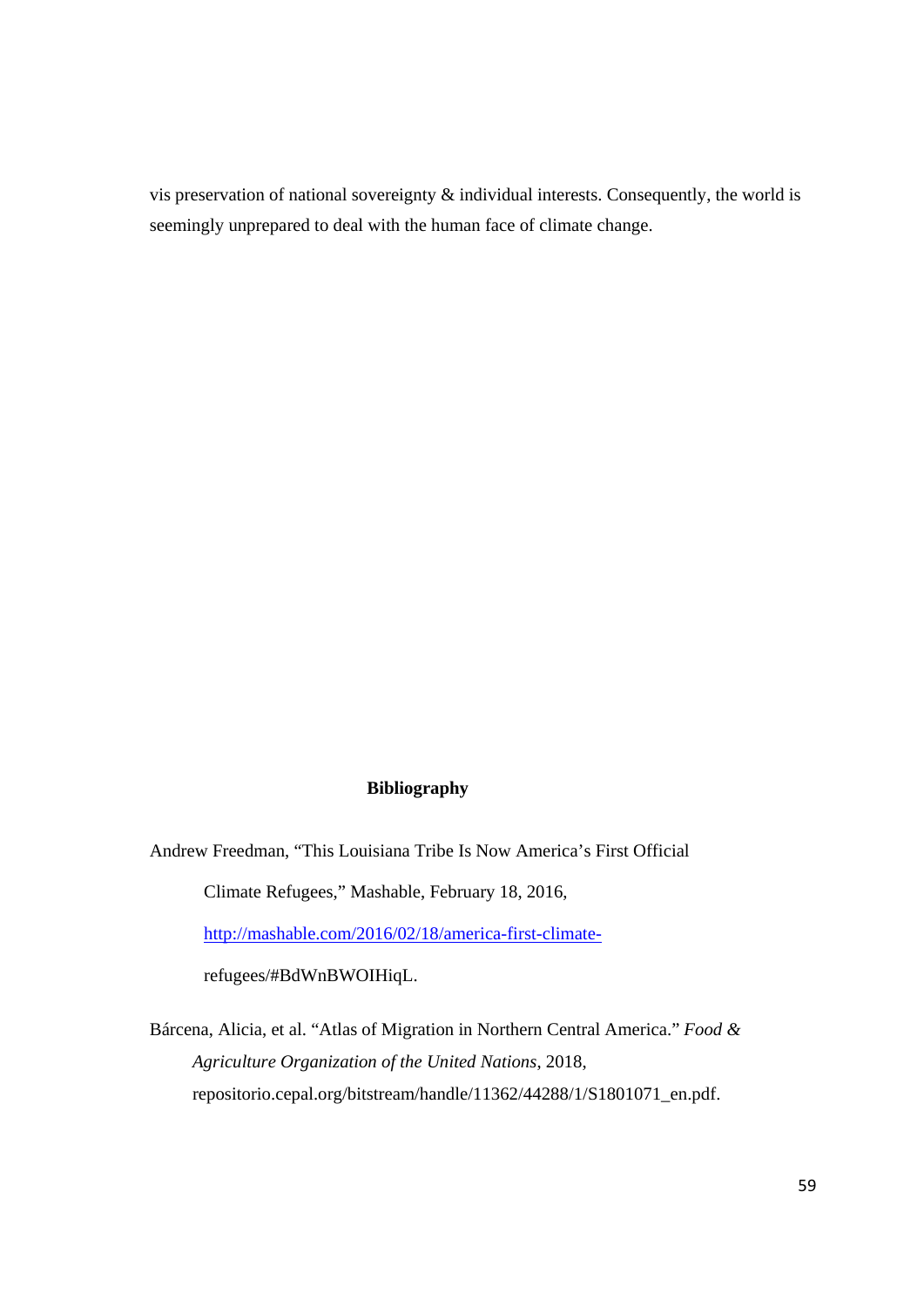vis preservation of national sovereignty & individual interests. Consequently, the world is seemingly unprepared to deal with the human face of climate change.

## Bibliography

Andrew Freedman, "This Louisiana Tribe Is Now America's First Official Climate Refugees," Mashable, February 18, 2016, http://mashable.com/2016/02/18/america-first-climate-refugees/#BdWnBWOIHiqL.

Bárcena, Alicia, et al. "Atlas of Migration in Northern Central America." *Food & Agriculture Organization of the United Nations*, 2018, repositorio.cepal.org/bitstream/handle/11362/44288/1/S1801071_en.pdf.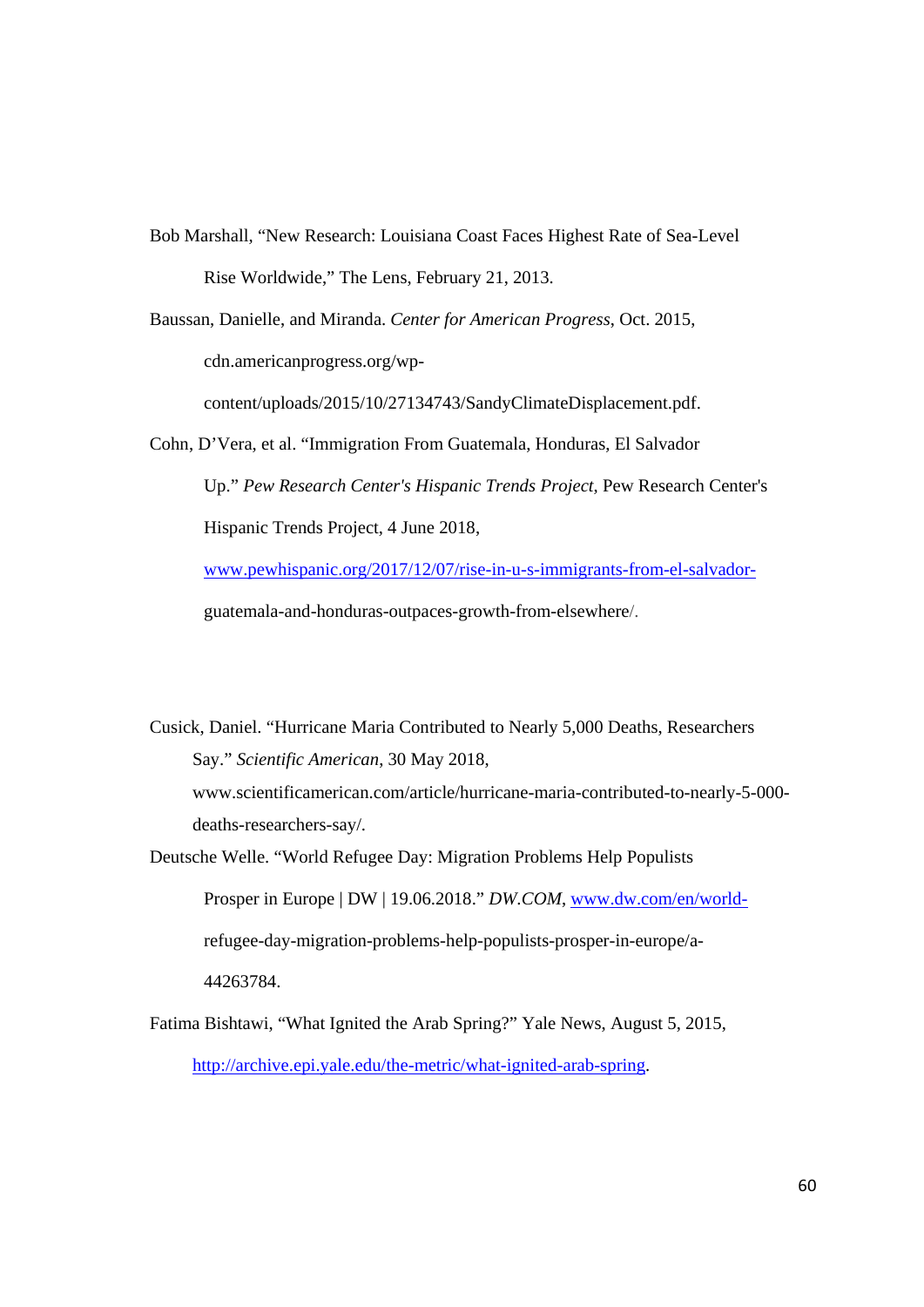Bob Marshall, “New Research: Louisiana Coast Faces Highest Rate of Sea-Level Rise Worldwide,” The Lens, February 21, 2013.

Baussan, Danielle, and Miranda. *Center for American Progress*, Oct. 2015, cdn.americanprogress.org/wp-content/uploads/2015/10/27134743/SandyClimateDisplacement.pdf.

Cohn, D’Vera, et al. “Immigration From Guatemala, Honduras, El Salvador Up.” *Pew Research Center's Hispanic Trends Project*, Pew Research Center's Hispanic Trends Project, 4 June 2018, www.pewhispanic.org/2017/12/07/rise-in-u-s-immigrants-from-el-salvador-guatemala-and-honduras-outpaces-growth-from-elsewhere/.

Cusick, Daniel. “Hurricane Maria Contributed to Nearly 5,000 Deaths, Researchers Say.” *Scientific American*, 30 May 2018, www.scientificamerican.com/article/hurricane-maria-contributed-to-nearly-5-000-deaths-researchers-say/.

Deutsche Welle. “World Refugee Day: Migration Problems Help Populists Prosper in Europe | DW | 19.06.2018.” *DW.COM*, www.dw.com/en/world-refugee-day-migration-problems-help-populists-prosper-in-europe/a-44263784.

Fatima Bishtawi, “What Ignited the Arab Spring?” Yale News, August 5, 2015, http://archive.epi.yale.edu/the-metric/what-ignited-arab-spring.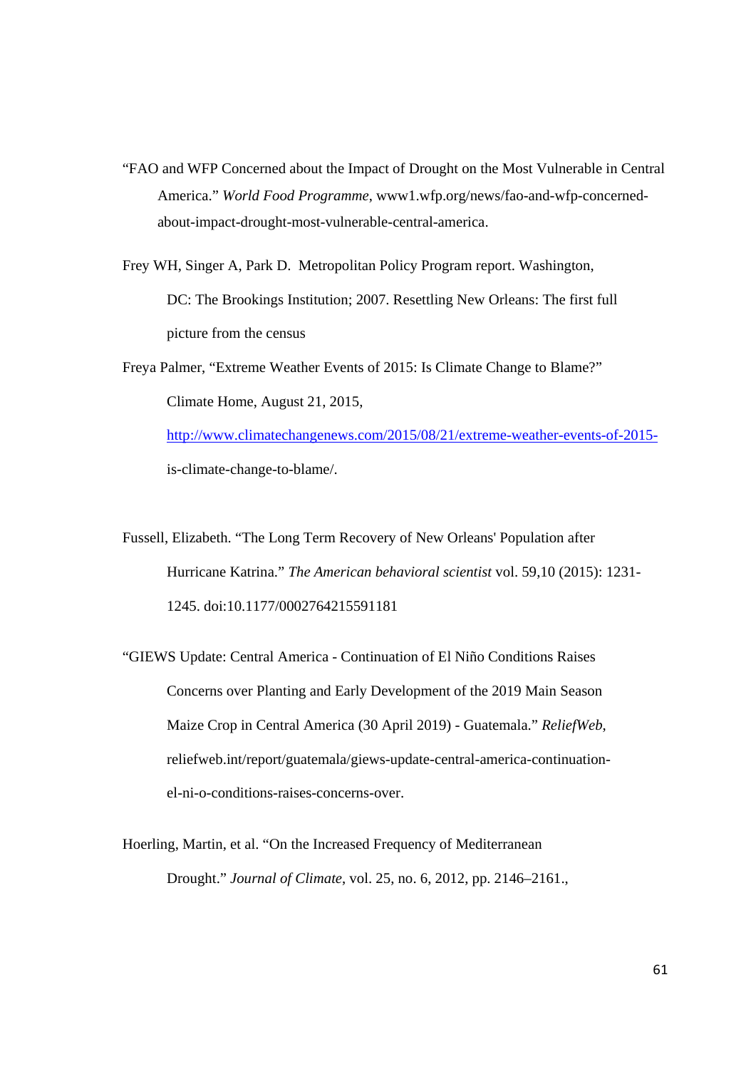“FAO and WFP Concerned about the Impact of Drought on the Most Vulnerable in Central America.” *World Food Programme*, www1.wfp.org/news/fao-and-wfp-concerned-about-impact-drought-most-vulnerable-central-america.

Frey WH, Singer A, Park D. Metropolitan Policy Program report. Washington, DC: The Brookings Institution; 2007. Resettling New Orleans: The first full picture from the census

Freya Palmer, “Extreme Weather Events of 2015: Is Climate Change to Blame?” Climate Home, August 21, 2015, http://www.climatechangenews.com/2015/08/21/extreme-weather-events-of-2015-is-climate-change-to-blame/.

Fussell, Elizabeth. “The Long Term Recovery of New Orleans' Population after Hurricane Katrina.” *The American behavioral scientist* vol. 59,10 (2015): 1231-1245. doi:10.1177/0002764215591181

“GIEWS Update: Central America - Continuation of El Niño Conditions Raises Concerns over Planting and Early Development of the 2019 Main Season Maize Crop in Central America (30 April 2019) - Guatemala.” *ReliefWeb*, reliefweb.int/report/guatemala/giews-update-central-america-continuation-el-ni-o-conditions-raises-concerns-over.

Hoerling, Martin, et al. “On the Increased Frequency of Mediterranean Drought.” *Journal of Climate*, vol. 25, no. 6, 2012, pp. 2146–2161.,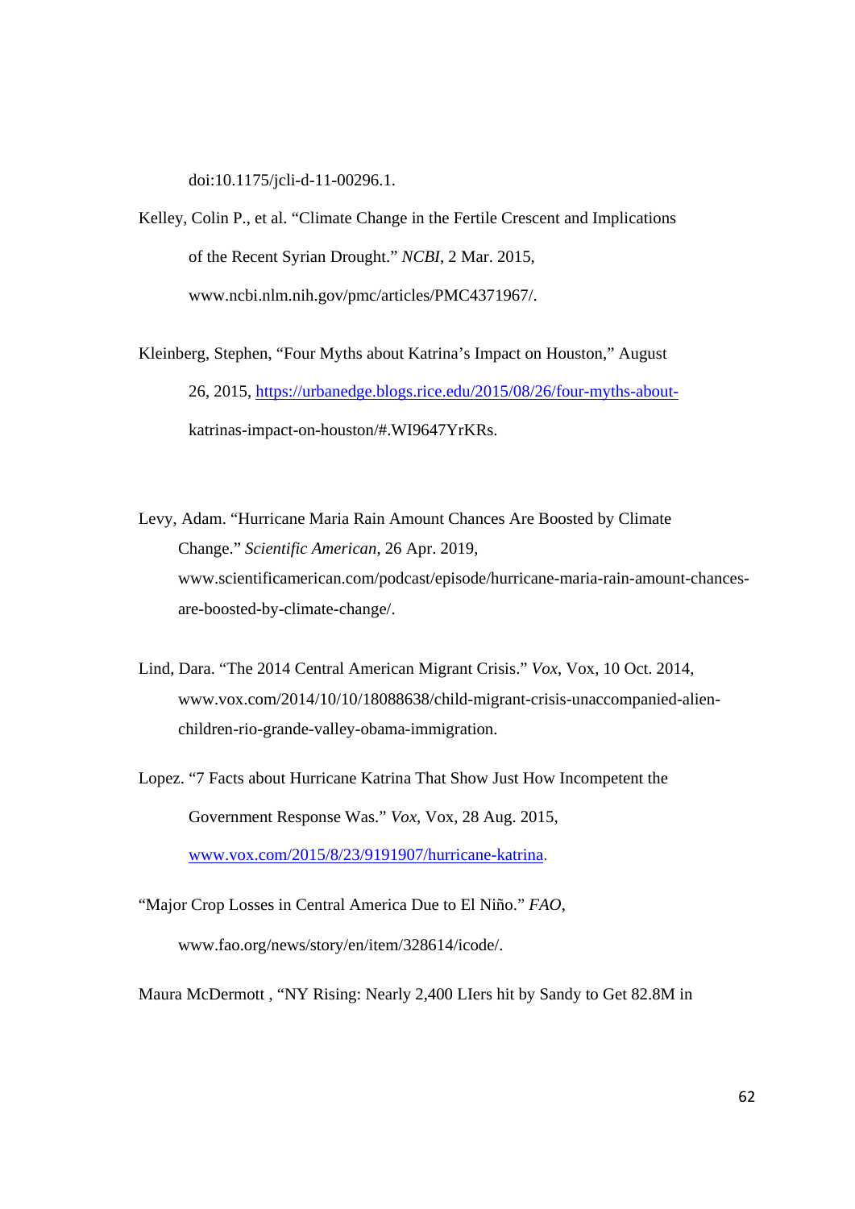doi:10.1175/jcli-d-11-00296.1.

Kelley, Colin P., et al. “Climate Change in the Fertile Crescent and Implications of the Recent Syrian Drought.” *NCBI*, 2 Mar. 2015, www.ncbi.nlm.nih.gov/pmc/articles/PMC4371967/.

Kleinberg, Stephen, “Four Myths about Katrina’s Impact on Houston,” August 26, 2015, https://urbanedge.blogs.rice.edu/2015/08/26/four-myths-about-katrinas-impact-on-houston/#.WI9647YrKRs.

Levy, Adam. “Hurricane Maria Rain Amount Chances Are Boosted by Climate Change.” *Scientific American*, 26 Apr. 2019, www.scientificamerican.com/podcast/episode/hurricane-maria-rain-amount-chances-are-boosted-by-climate-change/.

Lind, Dara. “The 2014 Central American Migrant Crisis.” *Vox*, Vox, 10 Oct. 2014, www.vox.com/2014/10/10/18088638/child-migrant-crisis-unaccompanied-alien-children-rio-grande-valley-obama-immigration.

Lopez. “7 Facts about Hurricane Katrina That Show Just How Incompetent the Government Response Was.” *Vox*, Vox, 28 Aug. 2015, www.vox.com/2015/8/23/9191907/hurricane-katrina.

“Major Crop Losses in Central America Due to El Niño.” *FAO*, www.fao.org/news/story/en/item/328614/icode/.

Maura McDermott , “NY Rising: Nearly 2,400 LIers hit by Sandy to Get 82.8M in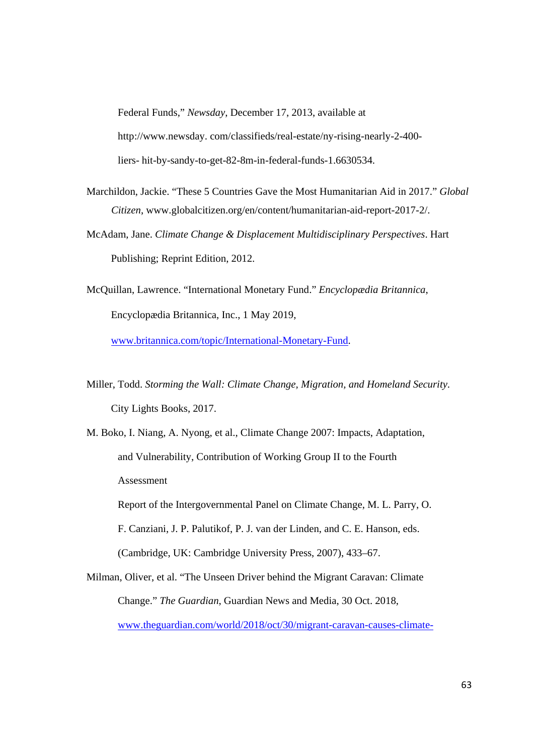Federal Funds," *Newsday*, December 17, 2013, available at http://www.newsday. com/classifieds/real-estate/ny-rising-nearly-2-400-liers- hit-by-sandy-to-get-82-8m-in-federal-funds-1.6630534.

Marchildon, Jackie. "These 5 Countries Gave the Most Humanitarian Aid in 2017." *Global Citizen*, www.globalcitizen.org/en/content/humanitarian-aid-report-2017-2/.

McAdam, Jane. *Climate Change & Displacement Multidisciplinary Perspectives*. Hart Publishing; Reprint Edition, 2012.

McQuillan, Lawrence. "International Monetary Fund." *Encyclopædia Britannica*, Encyclopædia Britannica, Inc., 1 May 2019, www.britannica.com/topic/International-Monetary-Fund.

Miller, Todd. *Storming the Wall: Climate Change, Migration, and Homeland Security*. City Lights Books, 2017.

M. Boko, I. Niang, A. Nyong, et al., Climate Change 2007: Impacts, Adaptation, and Vulnerability, Contribution of Working Group II to the Fourth Assessment

Report of the Intergovernmental Panel on Climate Change, M. L. Parry, O. F. Canziani, J. P. Palutikof, P. J. van der Linden, and C. E. Hanson, eds. (Cambridge, UK: Cambridge University Press, 2007), 433–67.

Milman, Oliver, et al. "The Unseen Driver behind the Migrant Caravan: Climate Change." *The Guardian*, Guardian News and Media, 30 Oct. 2018, www.theguardian.com/world/2018/oct/30/migrant-caravan-causes-climate-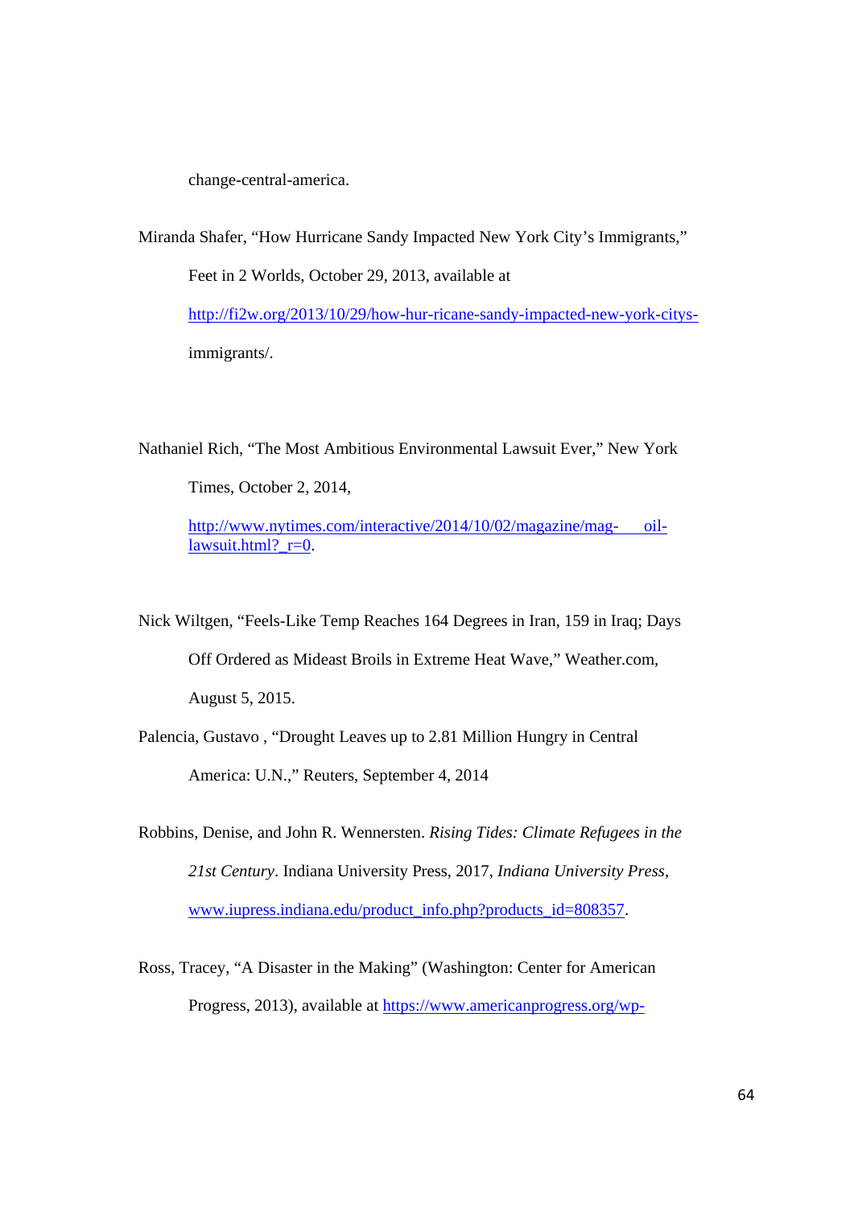change-central-america.

Miranda Shafer, "How Hurricane Sandy Impacted New York City's Immigrants," Feet in 2 Worlds, October 29, 2013, available at http://fi2w.org/2013/10/29/how-hur-ricane-sandy-impacted-new-york-citys-immigrants/.

Nathaniel Rich, "The Most Ambitious Environmental Lawsuit Ever," New York Times, October 2, 2014, http://www.nytimes.com/interactive/2014/10/02/magazine/mag- oil-lawsuit.html?_r=0.

Nick Wiltgen, "Feels-Like Temp Reaches 164 Degrees in Iran, 159 in Iraq; Days Off Ordered as Mideast Broils in Extreme Heat Wave," Weather.com, August 5, 2015.

Palencia, Gustavo , "Drought Leaves up to 2.81 Million Hungry in Central America: U.N.," Reuters, September 4, 2014

Robbins, Denise, and John R. Wennersten. *Rising Tides: Climate Refugees in the 21st Century*. Indiana University Press, 2017, *Indiana University Press*, www.iupress.indiana.edu/product_info.php?products_id=808357.

Ross, Tracey, "A Disaster in the Making" (Washington: Center for American Progress, 2013), available at https://www.americanprogress.org/wp-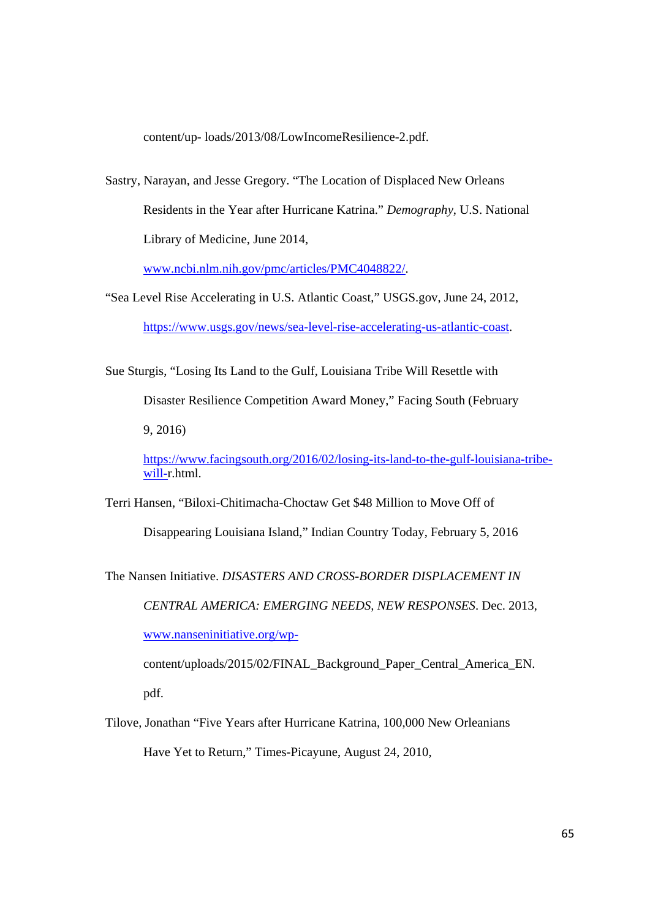content/up- loads/2013/08/LowIncomeResilience-2.pdf.

Sastry, Narayan, and Jesse Gregory. "The Location of Displaced New Orleans Residents in the Year after Hurricane Katrina." *Demography*, U.S. National Library of Medicine, June 2014, www.ncbi.nlm.nih.gov/pmc/articles/PMC4048822/.

"Sea Level Rise Accelerating in U.S. Atlantic Coast," USGS.gov, June 24, 2012, https://www.usgs.gov/news/sea-level-rise-accelerating-us-atlantic-coast.

Sue Sturgis, "Losing Its Land to the Gulf, Louisiana Tribe Will Resettle with Disaster Resilience Competition Award Money," Facing South (February 9, 2016) https://www.facingsouth.org/2016/02/losing-its-land-to-the-gulf-louisiana-tribe-will-r.html.

Terri Hansen, "Biloxi-Chitimacha-Choctaw Get $48 Million to Move Off of Disappearing Louisiana Island," Indian Country Today, February 5, 2016

The Nansen Initiative. *DISASTERS AND CROSS-BORDER DISPLACEMENT IN CENTRAL AMERICA: EMERGING NEEDS, NEW RESPONSES*. Dec. 2013, www.nanseninitiative.org/wp-content/uploads/2015/02/FINAL_Background_Paper_Central_America_EN.pdf.

Tilove, Jonathan "Five Years after Hurricane Katrina, 100,000 New Orleanians Have Yet to Return," Times-Picayune, August 24, 2010,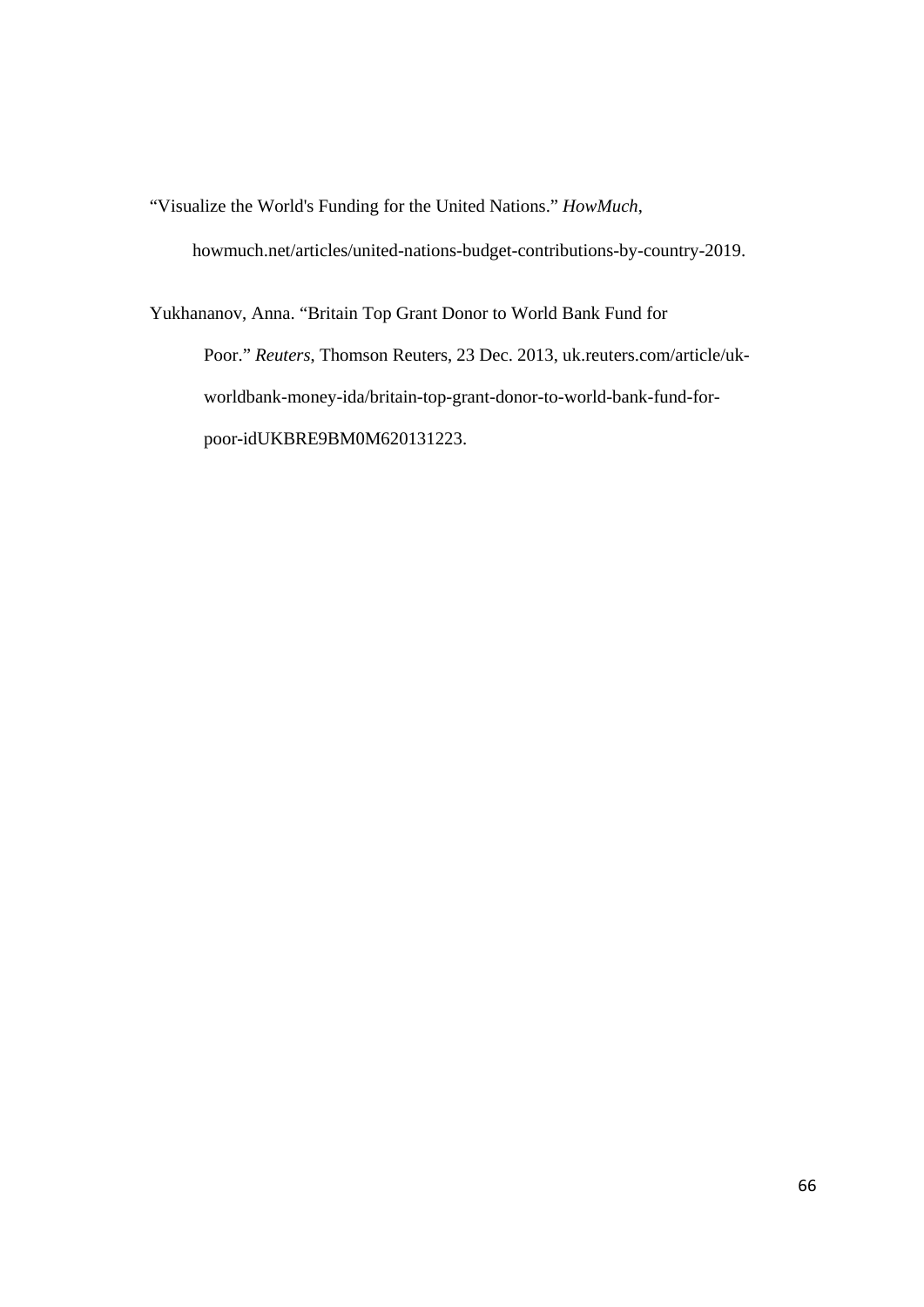“Visualize the World's Funding for the United Nations.” *HowMuch*, howmuch.net/articles/united-nations-budget-contributions-by-country-2019.

Yukhananov, Anna. “Britain Top Grant Donor to World Bank Fund for Poor.” *Reuters*, Thomson Reuters, 23 Dec. 2013, uk.reuters.com/article/uk-worldbank-money-ida/britain-top-grant-donor-to-world-bank-fund-for-poor-idUKBRE9BM0M620131223.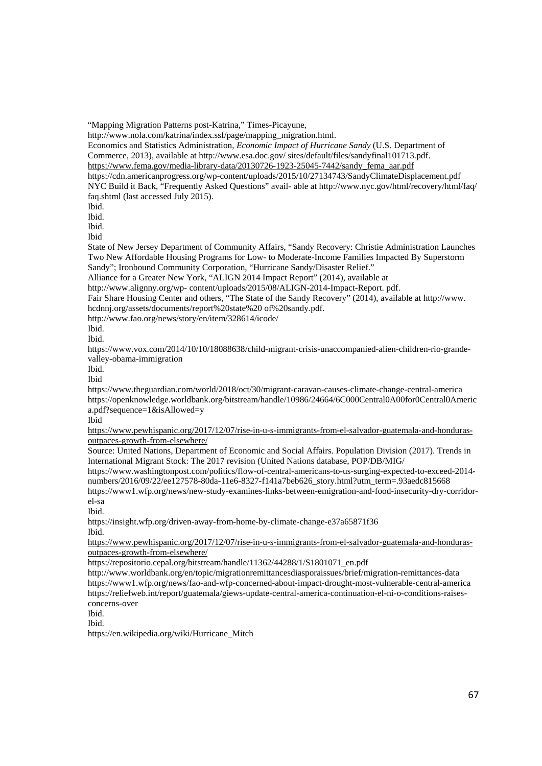"Mapping Migration Patterns post-Katrina," Times-Picayune, http://www.nola.com/katrina/index.ssf/page/mapping_migration.html.

Economics and Statistics Administration, *Economic Impact of Hurricane Sandy* (U.S. Department of Commerce, 2013), available at http://www.esa.doc.gov/ sites/default/files/sandyfinal101713.pdf.

https://www.fema.gov/media-library-data/20130726-1923-25045-7442/sandy_fema_aar.pdf

https://cdn.americanprogress.org/wp-content/uploads/2015/10/27134743/SandyClimateDisplacement.pdf

NYC Build it Back, "Frequently Asked Questions" avail- able at http://www.nyc.gov/html/recovery/html/faq/ faq.shtml (last accessed July 2015).

Ibid.

Ibid.

Ibid.

Ibid

State of New Jersey Department of Community Affairs, "Sandy Recovery: Christie Administration Launches Two New Affordable Housing Programs for Low- to Moderate-Income Families Impacted By Superstorm Sandy"; Ironbound Community Corporation, "Hurricane Sandy/Disaster Relief."

Alliance for a Greater New York, "ALIGN 2014 Impact Report" (2014), available at http://www.alignny.org/wp- content/uploads/2015/08/ALIGN-2014-Impact-Report. pdf.

Fair Share Housing Center and others, "The State of the Sandy Recovery" (2014), available at http://www. hcdnnj.org/assets/documents/report%20state%20 of%20sandy.pdf.

http://www.fao.org/news/story/en/item/328614/icode/

Ibid.

Ibid.

https://www.vox.com/2014/10/10/18088638/child-migrant-crisis-unaccompanied-alien-children-rio-grande-valley-obama-immigration

Ibid.

Ibid

https://www.theguardian.com/world/2018/oct/30/migrant-caravan-causes-climate-change-central-america

https://openknowledge.worldbank.org/bitstream/handle/10986/24664/6C000Central0A00for0Central0America.pdf?sequence=1&isAllowed=y

Ibid

https://www.pewhispanic.org/2017/12/07/rise-in-u-s-immigrants-from-el-salvador-guatemala-and-honduras-outpaces-growth-from-elsewhere/

Source: United Nations, Department of Economic and Social Affairs. Population Division (2017). Trends in International Migrant Stock: The 2017 revision (United Nations database, POP/DB/MIG/

https://www.washingtonpost.com/politics/flow-of-central-americans-to-us-surging-expected-to-exceed-2014-numbers/2016/09/22/ee127578-80da-11e6-8327-f141a7beb626_story.html?utm_term=.93aedc815668

https://www1.wfp.org/news/new-study-examines-links-between-emigration-and-food-insecurity-dry-corridor-el-sa

Ibid.

https://insight.wfp.org/driven-away-from-home-by-climate-change-e37a65871f36

Ibid.

https://www.pewhispanic.org/2017/12/07/rise-in-u-s-immigrants-from-el-salvador-guatemala-and-honduras-outpaces-growth-from-elsewhere/

https://repositorio.cepal.org/bitstream/handle/11362/44288/1/S1801071_en.pdf

http://www.worldbank.org/en/topic/migrationremittancesdiasporaissues/brief/migration-remittances-data

https://www1.wfp.org/news/fao-and-wfp-concerned-about-impact-drought-most-vulnerable-central-america

https://reliefweb.int/report/guatemala/giews-update-central-america-continuation-el-ni-o-conditions-raises-concerns-over

Ibid.

Ibid.

https://en.wikipedia.org/wiki/Hurricane_Mitch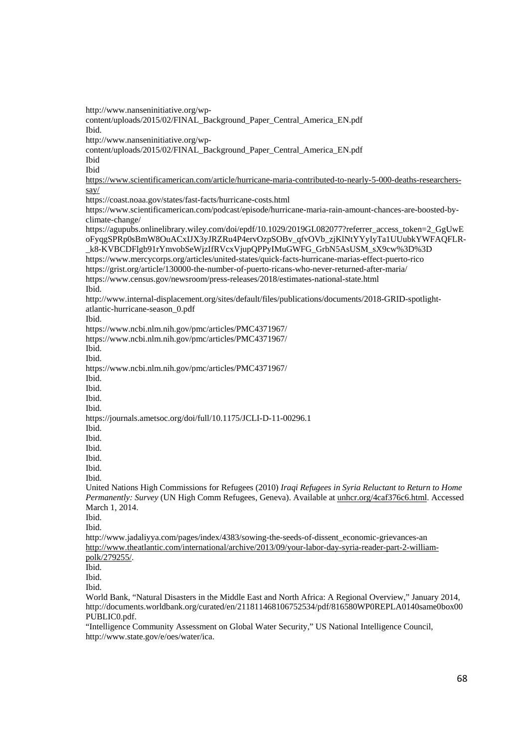http://www.nanseninitiative.org/wp-content/uploads/2015/02/FINAL_Background_Paper_Central_America_EN.pdf

Ibid.

http://www.nanseninitiative.org/wp-content/uploads/2015/02/FINAL_Background_Paper_Central_America_EN.pdf

Ibid

Ibid

https://www.scientificamerican.com/article/hurricane-maria-contributed-to-nearly-5-000-deaths-researchers-say/

https://coast.noaa.gov/states/fast-facts/hurricane-costs.html

https://www.scientificamerican.com/podcast/episode/hurricane-maria-rain-amount-chances-are-boosted-by-climate-change/

https://agupubs.onlinelibrary.wiley.com/doi/epdf/10.1029/2019GL082077?referrer_access_token=2_GgUwEoFyqgSPRp0sBmW8OuACxIJX3yJRZRu4P4ervOzpSOBv_qfvOVb_zjKlNtYYyIyTa1UUubkYWFAQFLR-_k8-KVBCDFlgb91rYmvobSeWjzIfRVcxVjupQPPyIMuGWFG_GrbN5AsUSM_sX9cw%3D%3D

https://www.mercycorps.org/articles/united-states/quick-facts-hurricane-marias-effect-puerto-rico

https://grist.org/article/130000-the-number-of-puerto-ricans-who-never-returned-after-maria/

https://www.census.gov/newsroom/press-releases/2018/estimates-national-state.html

Ibid.

http://www.internal-displacement.org/sites/default/files/publications/documents/2018-GRID-spotlight-atlantic-hurricane-season_0.pdf

Ibid.

https://www.ncbi.nlm.nih.gov/pmc/articles/PMC4371967/

https://www.ncbi.nlm.nih.gov/pmc/articles/PMC4371967/

Ibid.

Ibid.

https://www.ncbi.nlm.nih.gov/pmc/articles/PMC4371967/

Ibid.

Ibid.

Ibid.

Ibid.

https://journals.ametsoc.org/doi/full/10.1175/JCLI-D-11-00296.1

Ibid.

Ibid.

Ibid.

Ibid.

Ibid.

Ibid.

United Nations High Commissions for Refugees (2010) *Iraqi Refugees in Syria Reluctant to Return to Home Permanently: Survey* (UN High Comm Refugees, Geneva). Available at unhcr.org/4caf376c6.html. Accessed March 1, 2014.

Ibid.

Ibid.

http://www.jadaliyya.com/pages/index/4383/sowing-the-seeds-of-dissent_economic-grievances-an

http://www.theatlantic.com/international/archive/2013/09/your-labor-day-syria-reader-part-2-william-polk/279255/.

Ibid.

Ibid.

Ibid.

World Bank, "Natural Disasters in the Middle East and North Africa: A Regional Overview," January 2014, http://documents.worldbank.org/curated/en/211811468106752534/pdf/816580WP0REPLA0140same0box00PUBLIC0.pdf.

"Intelligence Community Assessment on Global Water Security," US National Intelligence Council, http://www.state.gov/e/oes/water/ica.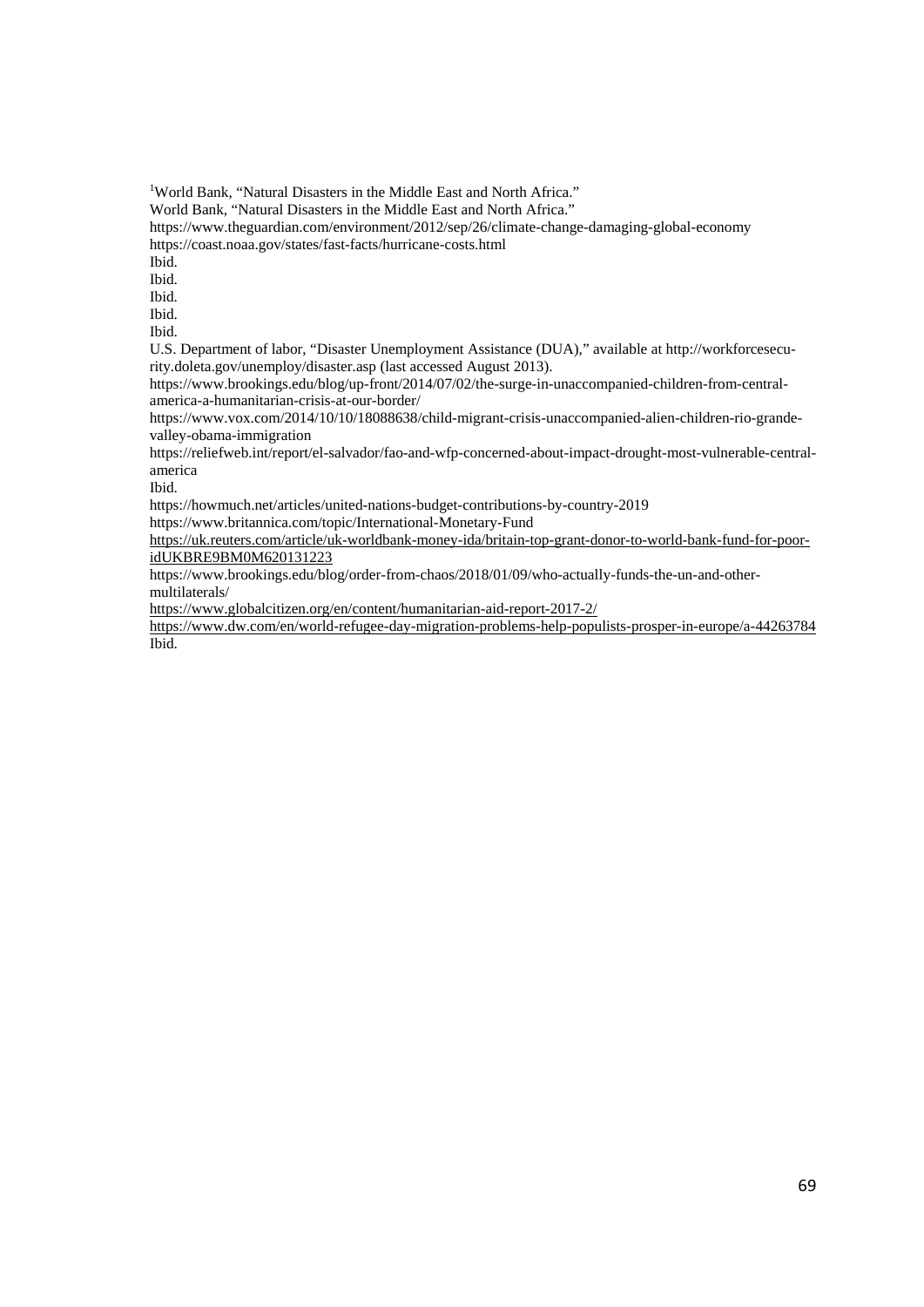[1]World Bank, "Natural Disasters in the Middle East and North Africa."
World Bank, "Natural Disasters in the Middle East and North Africa."
https://www.theguardian.com/environment/2012/sep/26/climate-change-damaging-global-economy
https://coast.noaa.gov/states/fast-facts/hurricane-costs.html
Ibid.
Ibid.
Ibid.
Ibid.
Ibid.
U.S. Department of labor, "Disaster Unemployment Assistance (DUA)," available at http://workforcesecurity.doleta.gov/unemploy/disaster.asp (last accessed August 2013).
https://www.brookings.edu/blog/up-front/2014/07/02/the-surge-in-unaccompanied-children-from-central-america-a-humanitarian-crisis-at-our-border/
https://www.vox.com/2014/10/10/18088638/child-migrant-crisis-unaccompanied-alien-children-rio-grande-valley-obama-immigration
https://reliefweb.int/report/el-salvador/fao-and-wfp-concerned-about-impact-drought-most-vulnerable-central-america
Ibid.
https://howmuch.net/articles/united-nations-budget-contributions-by-country-2019
https://www.britannica.com/topic/International-Monetary-Fund
https://uk.reuters.com/article/uk-worldbank-money-ida/britain-top-grant-donor-to-world-bank-fund-for-poor-idUKBRE9BM0M620131223
https://www.brookings.edu/blog/order-from-chaos/2018/01/09/who-actually-funds-the-un-and-other-multilaterals/
https://www.globalcitizen.org/en/content/humanitarian-aid-report-2017-2/
https://www.dw.com/en/world-refugee-day-migration-problems-help-populists-prosper-in-europe/a-44263784
Ibid.